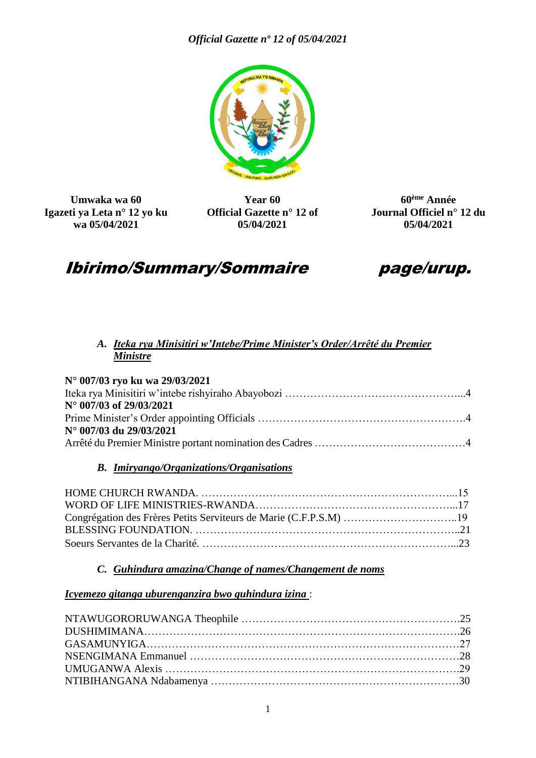**Umwaka wa 60**
**Igazeti ya Leta n° 12 yo ku wa 05/04/2021**

**Year 60**
**Official Gazette n° 12 of 05/04/2021**

**60ème Année**
**Journal Officiel n° 12 du 05/04/2021**

# *Ibirimo/Summary/Sommaire* *page/urup.*

## A. *Iteka rya Minisitiri w'Intebe/Prime Minister's Order/Arrêté du Premier Ministre*

**N° 007/03 ryo ku wa 29/03/2021**
Iteka rya Minisitiri w'intebe rishyiraho Abayobozi …………………………………………...4
**N° 007/03 of 29/03/2021**
Prime Minister's Order appointing Officials ………………………………………………….4
**N° 007/03 du 29/03/2021**
Arrêté du Premier Ministre portant nomination des Cadres ……………………………………4

## B. *Imiryango/Organizations/Organisations*

HOME CHURCH RWANDA. ………………………………………………………………...15
WORD OF LIFE MINISTRIES-RWANDA…………………………………………………...17
Congrégation des Frères Petits Serviteurs de Marie (C.F.P.S.M) …………………………..19
BLESSING FOUNDATION. ……………………………………………………………….21
Soeurs Servantes de la Charité. ……………………………………………………………...23

## C. *Guhindura amazina/Change of names/Changement de noms*

*Icyemezo gitanga uburenganzira bwo guhindura izina* :

NTAWUGORORUWANGA Theophile ……………………………………………………..25
DUSHIMIMANA……………………………………………………………………………….26
GASAMUNYIGA……………………………………………………………………………….27
NSENGIMANA Emmanuel …………………………………………………………………28
UMUGANWA Alexis …………………………………………………………………………29
NTIBIHANGANA Ndabamenya ……………………………………………………………30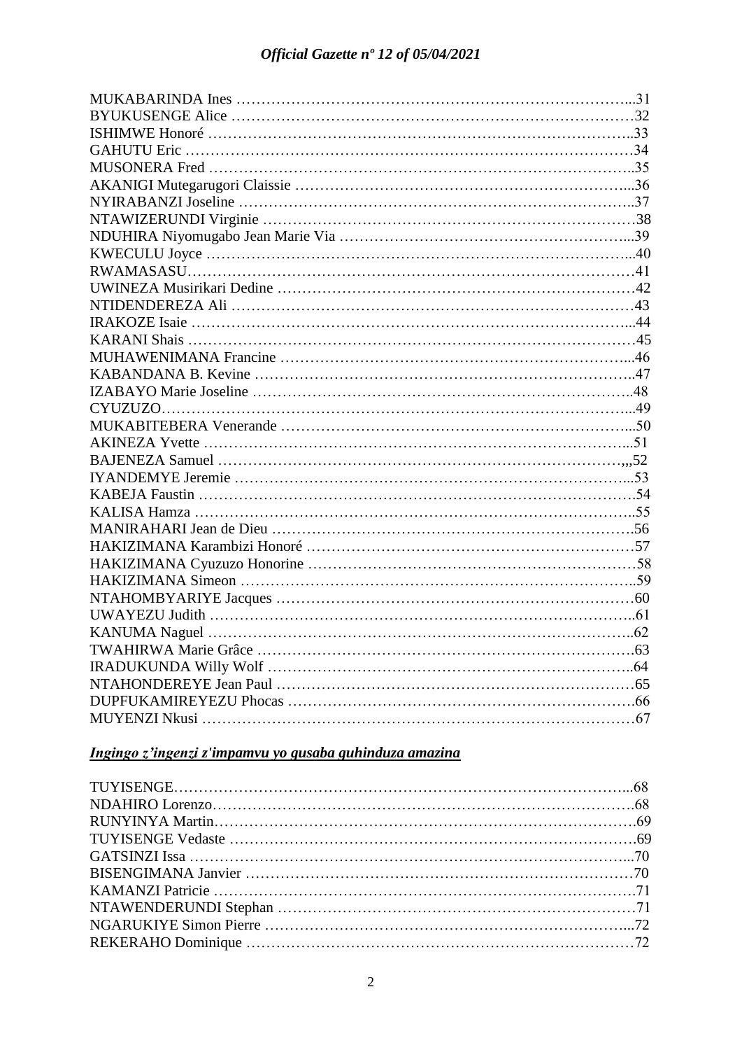MUKABARINDA Ines ……………………………………………………………………...31
BYUKUSENGE Alice …………………………………………………………………32
ISHIMWE Honoré …………………………………………………………………….33
GAHUTU Eric …………………………………………………………………………34
MUSONERA Fred …………………………………………………………………….35
AKANIGI Mutegarugori Claissie …………………………………………………...36
NYIRABANZI Joseline ……………………………………………………………….37
NTAWIZERUNDI Virginie ……………………………………………………………38
NDUHIRA Niyomugabo Jean Marie Via …………………………………………...39
KWECULU Joyce ……………………………………………………………………...40
RWAMASASU…………………………………………………………………………41
UWINEZA Musirikari Dedine ………………………………………………………42
NTIDENDEREZA Ali …………………………………………………………………43
IRAKOZE Isaie ………………………………………………………………………...44
KARANI Shais …………………………………………………………………………45
MUHAWENIMANA Francine ………………………………………………………...46
KABANDANA B. Kevine ……………………………………………………………..47
IZABAYO Marie Joseline …………………………………………………………….48
CYUZUZO……………………………………………………………………………...49
MUKABITEBERA Venerande ………………………………………………………...50
AKINEZA Yvette ……………………………………………………………………...51
BAJENEZA Samuel …………………………………………………………………,,52
IYANDEMYE Jeremie ………………………………………………………………...53
KABEJA Faustin ……………………………………………………………………….54
KALISA Hamza ………………………………………………………………………..55
MANIRAHARI Jean de Dieu ………………………………………………………….56
HAKIZIMANA Karambizi Honoré …………………………………………………57
HAKIZIMANA Cyuzuzo Honorine …………………………………………………58
HAKIZIMANA Simeon ………………………………………………………………..59
NTAHOMBYARIYE Jacques …………………………………………………………60
UWAYEZU Judith ……………………………………………………………………..61
KANUMA Naguel ……………………………………………………………………..62
TWAHIRWA Marie Grâce …………………………………………………………….63
IRADUKUNDA Willy Wolf …………………………………………………………..64
NTAHONDEREYE Jean Paul …………………………………………………………65
DUPFUKAMIREYEZU Phocas ……………………………………………………….66
MUYENZI Nkusi ………………………………………………………………………67

***Ingingo z'ingenzi z'impamvu yo gusaba guhinduza amazina***

TUYISENGE……………………………………………………………………………...68
NDAHIRO Lorenzo……………………………………………………………………….68
RUNYINYA Martin………………………………………………………………………..69
TUYISENGE Vedaste …………………………………………………………………….69
GATSINZI Issa …………………………………………………………………………...70
BISENGIMANA Janvier …………………………………………………………………70
KAMANZI Patricie ……………………………………………………………………….71
NTAWENDERUNDI Stephan …………………………………………………………71
NGARUKIYE Simon Pierre …………………………………………………………...72
REKERAHO Dominique ………………………………………………………………72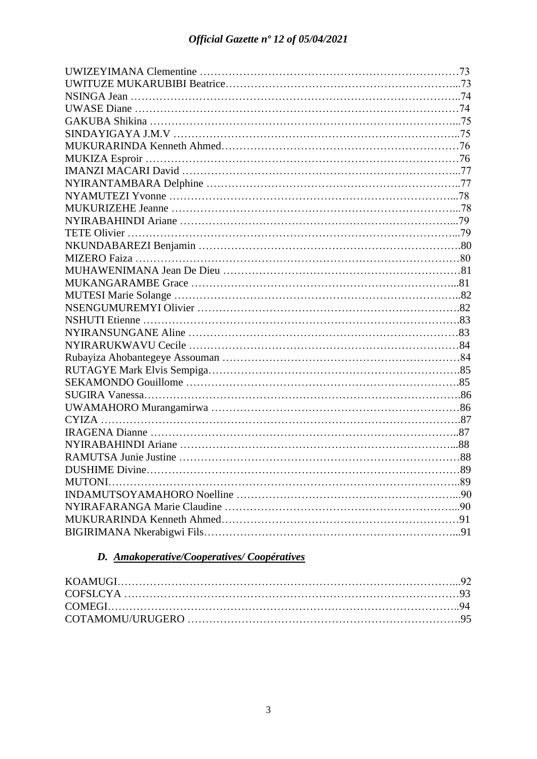UWIZEYIMANA Clementine …………………………………………………………………73
UWITUZE MUKARUBIBI Beatrice…………………………………………………………...73
NSINGA Jean ……………………………………………………………………………..74
UWASE Diane ……………………………………………………………………………74
GAKUBA Shikina ………………………………………………………………………...75
SINDAYIGAYA J.M.V …………………………………………………………………..75
MUKURARINDA Kenneth Ahmed………………………………………………………76
MUKIZA Esproir …………………………………………………………………………76
IMANZI MACARI David ………………………………………………………………...77
NYIRANTAMBARA Delphine …………………………………………………………..77
NYAMUTEZI Yvonne …………………………………………………………………...78
MUKURIZEHE Jeanne …………………………………………………………………...78
NYIRABAHINDI Ariane ………………………………………………………………...79
TETE Olivier ……………………………………………………………………………...79
NKUNDABAREZI Benjamin …………………………………………………………….80
MIZERO Faiza ……………………………………………………………………………80
MUHAWENIMANA Jean De Dieu ………………………………………………………81
MUKANGARAMBE Grace ……………………………………………………………...81
MUTESI Marie Solange …………………………………………………………………..82
NSENGUMUREMYI Olivier …………………………………………………………….82
NSHUTI Etienne ………………………………………………………………………….83
NYIRANSUNGANE Aline ………………………………………………………………83
NYIRARUKWAVU Cecile ………………………………………………………………84
Rubayiza Ahobantegeye Assouman ………………………………………………………84
RUTAGYE Mark Elvis Sempiga………………………………………………………….85
SEKAMONDO Gouillome ……………………………………………………………….85
SUGIRA Vanessa………………………………………………………………………….86
UWAMAHORO Murangamirwa …………………………………………………………86
CYIZA …………………………………………………………………………………….87
IRAGENA Dianne ………………………………………………………………………..87
NYIRABAHINDI Ariane ………………………………………………………………...88
RAMUTSA Junie Justine …………………………………………………………………88
DUSHIME Divine…………………………………………………………………………89
MUTONI…………………………………………………………………………………..89
INDAMUTSOYAMAHORO Noelline …………………………………………………..90
NYIRAFARANGA Marie Claudine ……………………………………………………...90
MUKURARINDA Kenneth Ahmed………………………………………………………91
BIGIRIMANA Nkerabigwi Fils…………………………………………………………...91

### *D. Amakoperative/Cooperatives/ Coopératives*

KOAMUGI………………………………………………………………………………...92
COFSLCYA ………………………………………………………………………………93
COMEGI…………………………………………………………………………………..94
COTAMOMU/URUGERO ……………………………………………………………….95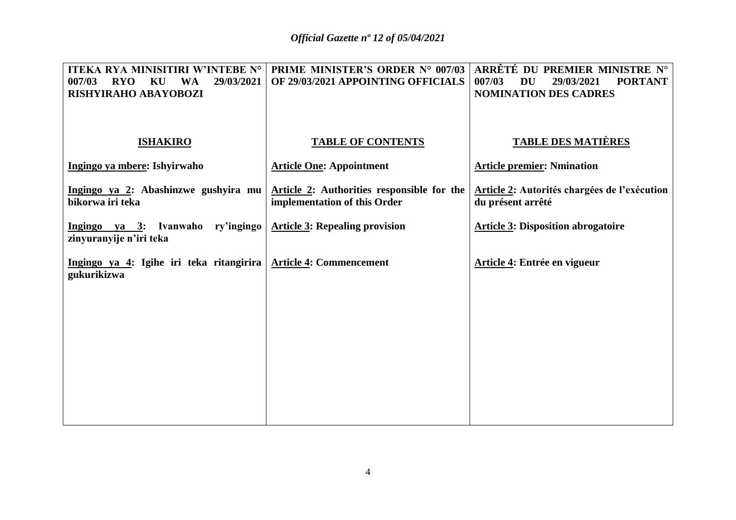| ITEKA RYA MINISITIRI W'INTEBE N° 007/03 RYO KU WA 29/03/2021 RISHYIRAHO ABAYOBOZI | PRIME MINISTER'S ORDER N° 007/03 OF 29/03/2021 APPOINTING OFFICIALS | ARRÊTÉ DU PREMIER MINISTRE N° 007/03 DU 29/03/2021 PORTANT NOMINATION DES CADRES |
|---|---|---|
| **ISHAKIRO** | **TABLE OF CONTENTS** | **TABLE DES MATIÈRES** |
| **Ingingo ya mbere: Ishyirwaho** | **Article One: Appointment** | **Article premier: Nmination** |
| **Ingingo ya 2: Abashinzwe gushyira mu bikorwa iri teka** | **Article 2: Authorities responsible for the implementation of this Order** | **Article 2: Autorités chargées de l'exécution du présent arrêté** |
| **Ingingo ya 3: Ivanwaho ry'ingingo zinyuranyije n'iri teka** | **Article 3: Repealing provision** | **Article 3: Disposition abrogatoire** |
| **Ingingo ya 4: Igihe iri teka ritangirira gukurikizwa** | **Article 4: Commencement** | **Article 4: Entrée en vigueur** |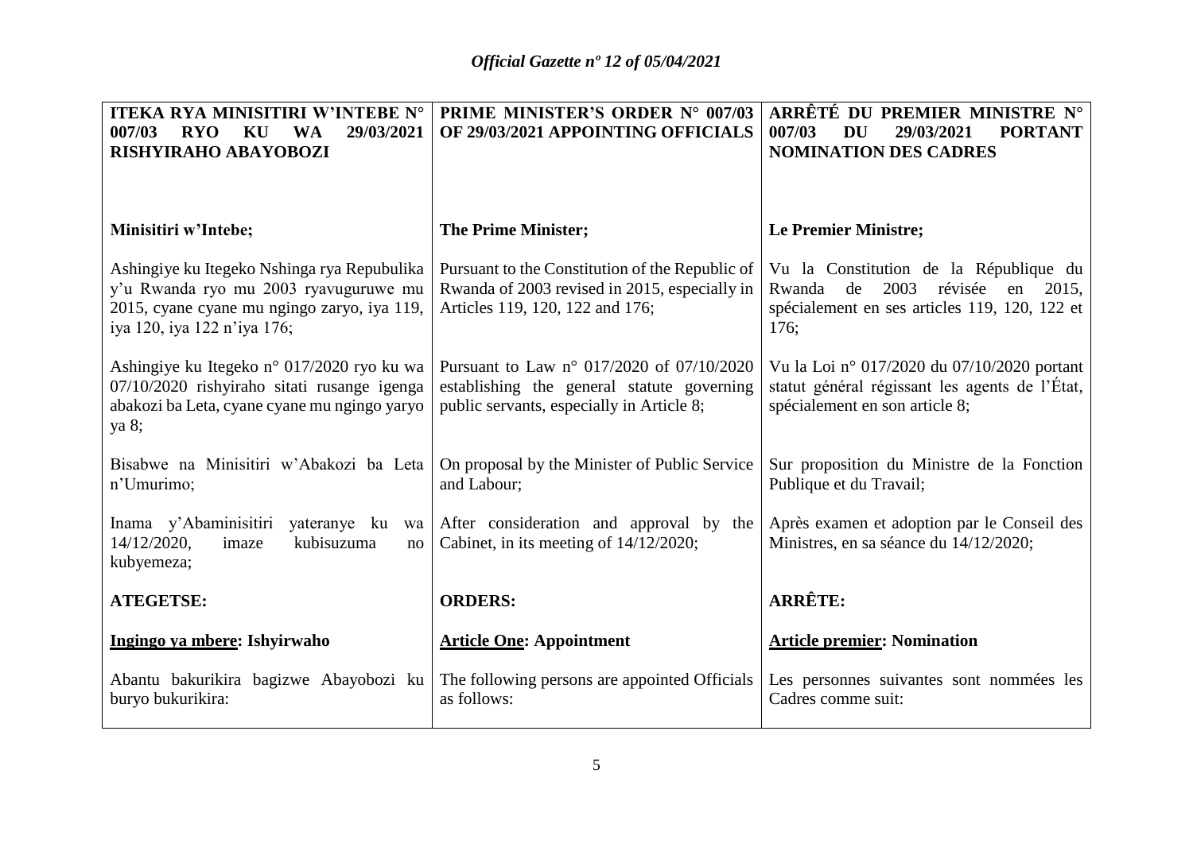| ITEKA RYA MINISITIRI W'INTEBE N° 007/03 RYO KU WA 29/03/2021 RISHYIRAHO ABAYOBOZI | PRIME MINISTER'S ORDER N° 007/03 OF 29/03/2021 APPOINTING OFFICIALS | ARRÊTÉ DU PREMIER MINISTRE N° 007/03 DU 29/03/2021 PORTANT NOMINATION DES CADRES |
|---|---|---|
| **Minisitiri w'Intebe;** | **The Prime Minister;** | **Le Premier Ministre;** |
| Ashingiye ku Itegeko Nshinga rya Repubulika y'u Rwanda ryo mu 2003 ryavuguruwe mu 2015, cyane cyane mu ngingo zaryo, iya 119, iya 120, iya 122 n'iya 176; | Pursuant to the Constitution of the Republic of Rwanda of 2003 revised in 2015, especially in Articles 119, 120, 122 and 176; | Vu la Constitution de la République du Rwanda de 2003 révisée en 2015, spécialement en ses articles 119, 120, 122 et 176; |
| Ashingiye ku Itegeko n° 017/2020 ryo ku wa 07/10/2020 rishyiraho sitati rusange igenga abakozi ba Leta, cyane cyane mu ngingo yaryo ya 8; | Pursuant to Law n° 017/2020 of 07/10/2020 establishing the general statute governing public servants, especially in Article 8; | Vu la Loi n° 017/2020 du 07/10/2020 portant statut général régissant les agents de l'État, spécialement en son article 8; |
| Bisabwe na Minisitiri w'Abakozi ba Leta n'Umurimo; | On proposal by the Minister of Public Service and Labour; | Sur proposition du Ministre de la Fonction Publique et du Travail; |
| Inama y'Abaminisitiri yateranye ku wa 14/12/2020, imaze kubisuzuma no kubyemeza; | After consideration and approval by the Cabinet, in its meeting of 14/12/2020; | Après examen et adoption par le Conseil des Ministres, en sa séance du 14/12/2020; |
| **ATEGETSE:** | **ORDERS:** | **ARRÊTE:** |
| **Ingingo ya mbere: Ishyirwaho** | **Article One: Appointment** | **Article premier: Nomination** |
| Abantu bakurikira bagizwe Abayobozi ku buryo bukurikira: | The following persons are appointed Officials as follows: | Les personnes suivantes sont nommées les Cadres comme suit: |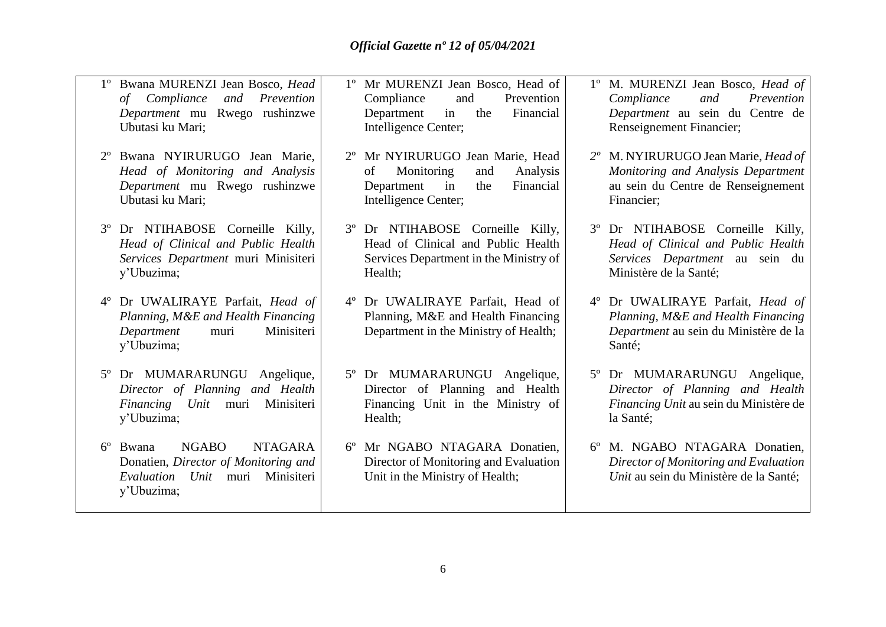1º Bwana MURENZI Jean Bosco, *Head of Compliance and Prevention Department* mu Rwego rushinzwe Ubutasi ku Mari;

2º Bwana NYIRURUGO Jean Marie, *Head of Monitoring and Analysis Department* mu Rwego rushinzwe Ubutasi ku Mari;

3º Dr NTIHABOSE Corneille Killy, *Head of Clinical and Public Health Services Department* muri Minisiteri y'Ubuzima;

4º Dr UWALIRAYE Parfait, *Head of Planning, M&E and Health Financing Department* muri Minisiteri y'Ubuzima;

5º Dr MUMARARUNGU Angelique, *Director of Planning and Health Financing Unit* muri Minisiteri y'Ubuzima;

6º Bwana NGABO NTAGARA Donatien, *Director of Monitoring and Evaluation Unit* muri Minisiteri y'Ubuzima;

1º Mr MURENZI Jean Bosco, Head of Compliance and Prevention Department in the Financial Intelligence Center;

2º Mr NYIRURUGO Jean Marie, Head of Monitoring and Analysis Department in the Financial Intelligence Center;

3º Dr NTIHABOSE Corneille Killy, Head of Clinical and Public Health Services Department in the Ministry of Health;

4º Dr UWALIRAYE Parfait, Head of Planning, M&E and Health Financing Department in the Ministry of Health;

5º Dr MUMARARUNGU Angelique, Director of Planning and Health Financing Unit in the Ministry of Health;

6º Mr NGABO NTAGARA Donatien, Director of Monitoring and Evaluation Unit in the Ministry of Health;

1º M. MURENZI Jean Bosco, *Head of Compliance and Prevention Department* au sein du Centre de Renseignement Financier;

*2º* M. NYIRURUGO Jean Marie, *Head of Monitoring and Analysis Department* au sein du Centre de Renseignement Financier;

3º Dr NTIHABOSE Corneille Killy, *Head of Clinical and Public Health Services Department* au sein du Ministère de la Santé;

4º Dr UWALIRAYE Parfait, *Head of Planning, M&E and Health Financing Department* au sein du Ministère de la Santé;

5º Dr MUMARARUNGU Angelique, *Director of Planning and Health Financing Unit* au sein du Ministère de la Santé;

6º M. NGABO NTAGARA Donatien, *Director of Monitoring and Evaluation Unit* au sein du Ministère de la Santé;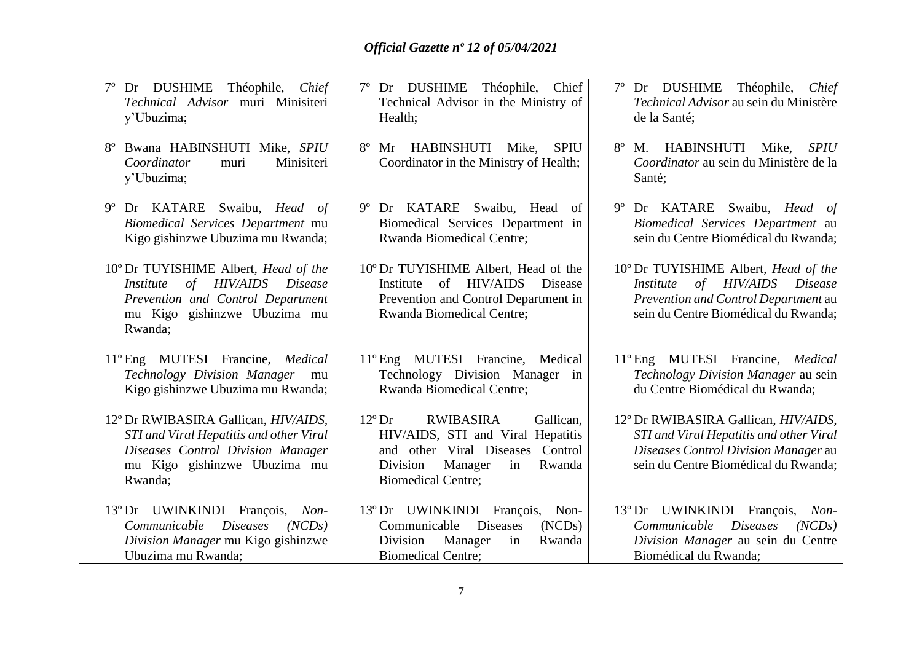7º Dr DUSHIME Théophile, *Chief Technical Advisor* muri Minisiteri y'Ubuzima;

8º Bwana HABINSHUTI Mike, *SPIU Coordinator* muri Minisiteri y'Ubuzima;

9º Dr KATARE Swaibu, *Head of Biomedical Services Department* mu Kigo gishinzwe Ubuzima mu Rwanda;

10º Dr TUYISHIME Albert, *Head of the Institute of HIV/AIDS Disease Prevention and Control Department* mu Kigo gishinzwe Ubuzima mu Rwanda;

11º Eng MUTESI Francine, *Medical Technology Division Manager* mu Kigo gishinzwe Ubuzima mu Rwanda;

12º Dr RWIBASIRA Gallican, *HIV/AIDS, STI and Viral Hepatitis and other Viral Diseases Control Division Manager* mu Kigo gishinzwe Ubuzima mu Rwanda;

13º Dr UWINKINDI François, *Non-Communicable Diseases (NCDs) Division Manager* mu Kigo gishinzwe Ubuzima mu Rwanda;

7º Dr DUSHIME Théophile, Chief Technical Advisor in the Ministry of Health;

8º Mr HABINSHUTI Mike, SPIU Coordinator in the Ministry of Health;

9º Dr KATARE Swaibu, Head of Biomedical Services Department in Rwanda Biomedical Centre;

10º Dr TUYISHIME Albert, Head of the Institute of HIV/AIDS Disease Prevention and Control Department in Rwanda Biomedical Centre;

11º Eng MUTESI Francine, Medical Technology Division Manager in Rwanda Biomedical Centre;

12º Dr RWIBASIRA Gallican, HIV/AIDS, STI and Viral Hepatitis and other Viral Diseases Control Division Manager in Rwanda Biomedical Centre;

13º Dr UWINKINDI François, Non-Communicable Diseases (NCDs) Division Manager in Rwanda Biomedical Centre;

7º Dr DUSHIME Théophile, *Chief Technical Advisor* au sein du Ministère de la Santé;

8º M. HABINSHUTI Mike, *SPIU Coordinator* au sein du Ministère de la Santé;

9º Dr KATARE Swaibu, *Head of Biomedical Services Department* au sein du Centre Biomédical du Rwanda;

10º Dr TUYISHIME Albert, *Head of the Institute of HIV/AIDS Disease Prevention and Control Department* au sein du Centre Biomédical du Rwanda;

11º Eng MUTESI Francine, *Medical Technology Division Manager* au sein du Centre Biomédical du Rwanda;

12º Dr RWIBASIRA Gallican, *HIV/AIDS, STI and Viral Hepatitis and other Viral Diseases Control Division Manager* au sein du Centre Biomédical du Rwanda;

13º Dr UWINKINDI François, *Non-Communicable Diseases (NCDs) Division Manager* au sein du Centre Biomédical du Rwanda;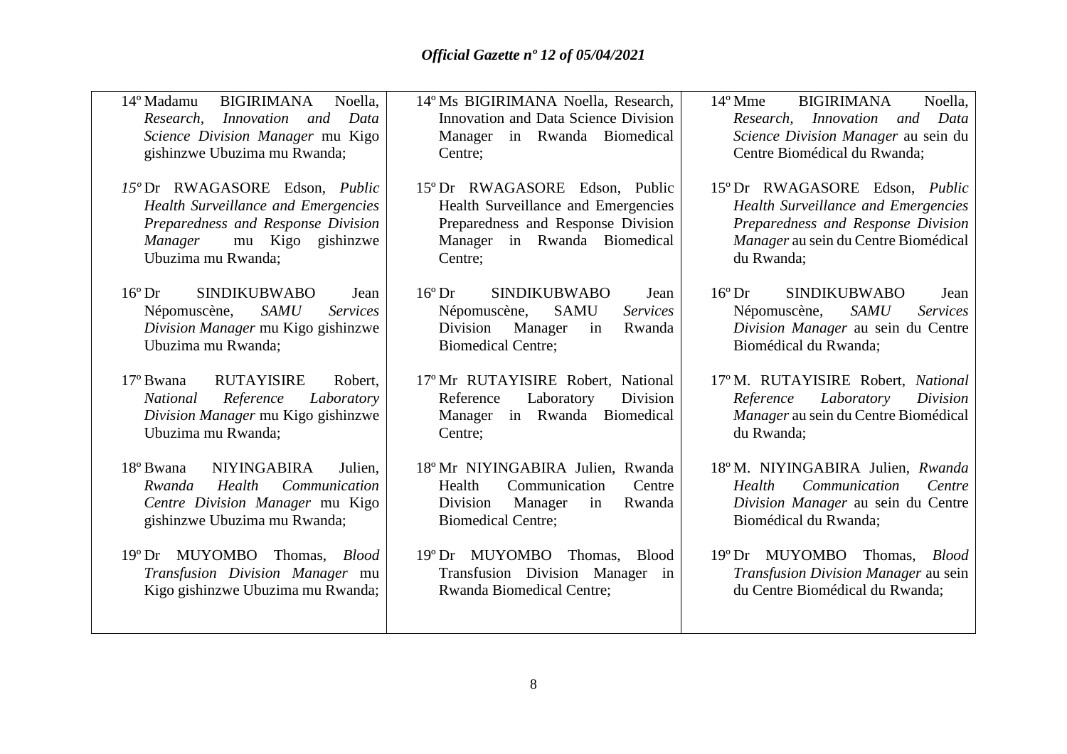| | | |
|---|---|---|
| 14º Madamu BIGIRIMANA Noella, *Research, Innovation and Data Science Division Manager* mu Kigo gishinzwe Ubuzima mu Rwanda; | 14º Ms BIGIRIMANA Noella, Research, Innovation and Data Science Division Manager in Rwanda Biomedical Centre; | 14º Mme BIGIRIMANA Noella, *Research, Innovation and Data Science Division Manager* au sein du Centre Biomédical du Rwanda; |
| *15º* Dr RWAGASORE Edson, *Public Health Surveillance and Emergencies Preparedness and Response Division Manager* mu Kigo gishinzwe Ubuzima mu Rwanda; | 15º Dr RWAGASORE Edson, Public Health Surveillance and Emergencies Preparedness and Response Division Manager in Rwanda Biomedical Centre; | 15º Dr RWAGASORE Edson, *Public Health Surveillance and Emergencies Preparedness and Response Division Manager* au sein du Centre Biomédical du Rwanda; |
| 16º Dr SINDIKUBWABO Jean Népomuscène, *SAMU Services Division Manager* mu Kigo gishinzwe Ubuzima mu Rwanda; | 16º Dr SINDIKUBWABO Jean Népomuscène, SAMU *Services* Division Manager in Rwanda Biomedical Centre; | 16º Dr SINDIKUBWABO Jean Népomuscène, *SAMU Services Division Manager* au sein du Centre Biomédical du Rwanda; |
| 17º Bwana RUTAYISIRE Robert, *National Reference Laboratory Division Manager* mu Kigo gishinzwe Ubuzima mu Rwanda; | 17º Mr RUTAYISIRE Robert, National Reference Laboratory Division Manager in Rwanda Biomedical Centre; | 17º M. RUTAYISIRE Robert, *National Reference Laboratory Division Manager* au sein du Centre Biomédical du Rwanda; |
| 18º Bwana NIYINGABIRA Julien, *Rwanda Health Communication Centre Division Manager* mu Kigo gishinzwe Ubuzima mu Rwanda; | 18º Mr NIYINGABIRA Julien, Rwanda Health Communication Centre Division Manager in Rwanda Biomedical Centre; | 18º M. NIYINGABIRA Julien, *Rwanda Health Communication Centre Division Manager* au sein du Centre Biomédical du Rwanda; |
| 19º Dr MUYOMBO Thomas, *Blood Transfusion Division Manager* mu Kigo gishinzwe Ubuzima mu Rwanda; | 19º Dr MUYOMBO Thomas, Blood Transfusion Division Manager in Rwanda Biomedical Centre; | 19º Dr MUYOMBO Thomas, *Blood Transfusion Division Manager* au sein du Centre Biomédical du Rwanda; |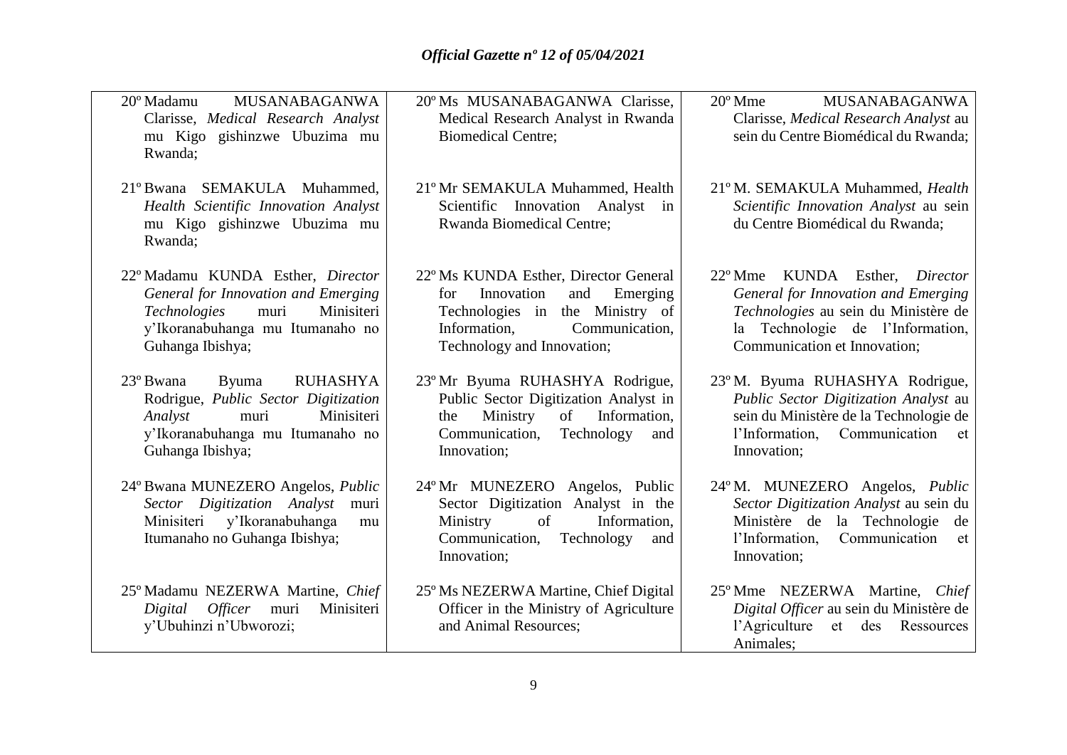| | | |
|---|---|---|
| 20º Madamu MUSANABAGANWA Clarisse, *Medical Research Analyst* mu Kigo gishinzwe Ubuzima mu Rwanda; | 20º Ms MUSANABAGANWA Clarisse, Medical Research Analyst in Rwanda Biomedical Centre; | 20º Mme MUSANABAGANWA Clarisse, *Medical Research Analyst* au sein du Centre Biomédical du Rwanda; |
| 21º Bwana SEMAKULA Muhammed, *Health Scientific Innovation Analyst* mu Kigo gishinzwe Ubuzima mu Rwanda; | 21º Mr SEMAKULA Muhammed, Health Scientific Innovation Analyst in Rwanda Biomedical Centre; | 21º M. SEMAKULA Muhammed, *Health Scientific Innovation Analyst* au sein du Centre Biomédical du Rwanda; |
| 22º Madamu KUNDA Esther, *Director General for Innovation and Emerging Technologies* muri Minisiteri y'Ikoranabuhanga mu Itumanaho no Guhanga Ibishya; | 22º Ms KUNDA Esther, Director General for Innovation and Emerging Technologies in the Ministry of Information, Communication, Technology and Innovation; | 22º Mme KUNDA Esther, *Director General for Innovation and Emerging Technologies* au sein du Ministère de la Technologie de l'Information, Communication et Innovation; |
| 23º Bwana Byuma RUHASHYA Rodrigue, *Public Sector Digitization Analyst* muri Minisiteri y'Ikoranabuhanga mu Itumanaho no Guhanga Ibishya; | 23º Mr Byuma RUHASHYA Rodrigue, Public Sector Digitization Analyst in the Ministry of Information, Communication, Technology and Innovation; | 23º M. Byuma RUHASHYA Rodrigue, *Public Sector Digitization Analyst* au sein du Ministère de la Technologie de l'Information, Communication et Innovation; |
| 24º Bwana MUNEZERO Angelos, *Public Sector Digitization Analyst* muri Minisiteri y'Ikoranabuhanga mu Itumanaho no Guhanga Ibishya; | 24º Mr MUNEZERO Angelos, Public Sector Digitization Analyst in the Ministry of Information, Communication, Technology and Innovation; | 24º M. MUNEZERO Angelos, *Public Sector Digitization Analyst* au sein du Ministère de la Technologie de l'Information, Communication et Innovation; |
| 25º Madamu NEZERWA Martine, *Chief Digital Officer* muri Minisiteri y'Ubuhinzi n'Ubworozi; | 25º Ms NEZERWA Martine, Chief Digital Officer in the Ministry of Agriculture and Animal Resources; | 25º Mme NEZERWA Martine, *Chief Digital Officer* au sein du Ministère de l'Agriculture et des Ressources Animales; |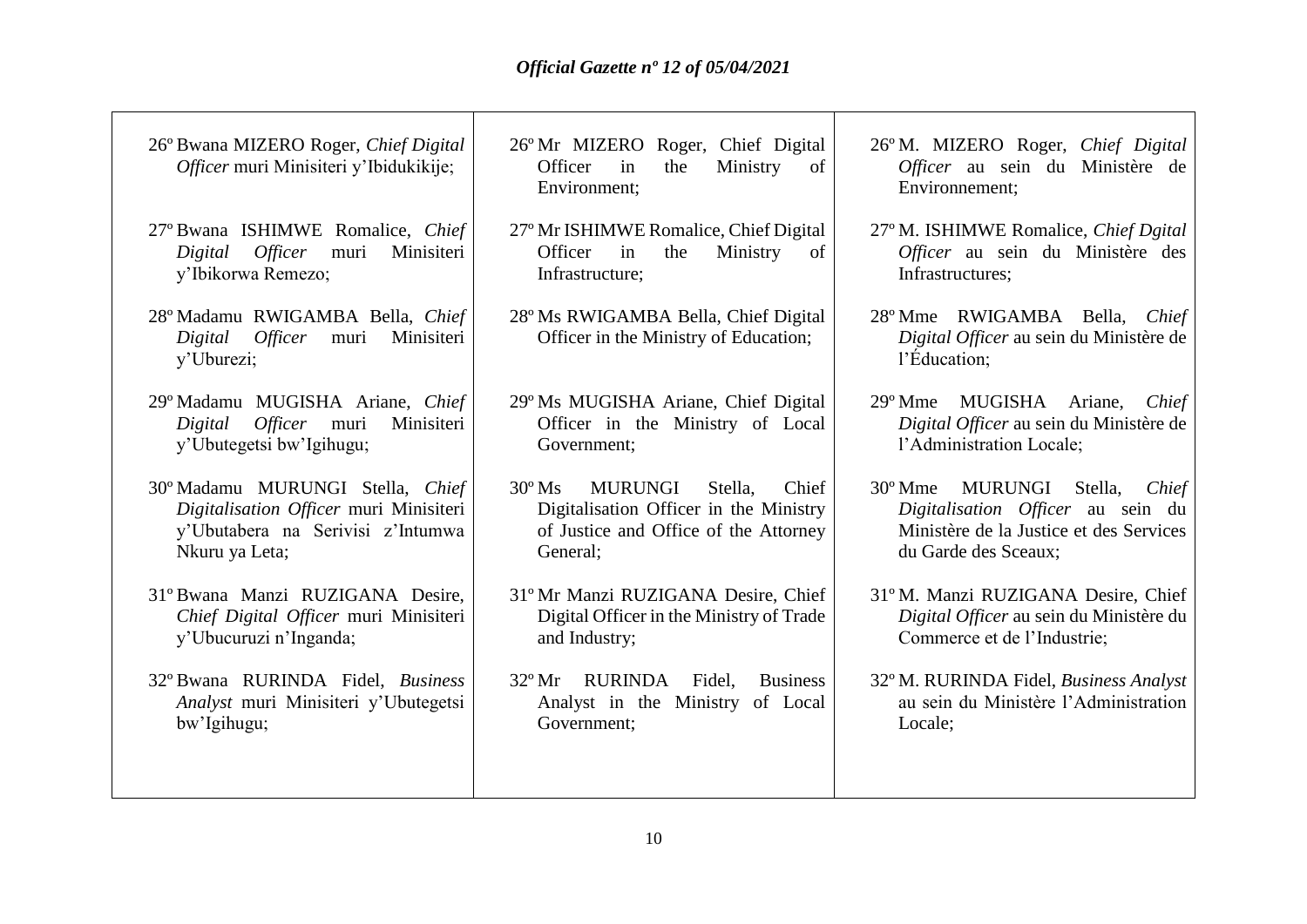26º Bwana MIZERO Roger, *Chief Digital Officer* muri Minisiteri y'Ibidukikije;

27º Bwana ISHIMWE Romalice, *Chief Digital Officer* muri Minisiteri y'Ibikorwa Remezo;

28º Madamu RWIGAMBA Bella, *Chief Digital Officer* muri Minisiteri y'Uburezi;

29º Madamu MUGISHA Ariane, *Chief Digital Officer* muri Minisiteri y'Ubutegetsi bw'Igihugu;

30º Madamu MURUNGI Stella, *Chief Digitalisation Officer* muri Minisiteri y'Ubutabera na Serivisi z'Intumwa Nkuru ya Leta;

31º Bwana Manzi RUZIGANA Desire, *Chief Digital Officer* muri Minisiteri y'Ubucuruzi n'Inganda;

32º Bwana RURINDA Fidel, *Business Analyst* muri Minisiteri y'Ubutegetsi bw'Igihugu;

26º Mr MIZERO Roger, Chief Digital Officer in the Ministry of Environment;

27º Mr ISHIMWE Romalice, Chief Digital Officer in the Ministry of Infrastructure;

28º Ms RWIGAMBA Bella, Chief Digital Officer in the Ministry of Education;

29º Ms MUGISHA Ariane, Chief Digital Officer in the Ministry of Local Government;

30º Ms MURUNGI Stella, Chief Digitalisation Officer in the Ministry of Justice and Office of the Attorney General;

31º Mr Manzi RUZIGANA Desire, Chief Digital Officer in the Ministry of Trade and Industry;

32º Mr RURINDA Fidel, Business Analyst in the Ministry of Local Government;

26º M. MIZERO Roger, *Chief Digital Officer* au sein du Ministère de Environnement;

27º M. ISHIMWE Romalice, *Chief Dgital Officer* au sein du Ministère des Infrastructures;

28º Mme RWIGAMBA Bella, *Chief Digital Officer* au sein du Ministère de l'Éducation;

29º Mme MUGISHA Ariane, *Chief Digital Officer* au sein du Ministère de l'Administration Locale;

30º Mme MURUNGI Stella, *Chief Digitalisation Officer* au sein du Ministère de la Justice et des Services du Garde des Sceaux;

31º M. Manzi RUZIGANA Desire, Chief *Digital Officer* au sein du Ministère du Commerce et de l'Industrie;

32º M. RURINDA Fidel, *Business Analyst* au sein du Ministère l'Administration Locale;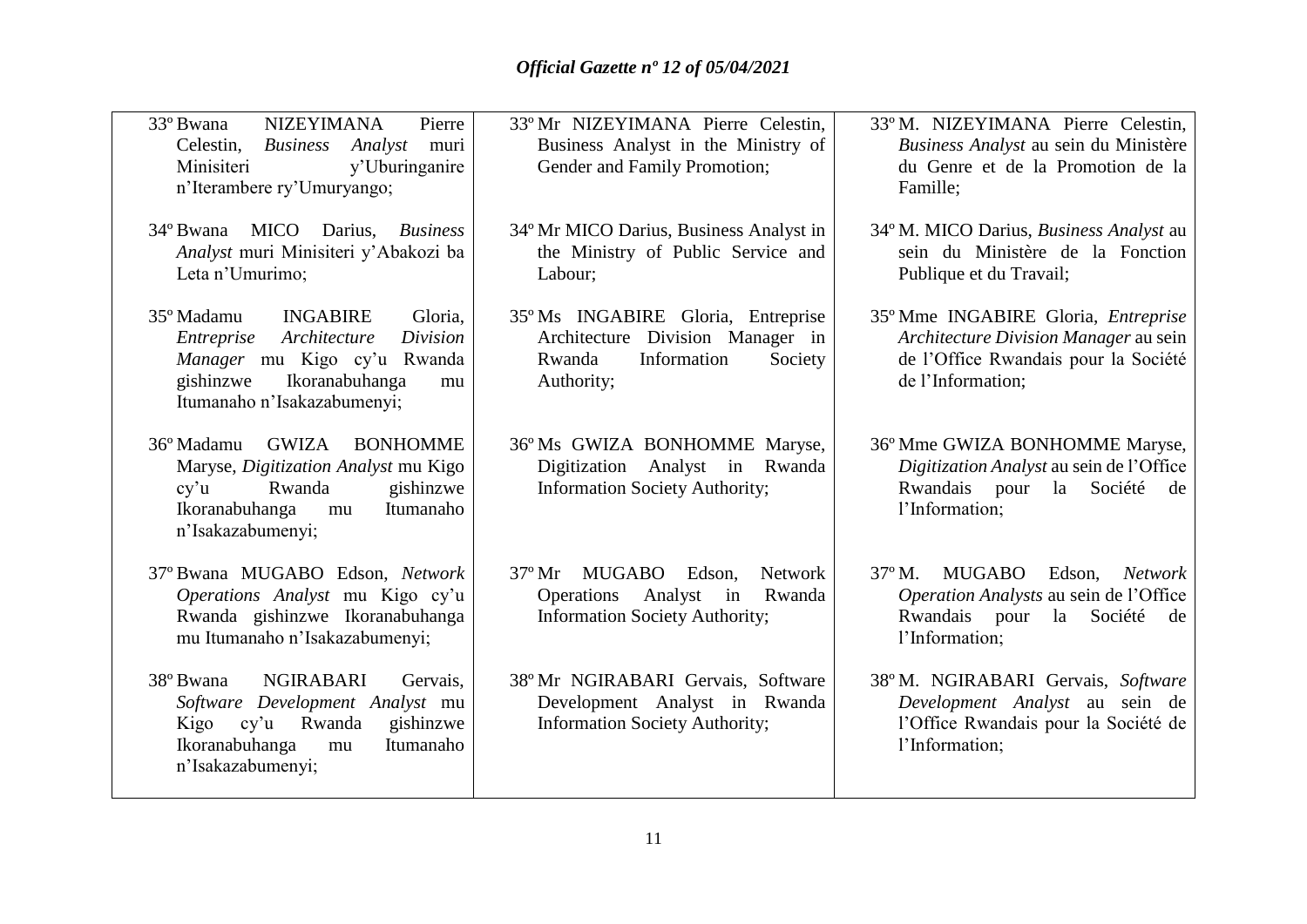| | | |
|---|---|---|
| 33º Bwana NIZEYIMANA Pierre Celestin, *Business Analyst* muri Minisiteri y'Uburinganire n'Iterambere ry'Umuryango; | 33º Mr NIZEYIMANA Pierre Celestin, Business Analyst in the Ministry of Gender and Family Promotion; | 33º M. NIZEYIMANA Pierre Celestin, *Business Analyst* au sein du Ministère du Genre et de la Promotion de la Famille; |
| 34º Bwana MICO Darius, *Business Analyst* muri Minisiteri y'Abakozi ba Leta n'Umurimo; | 34º Mr MICO Darius, Business Analyst in the Ministry of Public Service and Labour; | 34º M. MICO Darius, *Business Analyst* au sein du Ministère de la Fonction Publique et du Travail; |
| 35º Madamu INGABIRE Gloria, *Entreprise Architecture Division Manager* mu Kigo cy'u Rwanda gishinzwe Ikoranabuhanga mu Itumanaho n'Isakazabumenyi; | 35º Ms INGABIRE Gloria, Entreprise Architecture Division Manager in Rwanda Information Society Authority; | 35º Mme INGABIRE Gloria, *Entreprise Architecture Division Manager* au sein de l'Office Rwandais pour la Société de l'Information; |
| 36º Madamu GWIZA BONHOMME Maryse, *Digitization Analyst* mu Kigo cy'u Rwanda gishinzwe Ikoranabuhanga mu Itumanaho n'Isakazabumenyi; | 36º Ms GWIZA BONHOMME Maryse, Digitization Analyst in Rwanda Information Society Authority; | 36º Mme GWIZA BONHOMME Maryse, *Digitization Analyst* au sein de l'Office Rwandais pour la Société de l'Information; |
| 37º Bwana MUGABO Edson, *Network Operations Analyst* mu Kigo cy'u Rwanda gishinzwe Ikoranabuhanga mu Itumanaho n'Isakazabumenyi; | 37º Mr MUGABO Edson, Network Operations Analyst in Rwanda Information Society Authority; | 37º M. MUGABO Edson, *Network Operation Analysts* au sein de l'Office Rwandais pour la Société de l'Information; |
| 38º Bwana NGIRABARI Gervais, *Software Development Analyst* mu Kigo cy'u Rwanda gishinzwe Ikoranabuhanga mu Itumanaho n'Isakazabumenyi; | 38º Mr NGIRABARI Gervais, Software Development Analyst in Rwanda Information Society Authority; | 38º M. NGIRABARI Gervais, *Software Development Analyst* au sein de l'Office Rwandais pour la Société de l'Information; |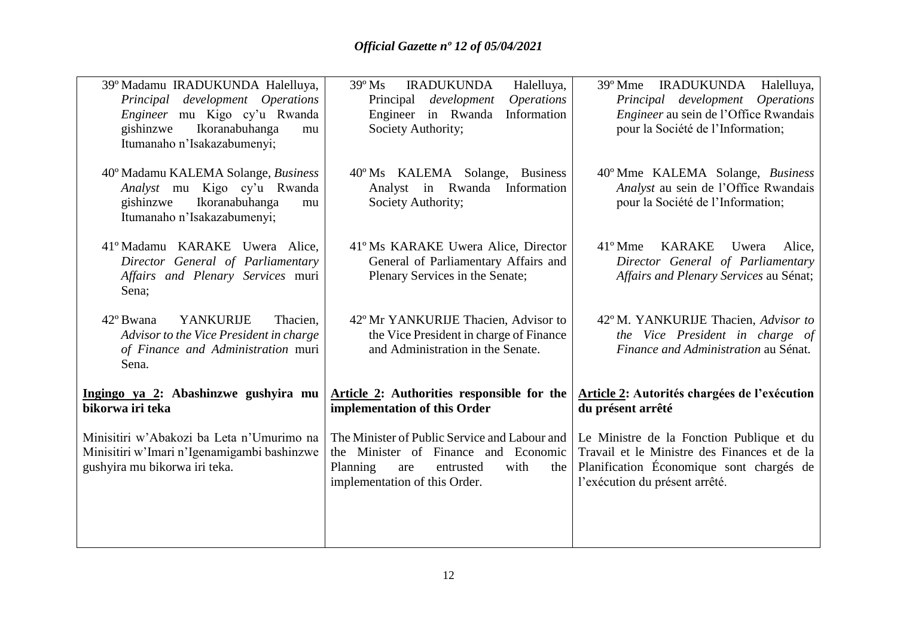| | | |
|---|---|---|
| 39º Madamu IRADUKUNDA Halelluya, *Principal development Operations Engineer* mu Kigo cy'u Rwanda gishinzwe Ikoranabuhanga mu Itumanaho n'Isakazabumenyi; | 39º Ms IRADUKUNDA Halelluya, Principal *development Operations* Engineer in Rwanda Information Society Authority; | 39º Mme IRADUKUNDA Halelluya, *Principal development Operations Engineer* au sein de l'Office Rwandais pour la Société de l'Information; |
| 40º Madamu KALEMA Solange, *Business Analyst* mu Kigo cy'u Rwanda gishinzwe Ikoranabuhanga mu Itumanaho n'Isakazabumenyi; | 40º Ms KALEMA Solange, Business Analyst in Rwanda Information Society Authority; | 40º Mme KALEMA Solange, *Business Analyst* au sein de l'Office Rwandais pour la Société de l'Information; |
| 41º Madamu KARAKE Uwera Alice, *Director General of Parliamentary Affairs and Plenary Services* muri Sena; | 41º Ms KARAKE Uwera Alice, Director General of Parliamentary Affairs and Plenary Services in the Senate; | 41º Mme KARAKE Uwera Alice, *Director General of Parliamentary Affairs and Plenary Services* au Sénat; |
| 42º Bwana YANKURIJE Thacien, *Advisor to the Vice President in charge of Finance and Administration* muri Sena. | 42º Mr YANKURIJE Thacien, Advisor to the Vice President in charge of Finance and Administration in the Senate. | 42º M. YANKURIJE Thacien, *Advisor to the Vice President in charge of Finance and Administration* au Sénat. |
| **Ingingo ya 2: Abashinzwe gushyira mu bikorwa iri teka** | **Article 2: Authorities responsible for the implementation of this Order** | **Article 2: Autorités chargées de l'exécution du présent arrêté** |
| Minisitiri w'Abakozi ba Leta n'Umurimo na Minisitiri w'Imari n'Igenamigambi bashinzwe gushyira mu bikorwa iri teka. | The Minister of Public Service and Labour and the Minister of Finance and Economic Planning are entrusted with the implementation of this Order. | Le Ministre de la Fonction Publique et du Travail et le Ministre des Finances et de la Planification Économique sont chargés de l'exécution du présent arrêté. |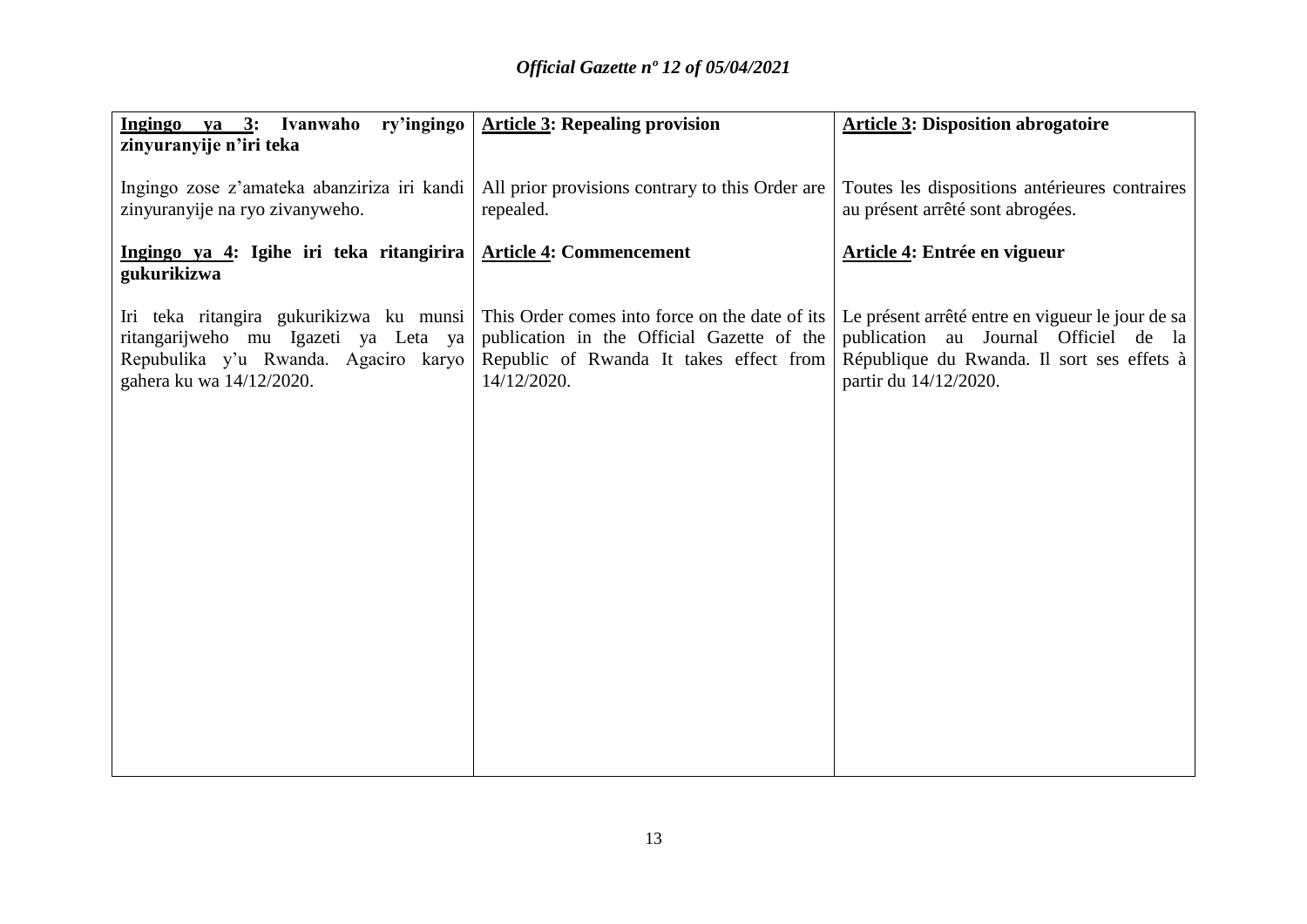| **Ingingo ya 3: Ivanwaho ry'ingingo zinyuranyije n'iri teka** | **Article 3: Repealing provision** | **Article 3: Disposition abrogatoire** |
|---|---|---|
| Ingingo zose z'amateka abanziriza iri kandi zinyuranyije na ryo zivanyweho. | All prior provisions contrary to this Order are repealed. | Toutes les dispositions antérieures contraires au présent arrêté sont abrogées. |
| **Ingingo ya 4: Igihe iri teka ritangirira gukurikizwa** | **Article 4: Commencement** | **Article 4: Entrée en vigueur** |
| Iri teka ritangira gukurikizwa ku munsi ritangarijweho mu Igazeti ya Leta ya Repubulika y'u Rwanda. Agaciro karyo gahera ku wa 14/12/2020. | This Order comes into force on the date of its publication in the Official Gazette of the Republic of Rwanda It takes effect from 14/12/2020. | Le présent arrêté entre en vigueur le jour de sa publication au Journal Officiel de la République du Rwanda. Il sort ses effets à partir du 14/12/2020. |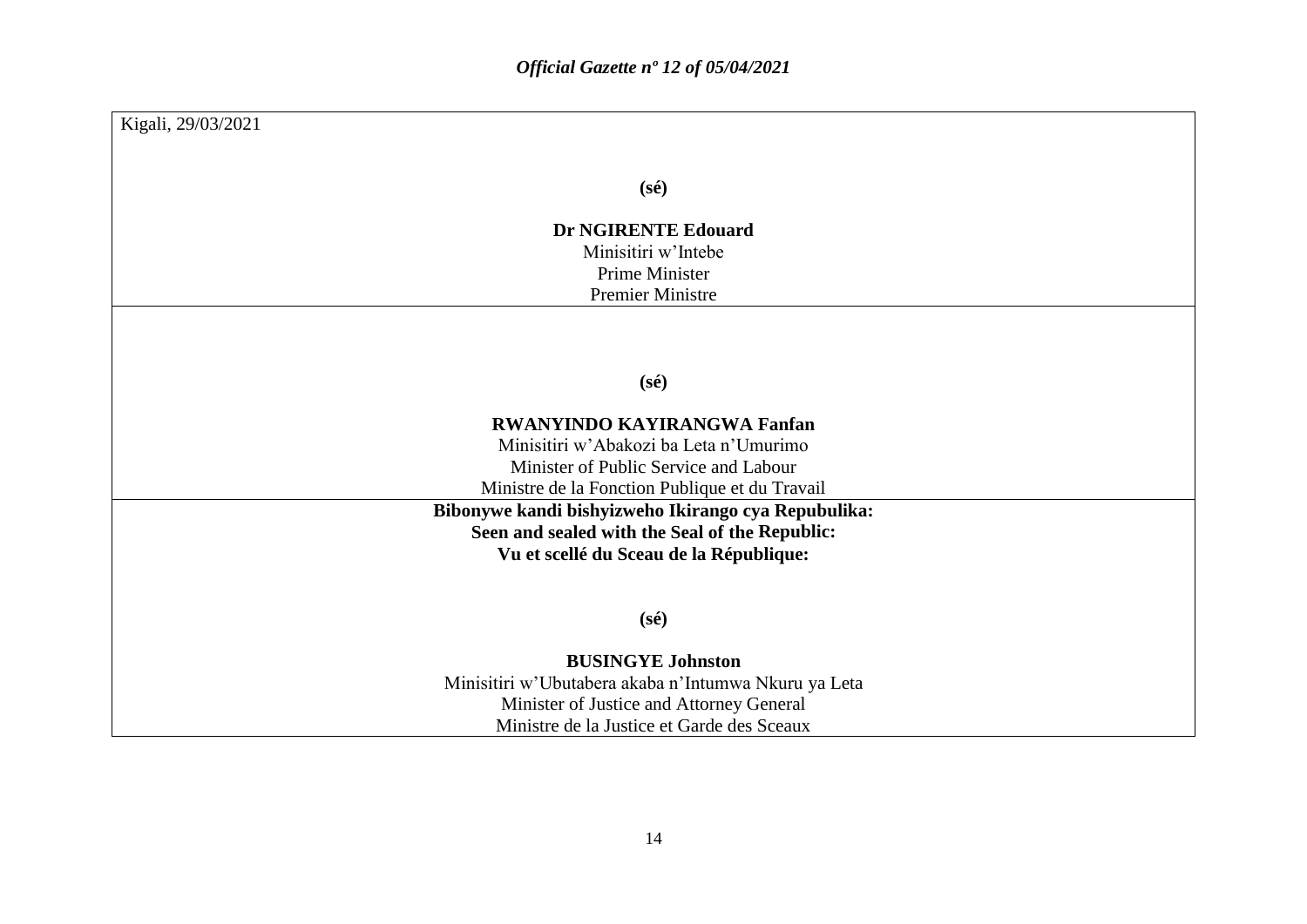Kigali, 29/03/2021

**(sé)**

**Dr NGIRENTE Edouard**

Minisitiri w'Intebe

Prime Minister

Premier Ministre

**(sé)**

**RWANYINDO KAYIRANGWA Fanfan**

Minisitiri w'Abakozi ba Leta n'Umurimo

Minister of Public Service and Labour

Ministre de la Fonction Publique et du Travail

**Bibonywe kandi bishyizweho Ikirango cya Repubulika:**

**Seen and sealed with the Seal of the Republic:**

**Vu et scellé du Sceau de la République:**

**(sé)**

**BUSINGYE Johnston**

Minisitiri w'Ubutabera akaba n'Intumwa Nkuru ya Leta

Minister of Justice and Attorney General

Ministre de la Justice et Garde des Sceaux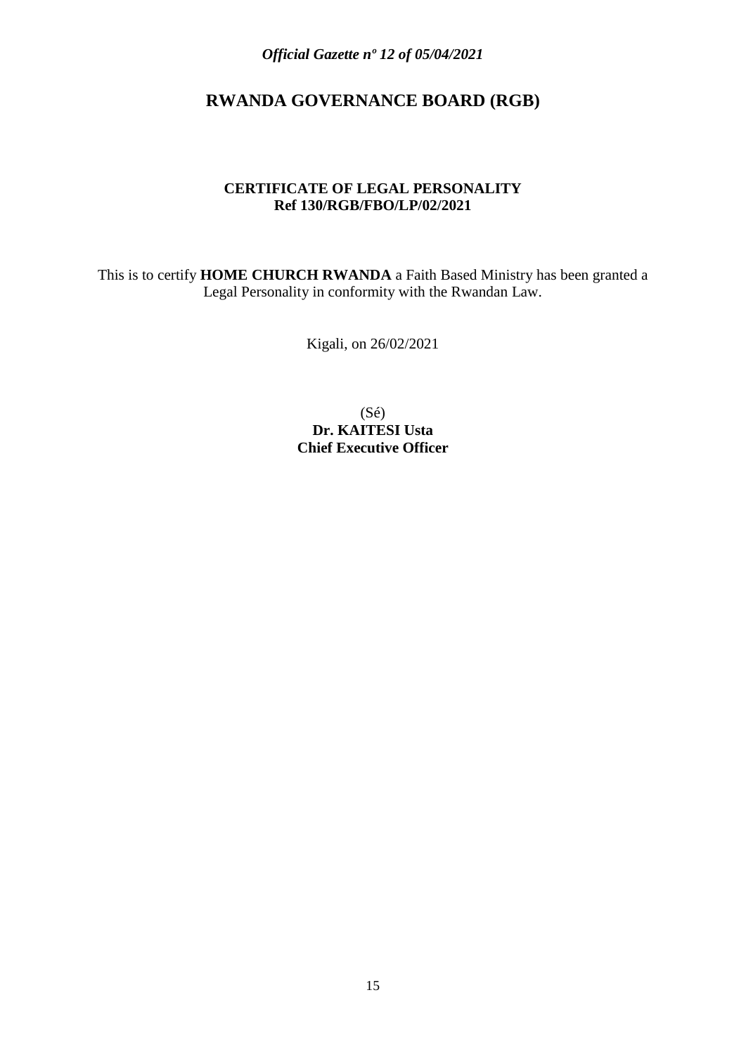# RWANDA GOVERNANCE BOARD (RGB)

**CERTIFICATE OF LEGAL PERSONALITY**
**Ref 130/RGB/FBO/LP/02/2021**

This is to certify **HOME CHURCH RWANDA** a Faith Based Ministry has been granted a Legal Personality in conformity with the Rwandan Law.

Kigali, on 26/02/2021

(Sé)
**Dr. KAITESI Usta**
**Chief Executive Officer**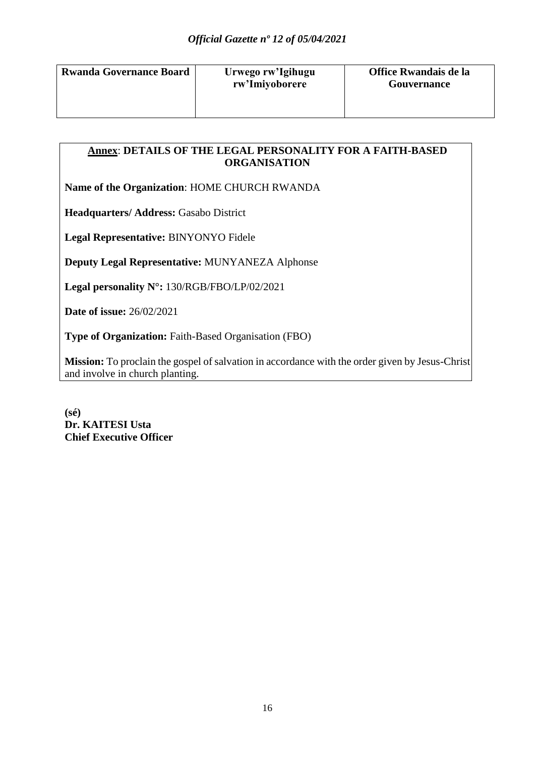| Rwanda Governance Board | Urwego rw'Igihugu rw'Imiyoborere | Office Rwandais de la Gouvernance |
|---|---|---|

**Annex: DETAILS OF THE LEGAL PERSONALITY FOR A FAITH-BASED ORGANISATION**

**Name of the Organization**: HOME CHURCH RWANDA

**Headquarters/ Address:** Gasabo District

**Legal Representative:** BINYONYO Fidele

**Deputy Legal Representative:** MUNYANEZA Alphonse

**Legal personality N°:** 130/RGB/FBO/LP/02/2021

**Date of issue:** 26/02/2021

**Type of Organization:** Faith-Based Organisation (FBO)

**Mission:** To proclain the gospel of salvation in accordance with the order given by Jesus-Christ and involve in church planting.

**(sé)**
**Dr. KAITESI Usta**
**Chief Executive Officer**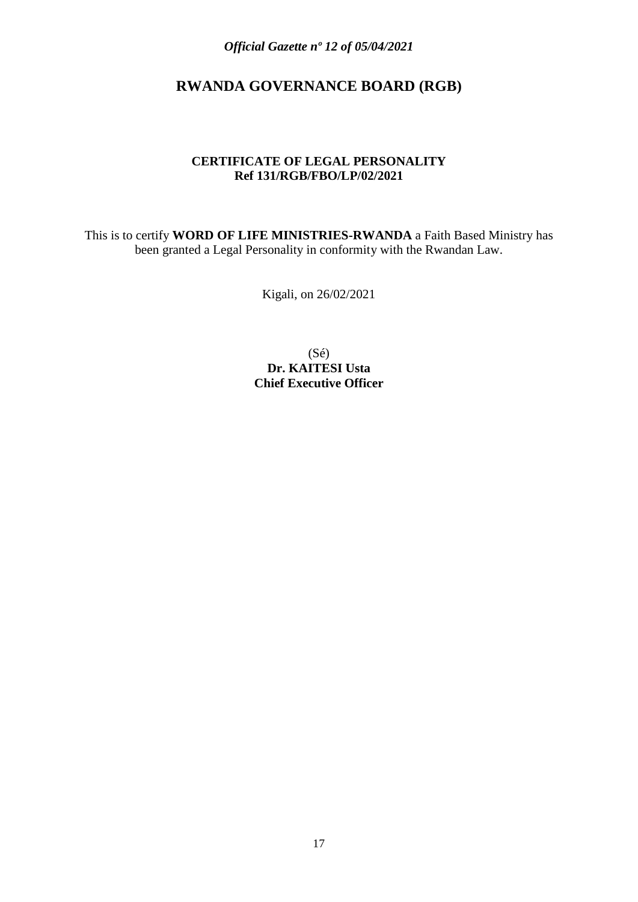# RWANDA GOVERNANCE BOARD (RGB)

**CERTIFICATE OF LEGAL PERSONALITY**
**Ref 131/RGB/FBO/LP/02/2021**

This is to certify **WORD OF LIFE MINISTRIES-RWANDA** a Faith Based Ministry has been granted a Legal Personality in conformity with the Rwandan Law.

Kigali, on 26/02/2021

(Sé)
**Dr. KAITESI Usta**
**Chief Executive Officer**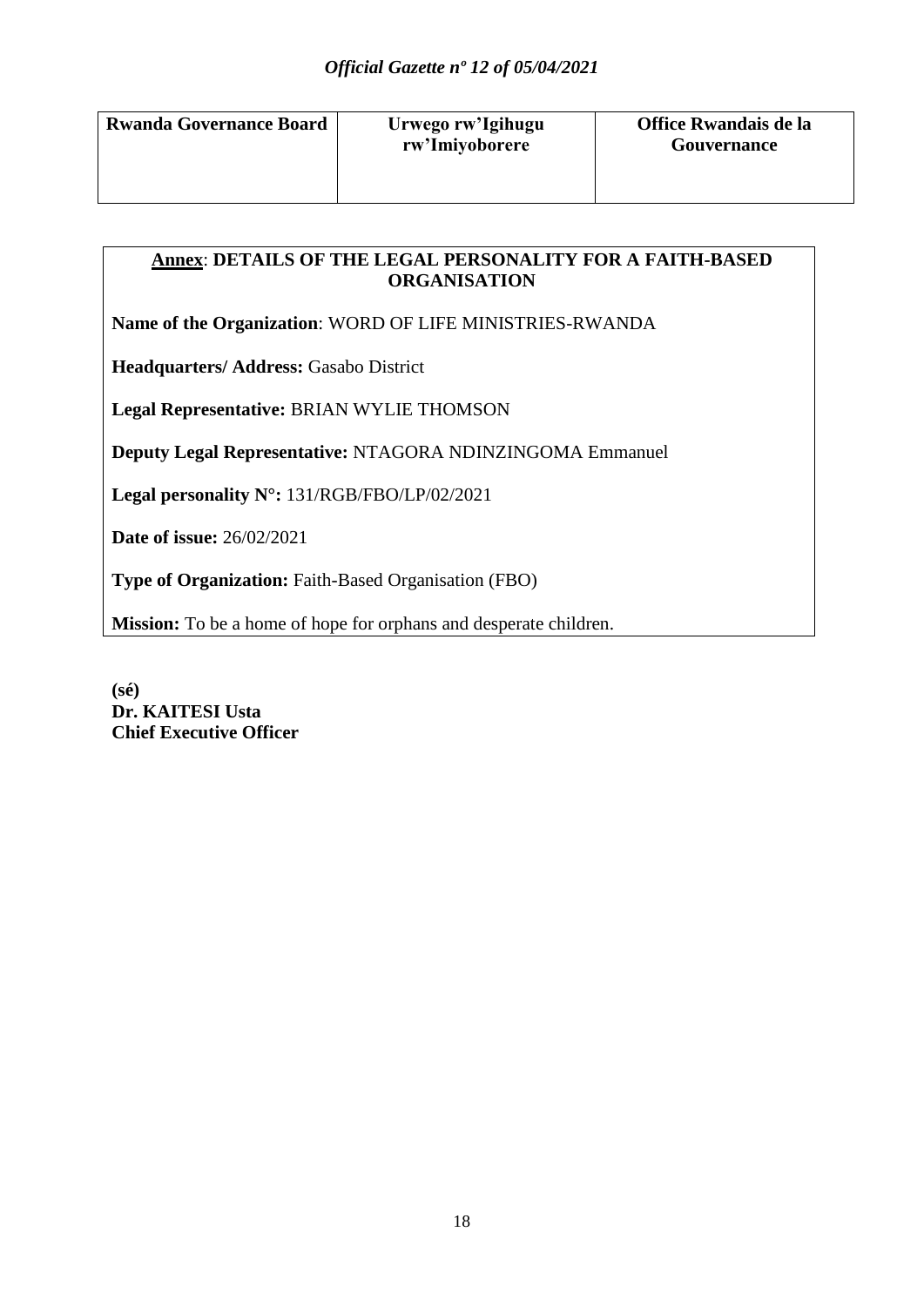| Rwanda Governance Board | Urwego rw'Igihugu rw'Imiyoborere | Office Rwandais de la Gouvernance |
|---|---|---|

**Annex**: **DETAILS OF THE LEGAL PERSONALITY FOR A FAITH-BASED ORGANISATION**

**Name of the Organization**: WORD OF LIFE MINISTRIES-RWANDA

**Headquarters/ Address:** Gasabo District

**Legal Representative:** BRIAN WYLIE THOMSON

**Deputy Legal Representative:** NTAGORA NDINZINGOMA Emmanuel

**Legal personality N°:** 131/RGB/FBO/LP/02/2021

**Date of issue:** 26/02/2021

**Type of Organization:** Faith-Based Organisation (FBO)

**Mission:** To be a home of hope for orphans and desperate children.

**(sé)**
**Dr. KAITESI Usta**
**Chief Executive Officer**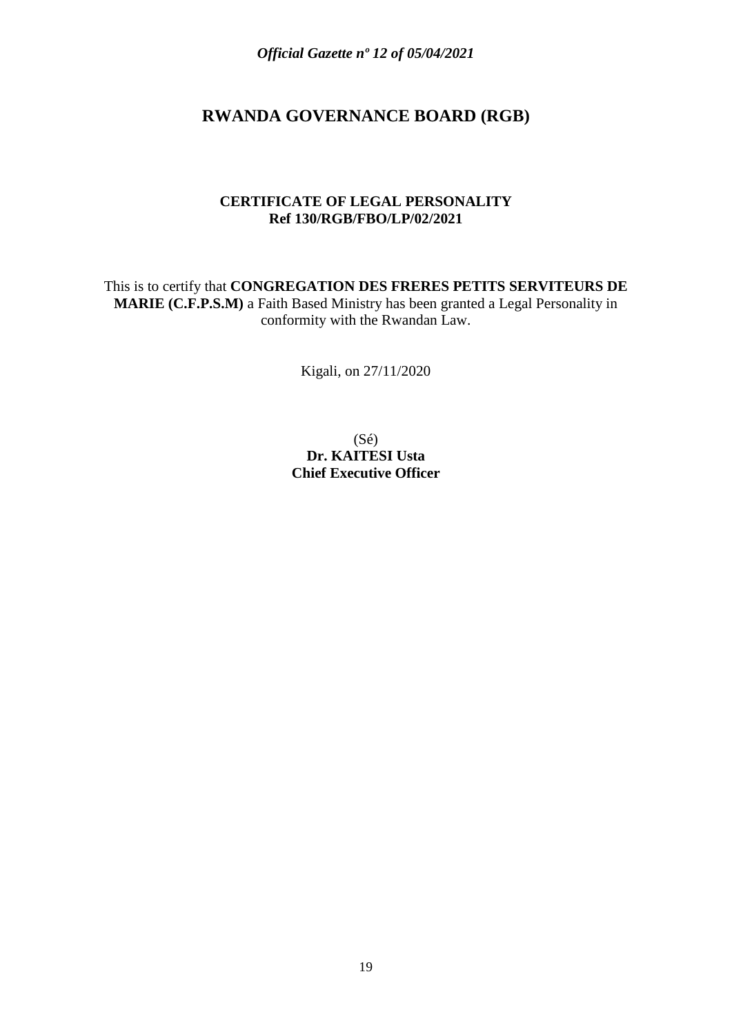# RWANDA GOVERNANCE BOARD (RGB)

**CERTIFICATE OF LEGAL PERSONALITY**
**Ref 130/RGB/FBO/LP/02/2021**

This is to certify that **CONGREGATION DES FRERES PETITS SERVITEURS DE MARIE (C.F.P.S.M)** a Faith Based Ministry has been granted a Legal Personality in conformity with the Rwandan Law.

Kigali, on 27/11/2020

(Sé)
**Dr. KAITESI Usta**
**Chief Executive Officer**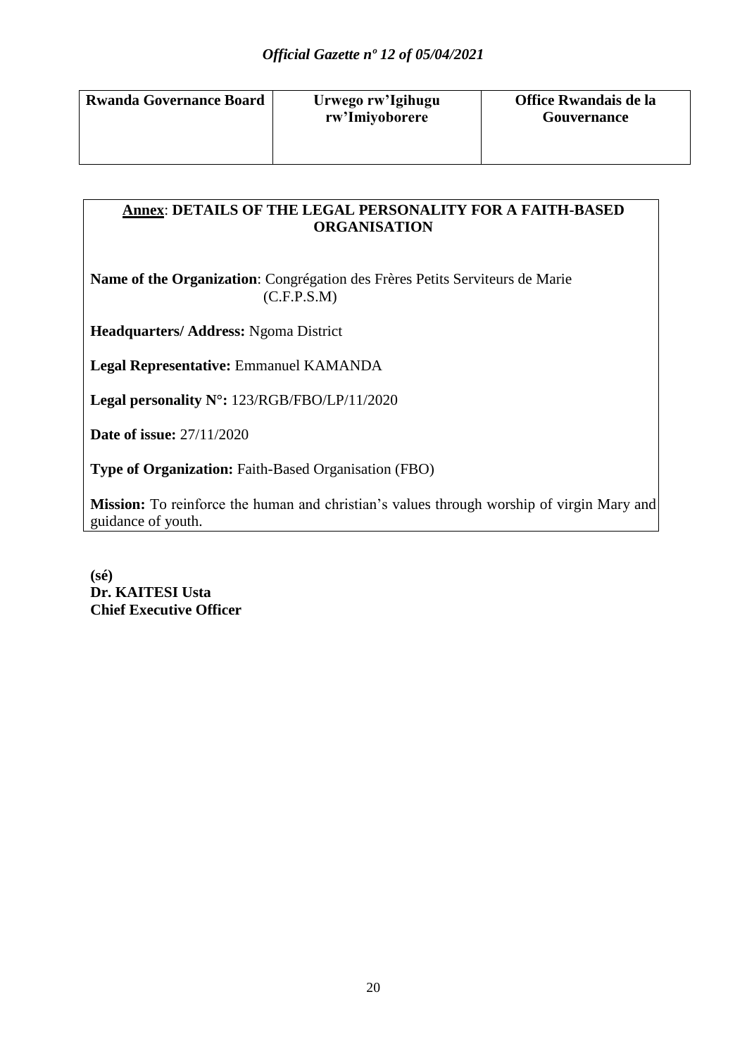| Rwanda Governance Board | Urwego rw'Igihugu rw'Imiyoborere | Office Rwandais de la Gouvernance |
|---|---|---|

**Annex**: **DETAILS OF THE LEGAL PERSONALITY FOR A FAITH-BASED ORGANISATION**

**Name of the Organization**: Congrégation des Frères Petits Serviteurs de Marie (C.F.P.S.M)

**Headquarters/ Address:** Ngoma District

**Legal Representative:** Emmanuel KAMANDA

**Legal personality N°:** 123/RGB/FBO/LP/11/2020

**Date of issue:** 27/11/2020

**Type of Organization:** Faith-Based Organisation (FBO)

**Mission:** To reinforce the human and christian's values through worship of virgin Mary and guidance of youth.

**(sé)**
**Dr. KAITESI Usta**
**Chief Executive Officer**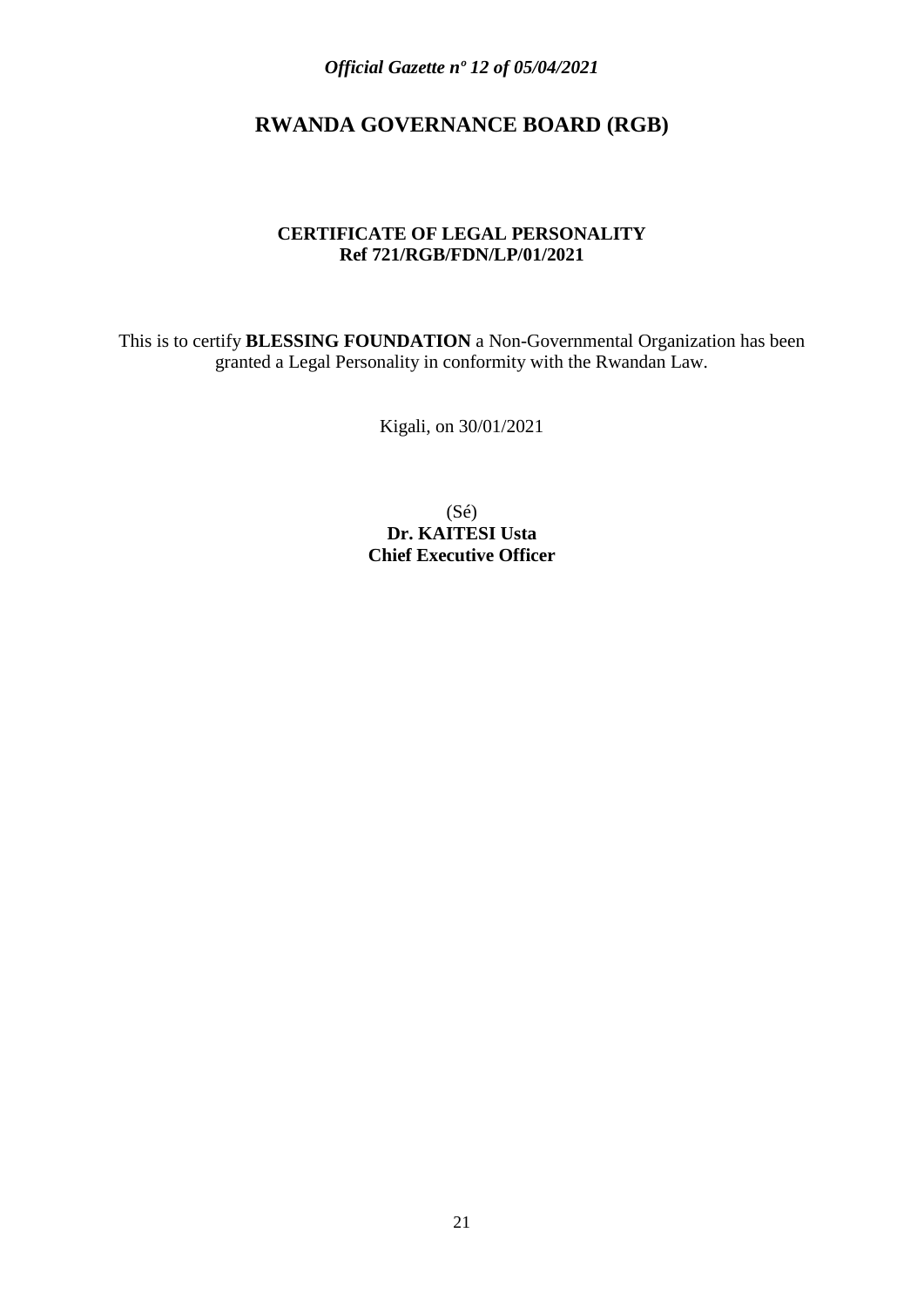# RWANDA GOVERNANCE BOARD (RGB)

**CERTIFICATE OF LEGAL PERSONALITY**
**Ref 721/RGB/FDN/LP/01/2021**

This is to certify **BLESSING FOUNDATION** a Non-Governmental Organization has been granted a Legal Personality in conformity with the Rwandan Law.

Kigali, on 30/01/2021

(Sé)
**Dr. KAITESI Usta**
**Chief Executive Officer**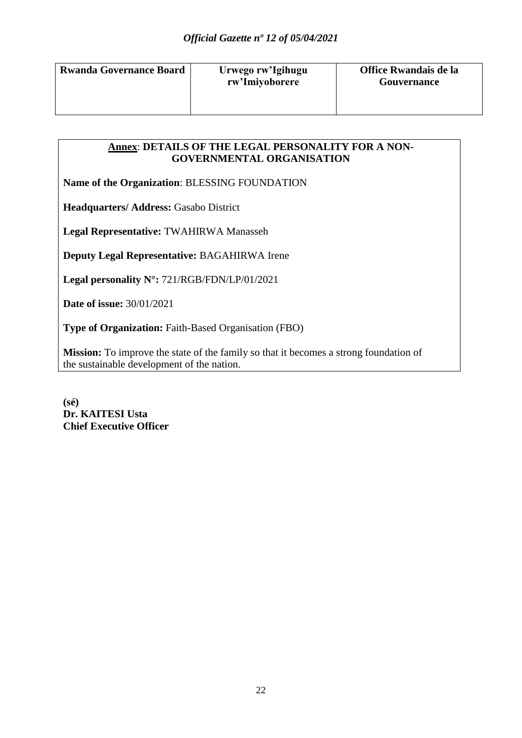| Rwanda Governance Board | Urwego rw'Igihugu rw'Imiyoborere | Office Rwandais de la Gouvernance |
|---|---|---|

**<u>Annex</u>: DETAILS OF THE LEGAL PERSONALITY FOR A NON-GOVERNMENTAL ORGANISATION**

**Name of the Organization**: BLESSING FOUNDATION

**Headquarters/ Address:** Gasabo District

**Legal Representative:** TWAHIRWA Manasseh

**Deputy Legal Representative:** BAGAHIRWA Irene

**Legal personality N°:** 721/RGB/FDN/LP/01/2021

**Date of issue:** 30/01/2021

**Type of Organization:** Faith-Based Organisation (FBO)

**Mission:** To improve the state of the family so that it becomes a strong foundation of the sustainable development of the nation.

**(sé)**
**Dr. KAITESI Usta**
**Chief Executive Officer**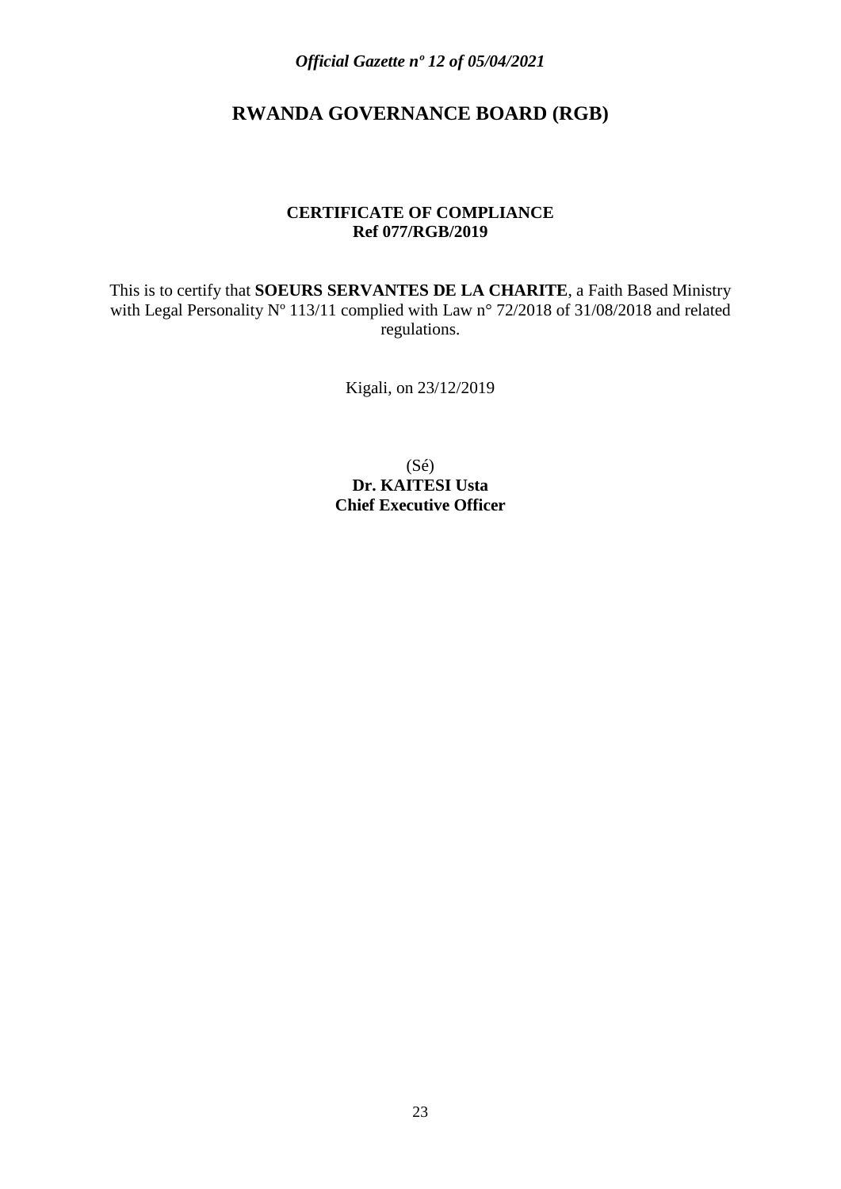## RWANDA GOVERNANCE BOARD (RGB)

**CERTIFICATE OF COMPLIANCE**
**Ref 077/RGB/2019**

This is to certify that **SOEURS SERVANTES DE LA CHARITE**, a Faith Based Ministry with Legal Personality Nº 113/11 complied with Law n° 72/2018 of 31/08/2018 and related regulations.

Kigali, on 23/12/2019

(Sé)
**Dr. KAITESI Usta**
**Chief Executive Officer**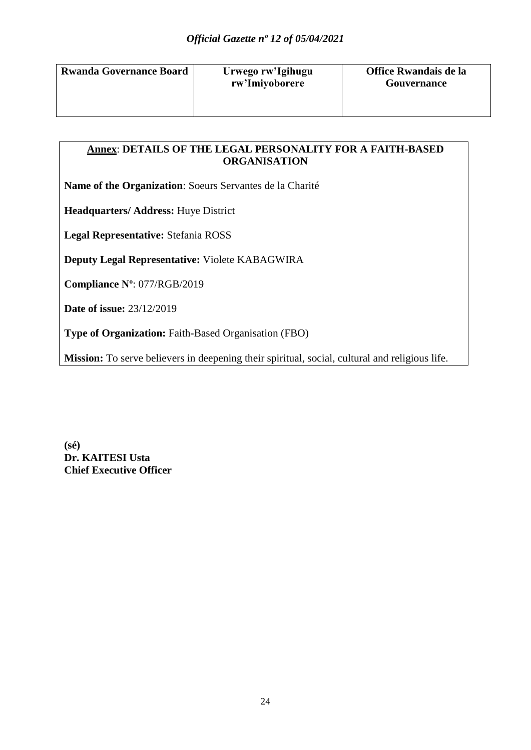| Rwanda Governance Board | Urwego rw'Igihugu rw'Imiyoborere | Office Rwandais de la Gouvernance |
| --- | --- | --- |

**Annex**: **DETAILS OF THE LEGAL PERSONALITY FOR A FAITH-BASED ORGANISATION**

**Name of the Organization**: Soeurs Servantes de la Charité

**Headquarters/ Address:** Huye District

**Legal Representative:** Stefania ROSS

**Deputy Legal Representative:** Violete KABAGWIRA

**Compliance Nº**: 077/RGB/2019

**Date of issue:** 23/12/2019

**Type of Organization:** Faith-Based Organisation (FBO)

**Mission:** To serve believers in deepening their spiritual, social, cultural and religious life.

**(sé)**
**Dr. KAITESI Usta**
**Chief Executive Officer**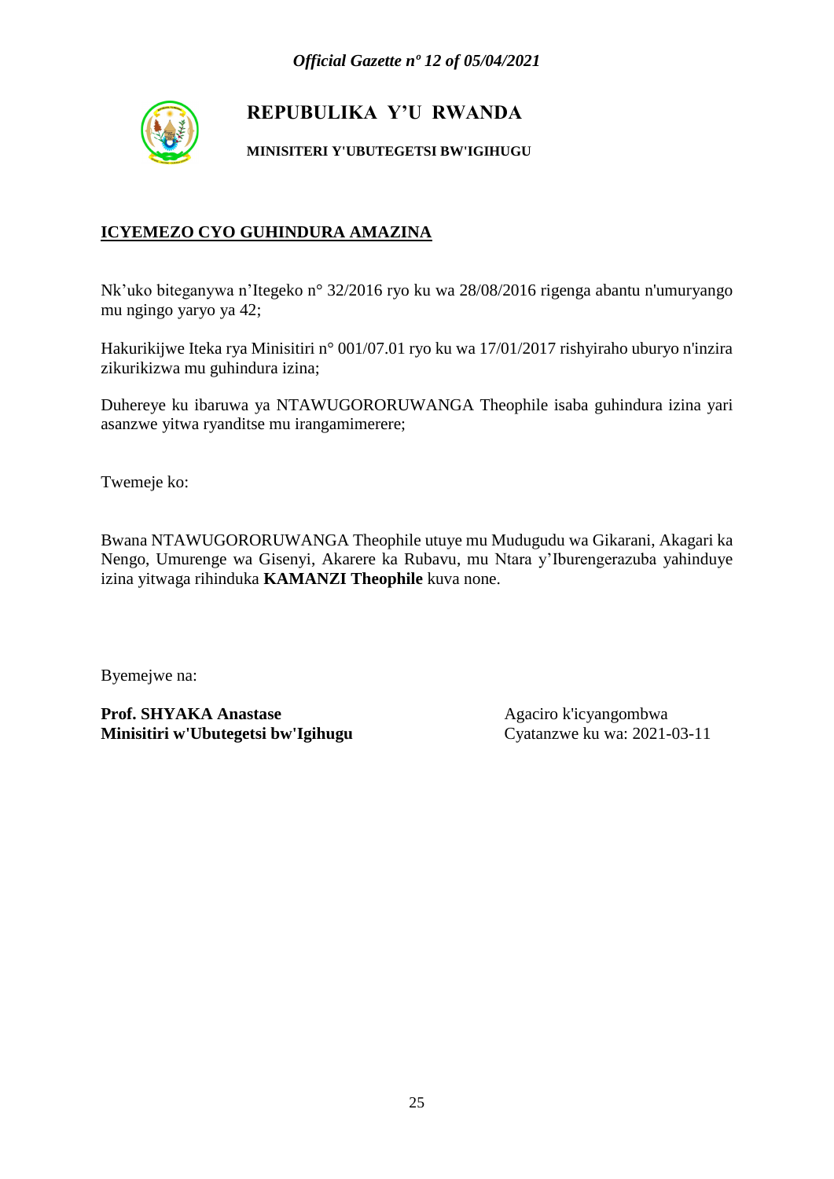**REPUBULIKA Y'U RWANDA**

**MINISITERI Y'UBUTEGETSI BW'IGIHUGU**

## ICYEMEZO CYO GUHINDURA AMAZINA

Nk'uko biteganywa n'Itegeko n° 32/2016 ryo ku wa 28/08/2016 rigenga abantu n'umuryango mu ngingo yaryo ya 42;

Hakurikijwe Iteka rya Minisitiri n° 001/07.01 ryo ku wa 17/01/2017 rishyiraho uburyo n'inzira zikurikizwa mu guhindura izina;

Duhereye ku ibaruwa ya NTAWUGORORUWANGA Theophile isaba guhindura izina yari asanzwe yitwa ryanditse mu irangamimerere;

Twemeje ko:

Bwana NTAWUGORORUWANGA Theophile utuye mu Mudugudu wa Gikarani, Akagari ka Nengo, Umurenge wa Gisenyi, Akarere ka Rubavu, mu Ntara y'Iburengerazuba yahinduye izina yitwaga rihinduka **KAMANZI Theophile** kuva none.

Byemejwe na:

**Prof. SHYAKA Anastase**
**Minisitiri w'Ubutegetsi bw'Igihugu**

Agaciro k'icyangombwa
Cyatanzwe ku wa: 2021-03-11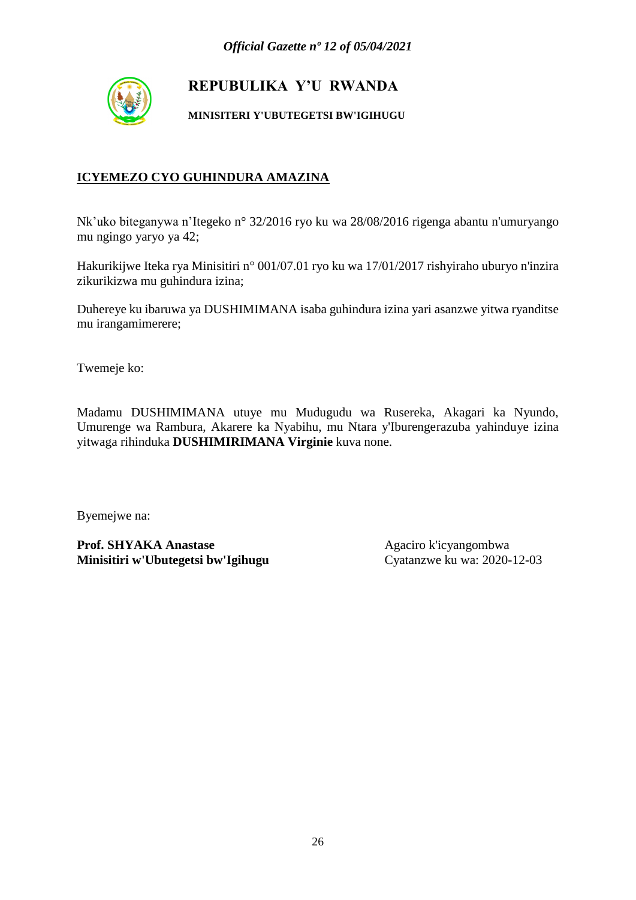**REPUBULIKA Y'U RWANDA**

**MINISITERI Y'UBUTEGETSI BW'IGIHUGU**

**ICYEMEZO CYO GUHINDURA AMAZINA**

Nk'uko biteganywa n'Itegeko n° 32/2016 ryo ku wa 28/08/2016 rigenga abantu n'umuryango mu ngingo yaryo ya 42;

Hakurikijwe Iteka rya Minisitiri n° 001/07.01 ryo ku wa 17/01/2017 rishyiraho uburyo n'inzira zikurikizwa mu guhindura izina;

Duhereye ku ibaruwa ya DUSHIMIMANA isaba guhindura izina yari asanzwe yitwa ryanditse mu irangamimerere;

Twemeje ko:

Madamu DUSHIMIMANA utuye mu Mudugudu wa Rusereka, Akagari ka Nyundo, Umurenge wa Rambura, Akarere ka Nyabihu, mu Ntara y'Iburengerazuba yahinduye izina yitwaga rihinduka **DUSHIMIRIMANA Virginie** kuva none.

Byemejwe na:

**Prof. SHYAKA Anastase**
**Minisitiri w'Ubutegetsi bw'Igihugu**

Agaciro k'icyangombwa
Cyatanzwe ku wa: 2020-12-03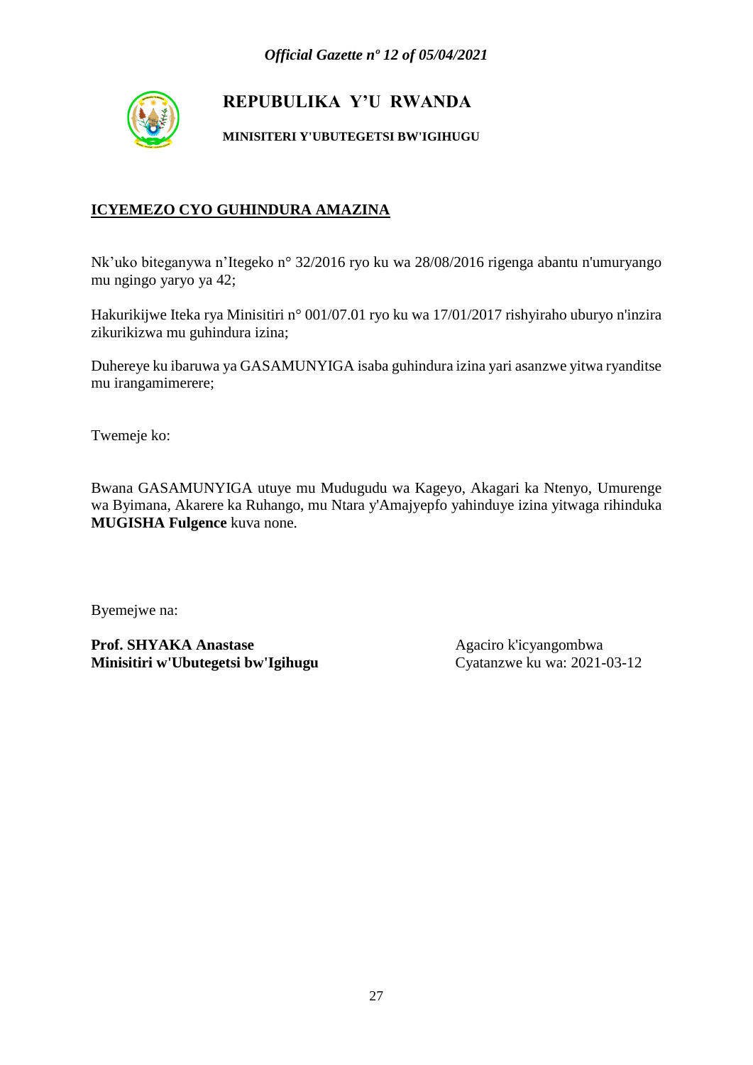# REPUBULIKA Y'U RWANDA

**MINISITERI Y'UBUTEGETSI BW'IGIHUGU**

## ICYEMEZO CYO GUHINDURA AMAZINA

Nk'uko biteganywa n'Itegeko n° 32/2016 ryo ku wa 28/08/2016 rigenga abantu n'umuryango mu ngingo yaryo ya 42;

Hakurikijwe Iteka rya Minisitiri n° 001/07.01 ryo ku wa 17/01/2017 rishyiraho uburyo n'inzira zikurikizwa mu guhindura izina;

Duhereye ku ibaruwa ya GASAMUNYIGA isaba guhindura izina yari asanzwe yitwa ryanditse mu irangamimerere;

Twemeje ko:

Bwana GASAMUNYIGA utuye mu Mudugudu wa Kageyo, Akagari ka Ntenyo, Umurenge wa Byimana, Akarere ka Ruhango, mu Ntara y'Amajyepfo yahinduye izina yitwaga rihinduka **MUGISHA Fulgence** kuva none.

Byemejwe na:

**Prof. SHYAKA Anastase**
**Minisitiri w'Ubutegetsi bw'Igihugu**

Agaciro k'icyangombwa
Cyatanzwe ku wa: 2021-03-12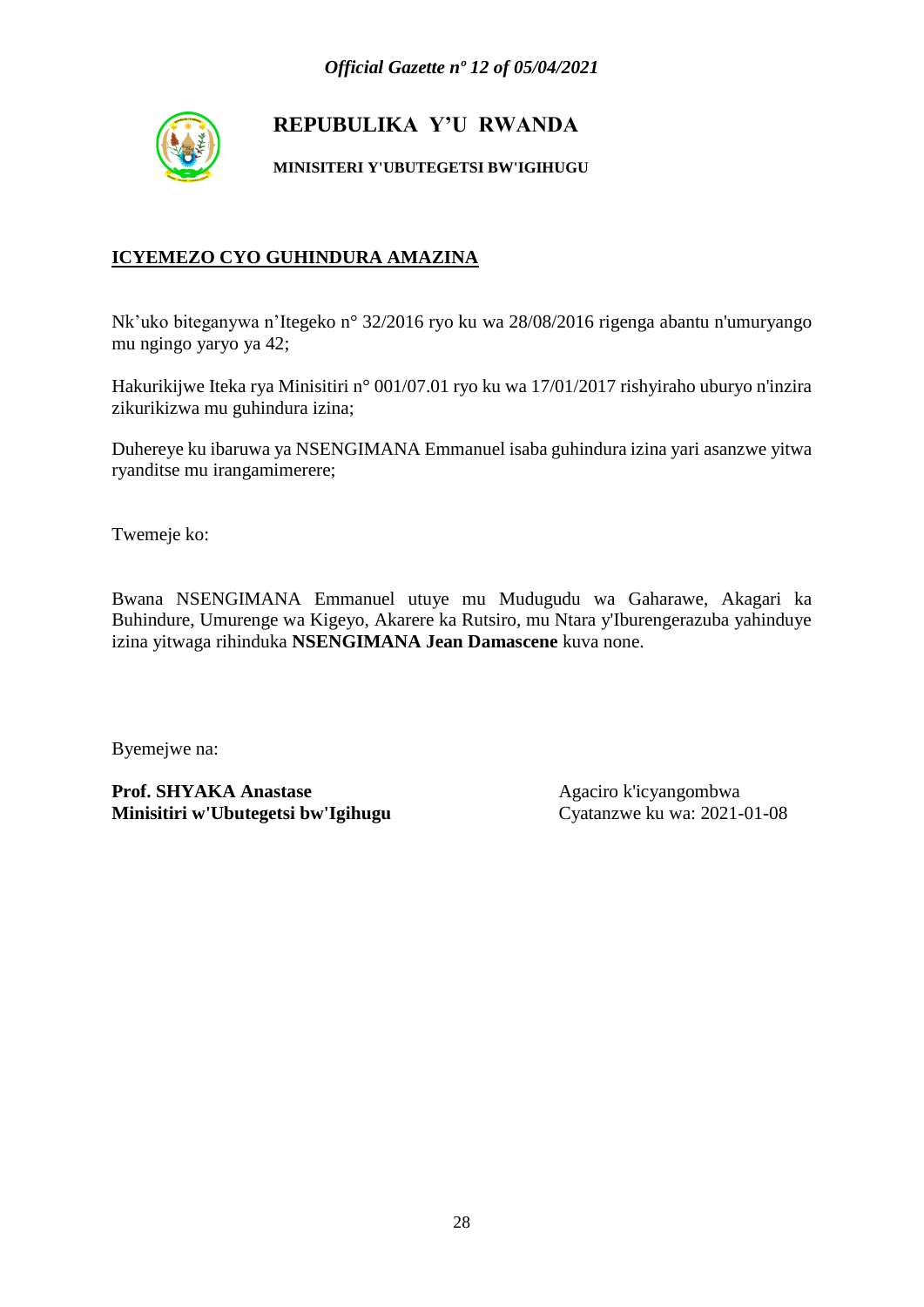# REPUBULIKA Y'U RWANDA

**MINISITERI Y'UBUTEGETSI BW'IGIHUGU**

## ICYEMEZO CYO GUHINDURA AMAZINA

Nk'uko biteganywa n'Itegeko n° 32/2016 ryo ku wa 28/08/2016 rigenga abantu n'umuryango mu ngingo yaryo ya 42;

Hakurikijwe Iteka rya Minisitiri n° 001/07.01 ryo ku wa 17/01/2017 rishyiraho uburyo n'inzira zikurikizwa mu guhindura izina;

Duhereye ku ibaruwa ya NSENGIMANA Emmanuel isaba guhindura izina yari asanzwe yitwa ryanditse mu irangamimerere;

Twemeje ko:

Bwana NSENGIMANA Emmanuel utuye mu Mudugudu wa Gaharawe, Akagari ka Buhindure, Umurenge wa Kigeyo, Akarere ka Rutsiro, mu Ntara y'Iburengerazuba yahinduye izina yitwaga rihinduka **NSENGIMANA Jean Damascene** kuva none.

Byemejwe na:

**Prof. SHYAKA Anastase**
**Minisitiri w'Ubutegetsi bw'Igihugu**

Agaciro k'icyangombwa
Cyatanzwe ku wa: 2021-01-08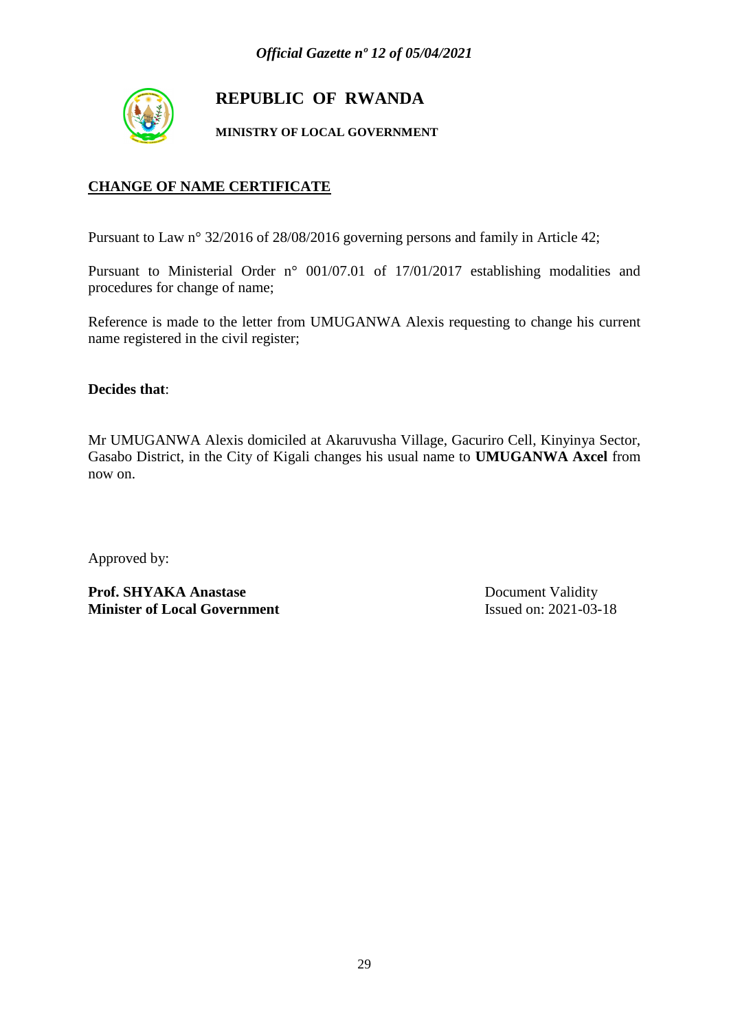# REPUBLIC OF RWANDA

**MINISTRY OF LOCAL GOVERNMENT**

**CHANGE OF NAME CERTIFICATE**

Pursuant to Law n° 32/2016 of 28/08/2016 governing persons and family in Article 42;

Pursuant to Ministerial Order n° 001/07.01 of 17/01/2017 establishing modalities and procedures for change of name;

Reference is made to the letter from UMUGANWA Alexis requesting to change his current name registered in the civil register;

**Decides that**:

Mr UMUGANWA Alexis domiciled at Akaruvusha Village, Gacuriro Cell, Kinyinya Sector, Gasabo District, in the City of Kigali changes his usual name to **UMUGANWA Axcel** from now on.

Approved by:

**Prof. SHYAKA Anastase**
**Minister of Local Government**

Document Validity
Issued on: 2021-03-18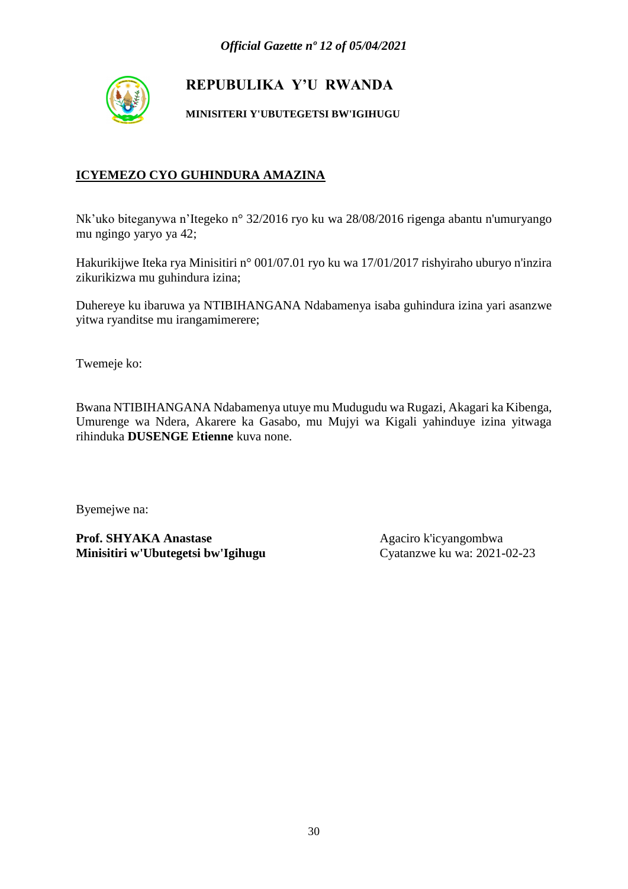# REPUBULIKA Y'U RWANDA

**MINISITERI Y'UBUTEGETSI BW'IGIHUGU**

## ICYEMEZO CYO GUHINDURA AMAZINA

Nk'uko biteganywa n'Itegeko n° 32/2016 ryo ku wa 28/08/2016 rigenga abantu n'umuryango mu ngingo yaryo ya 42;

Hakurikijwe Iteka rya Minisitiri n° 001/07.01 ryo ku wa 17/01/2017 rishyiraho uburyo n'inzira zikurikizwa mu guhindura izina;

Duhereye ku ibaruwa ya NTIBIHANGANA Ndabamenya isaba guhindura izina yari asanzwe yitwa ryanditse mu irangamimerere;

Twemeje ko:

Bwana NTIBIHANGANA Ndabamenya utuye mu Mudugudu wa Rugazi, Akagari ka Kibenga, Umurenge wa Ndera, Akarere ka Gasabo, mu Mujyi wa Kigali yahinduye izina yitwaga rihinduka **DUSENGE Etienne** kuva none.

Byemejwe na:

**Prof. SHYAKA Anastase**
**Minisitiri w'Ubutegetsi bw'Igihugu**

Agaciro k'icyangombwa
Cyatanzwe ku wa: 2021-02-23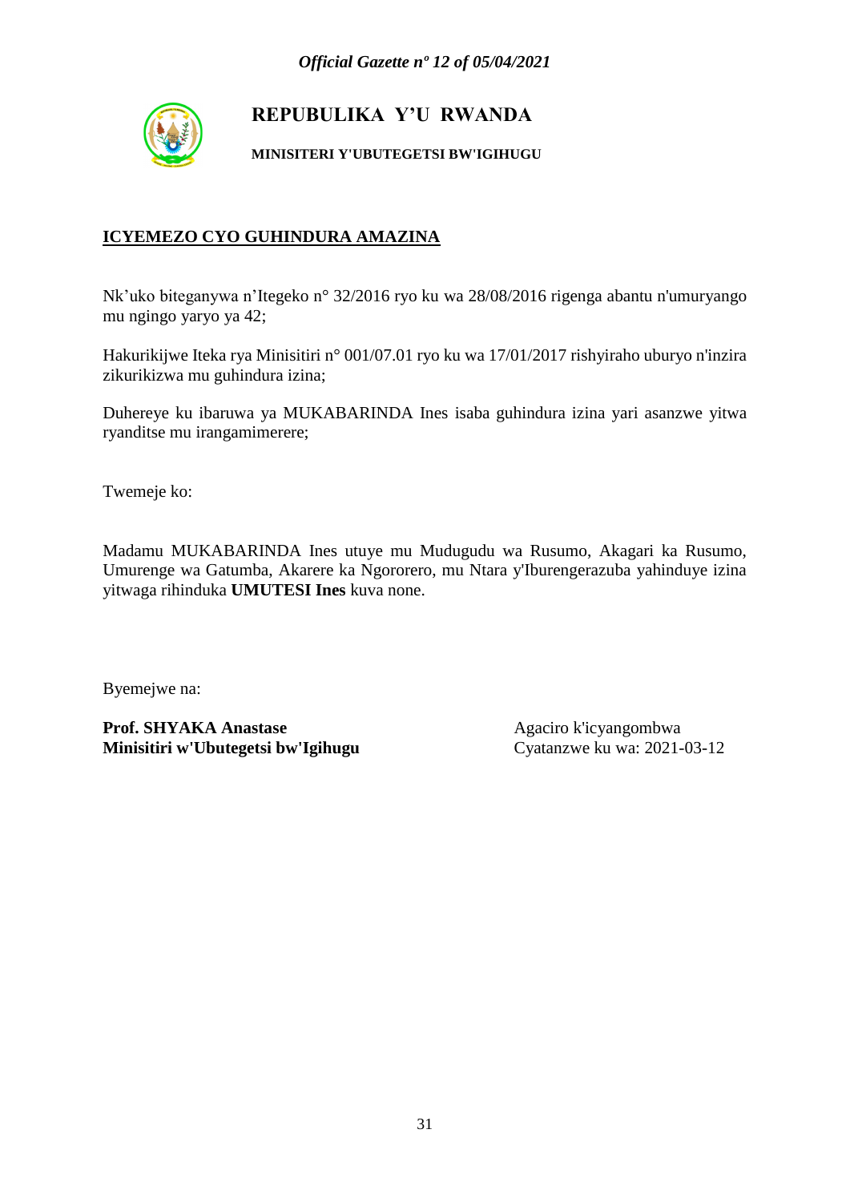**REPUBULIKA Y'U RWANDA**

**MINISITERI Y'UBUTEGETSI BW'IGIHUGU**

## ICYEMEZO CYO GUHINDURA AMAZINA

Nk'uko biteganywa n'Itegeko n° 32/2016 ryo ku wa 28/08/2016 rigenga abantu n'umuryango mu ngingo yaryo ya 42;

Hakurikijwe Iteka rya Minisitiri n° 001/07.01 ryo ku wa 17/01/2017 rishyiraho uburyo n'inzira zikurikizwa mu guhindura izina;

Duhereye ku ibaruwa ya MUKABARINDA Ines isaba guhindura izina yari asanzwe yitwa ryanditse mu irangamimerere;

Twemeje ko:

Madamu MUKABARINDA Ines utuye mu Mudugudu wa Rusumo, Akagari ka Rusumo, Umurenge wa Gatumba, Akarere ka Ngororero, mu Ntara y'Iburengerazuba yahinduye izina yitwaga rihinduka **UMUTESI Ines** kuva none.

Byemejwe na:

**Prof. SHYAKA Anastase**
**Minisitiri w'Ubutegetsi bw'Igihugu**

Agaciro k'icyangombwa
Cyatanzwe ku wa: 2021-03-12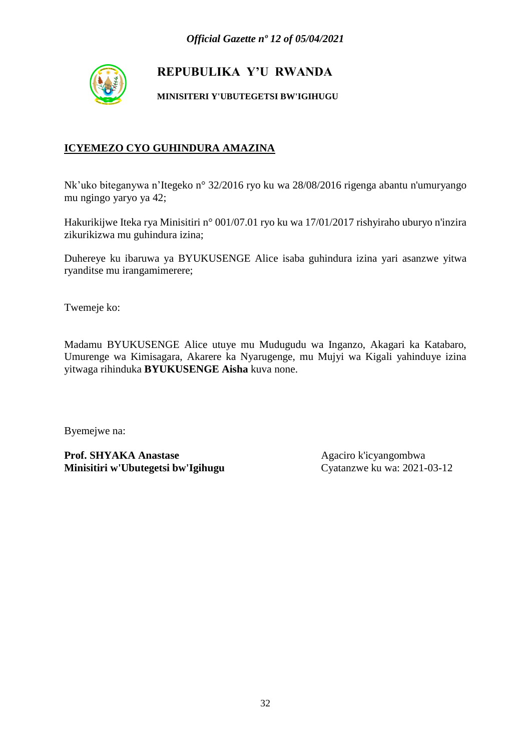# REPUBULIKA Y'U RWANDA

**MINISITERI Y'UBUTEGETSI BW'IGIHUGU**

## ICYEMEZO CYO GUHINDURA AMAZINA

Nk'uko biteganywa n'Itegeko n° 32/2016 ryo ku wa 28/08/2016 rigenga abantu n'umuryango mu ngingo yaryo ya 42;

Hakurikijwe Iteka rya Minisitiri n° 001/07.01 ryo ku wa 17/01/2017 rishyiraho uburyo n'inzira zikurikizwa mu guhindura izina;

Duhereye ku ibaruwa ya BYUKUSENGE Alice isaba guhindura izina yari asanzwe yitwa ryanditse mu irangamimerere;

Twemeje ko:

Madamu BYUKUSENGE Alice utuye mu Mudugudu wa Inganzo, Akagari ka Katabaro, Umurenge wa Kimisagara, Akarere ka Nyarugenge, mu Mujyi wa Kigali yahinduye izina yitwaga rihinduka **BYUKUSENGE Aisha** kuva none.

Byemejwe na:

**Prof. SHYAKA Anastase**
**Minisitiri w'Ubutegetsi bw'Igihugu**

Agaciro k'icyangombwa
Cyatanzwe ku wa: 2021-03-12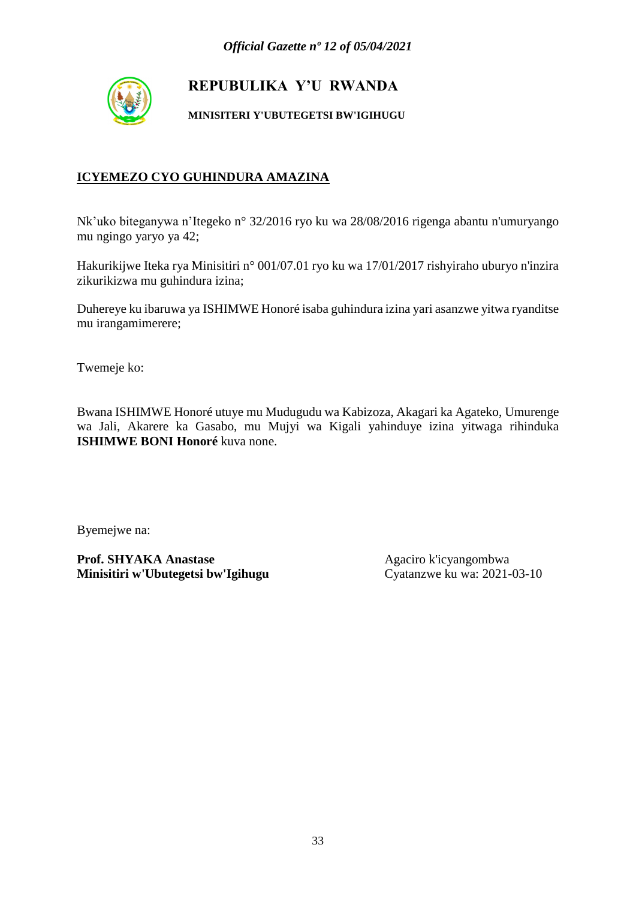**REPUBULIKA Y'U RWANDA**

**MINISITERI Y'UBUTEGETSI BW'IGIHUGU**

## ICYEMEZO CYO GUHINDURA AMAZINA

Nk'uko biteganywa n'Itegeko n° 32/2016 ryo ku wa 28/08/2016 rigenga abantu n'umuryango mu ngingo yaryo ya 42;

Hakurikijwe Iteka rya Minisitiri n° 001/07.01 ryo ku wa 17/01/2017 rishyiraho uburyo n'inzira zikurikizwa mu guhindura izina;

Duhereye ku ibaruwa ya ISHIMWE Honoré isaba guhindura izina yari asanzwe yitwa ryanditse mu irangamimerere;

Twemeje ko:

Bwana ISHIMWE Honoré utuye mu Mudugudu wa Kabizoza, Akagari ka Agateko, Umurenge wa Jali, Akarere ka Gasabo, mu Mujyi wa Kigali yahinduye izina yitwaga rihinduka **ISHIMWE BONI Honoré** kuva none.

Byemejwe na:

**Prof. SHYAKA Anastase**
**Minisitiri w'Ubutegetsi bw'Igihugu**

Agaciro k'icyangombwa
Cyatanzwe ku wa: 2021-03-10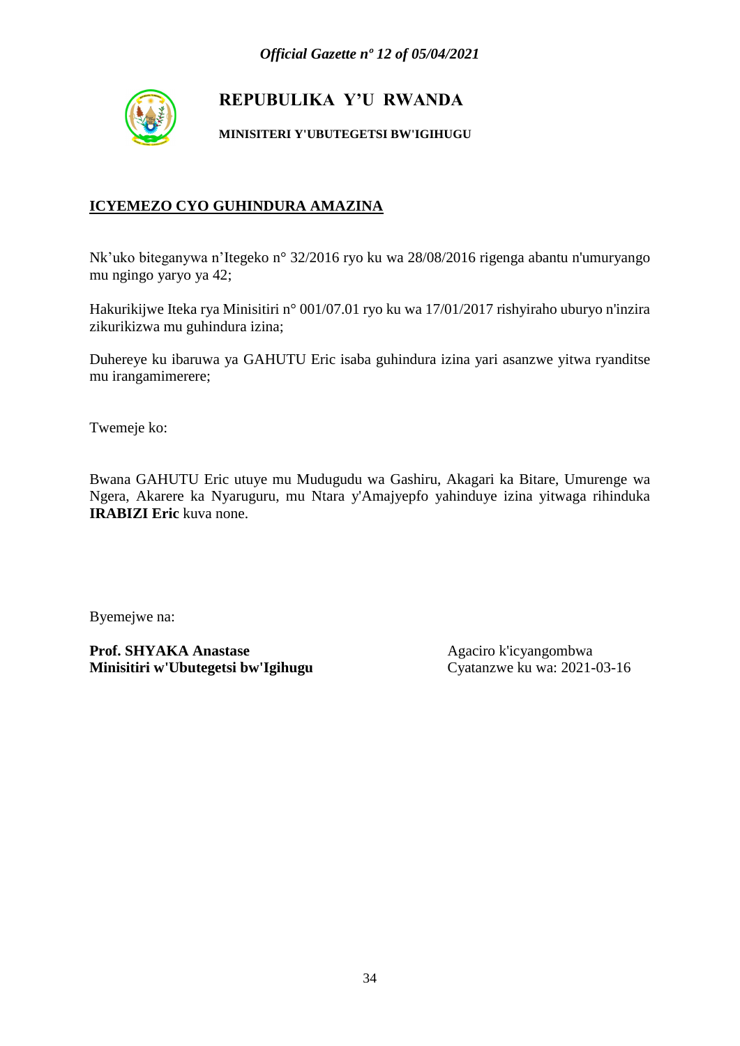**REPUBULIKA Y'U RWANDA**

**MINISITERI Y'UBUTEGETSI BW'IGIHUGU**

## ICYEMEZO CYO GUHINDURA AMAZINA

Nk'uko biteganywa n'Itegeko n° 32/2016 ryo ku wa 28/08/2016 rigenga abantu n'umuryango mu ngingo yaryo ya 42;

Hakurikijwe Iteka rya Minisitiri n° 001/07.01 ryo ku wa 17/01/2017 rishyiraho uburyo n'inzira zikurikizwa mu guhindura izina;

Duhereye ku ibaruwa ya GAHUTU Eric isaba guhindura izina yari asanzwe yitwa ryanditse mu irangamimerere;

Twemeje ko:

Bwana GAHUTU Eric utuye mu Mudugudu wa Gashiru, Akagari ka Bitare, Umurenge wa Ngera, Akarere ka Nyaruguru, mu Ntara y'Amajyepfo yahinduye izina yitwaga rihinduka **IRABIZI Eric** kuva none.

Byemejwe na:

**Prof. SHYAKA Anastase**
**Minisitiri w'Ubutegetsi bw'Igihugu**

Agaciro k'icyangombwa
Cyatanzwe ku wa: 2021-03-16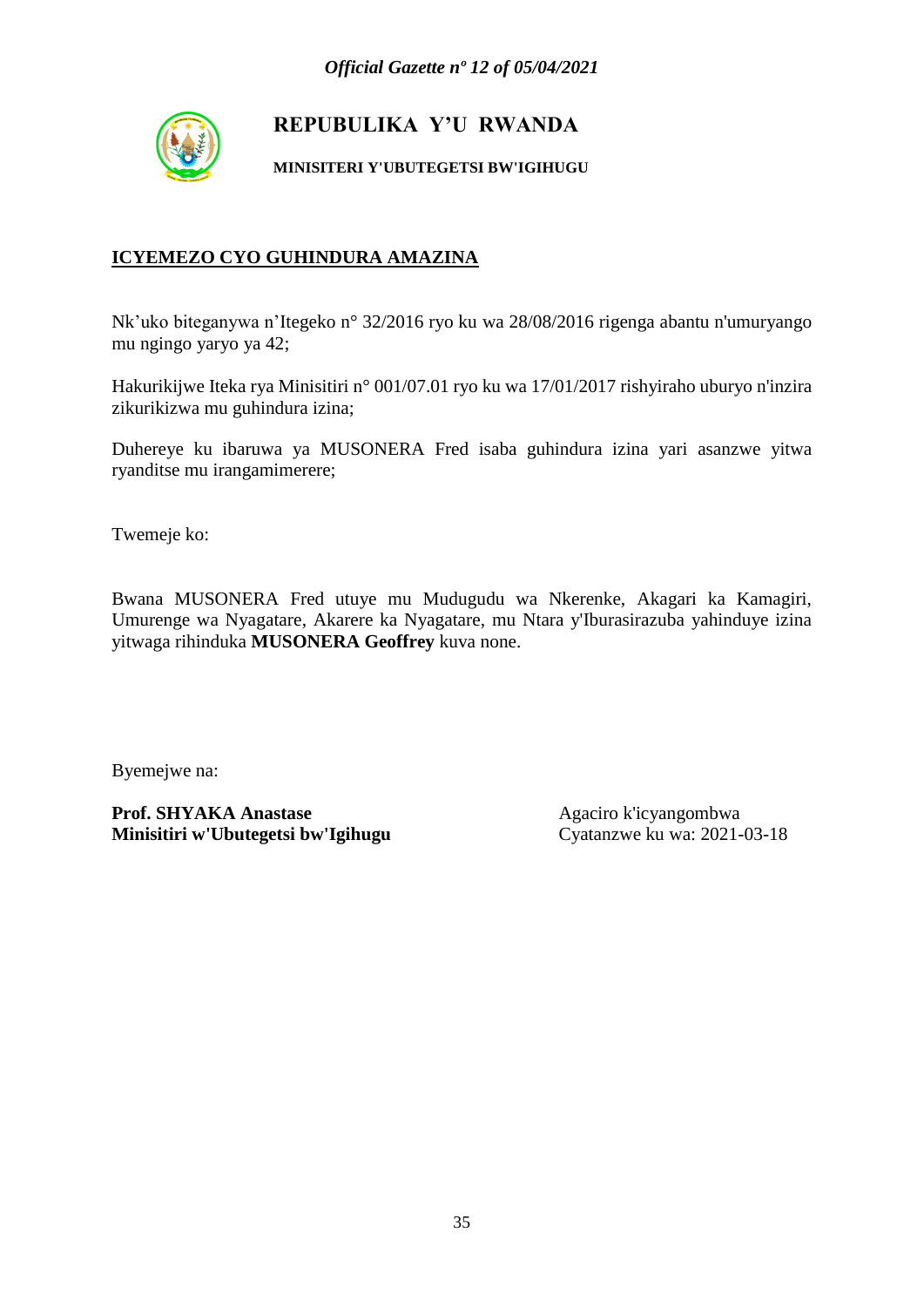# REPUBULIKA Y'U RWANDA

**MINISITERI Y'UBUTEGETSI BW'IGIHUGU**

## ICYEMEZO CYO GUHINDURA AMAZINA

Nk'uko biteganywa n'Itegeko n° 32/2016 ryo ku wa 28/08/2016 rigenga abantu n'umuryango mu ngingo yaryo ya 42;

Hakurikijwe Iteka rya Minisitiri n° 001/07.01 ryo ku wa 17/01/2017 rishyiraho uburyo n'inzira zikurikizwa mu guhindura izina;

Duhereye ku ibaruwa ya MUSONERA Fred isaba guhindura izina yari asanzwe yitwa ryanditse mu irangamimerere;

Twemeje ko:

Bwana MUSONERA Fred utuye mu Mudugudu wa Nkerenke, Akagari ka Kamagiri, Umurenge wa Nyagatare, Akarere ka Nyagatare, mu Ntara y'Iburasirazuba yahinduye izina yitwaga rihinduka **MUSONERA Geoffrey** kuva none.

Byemejwe na:

**Prof. SHYAKA Anastase**
**Minisitiri w'Ubutegetsi bw'Igihugu**

Agaciro k'icyangombwa
Cyatanzwe ku wa: 2021-03-18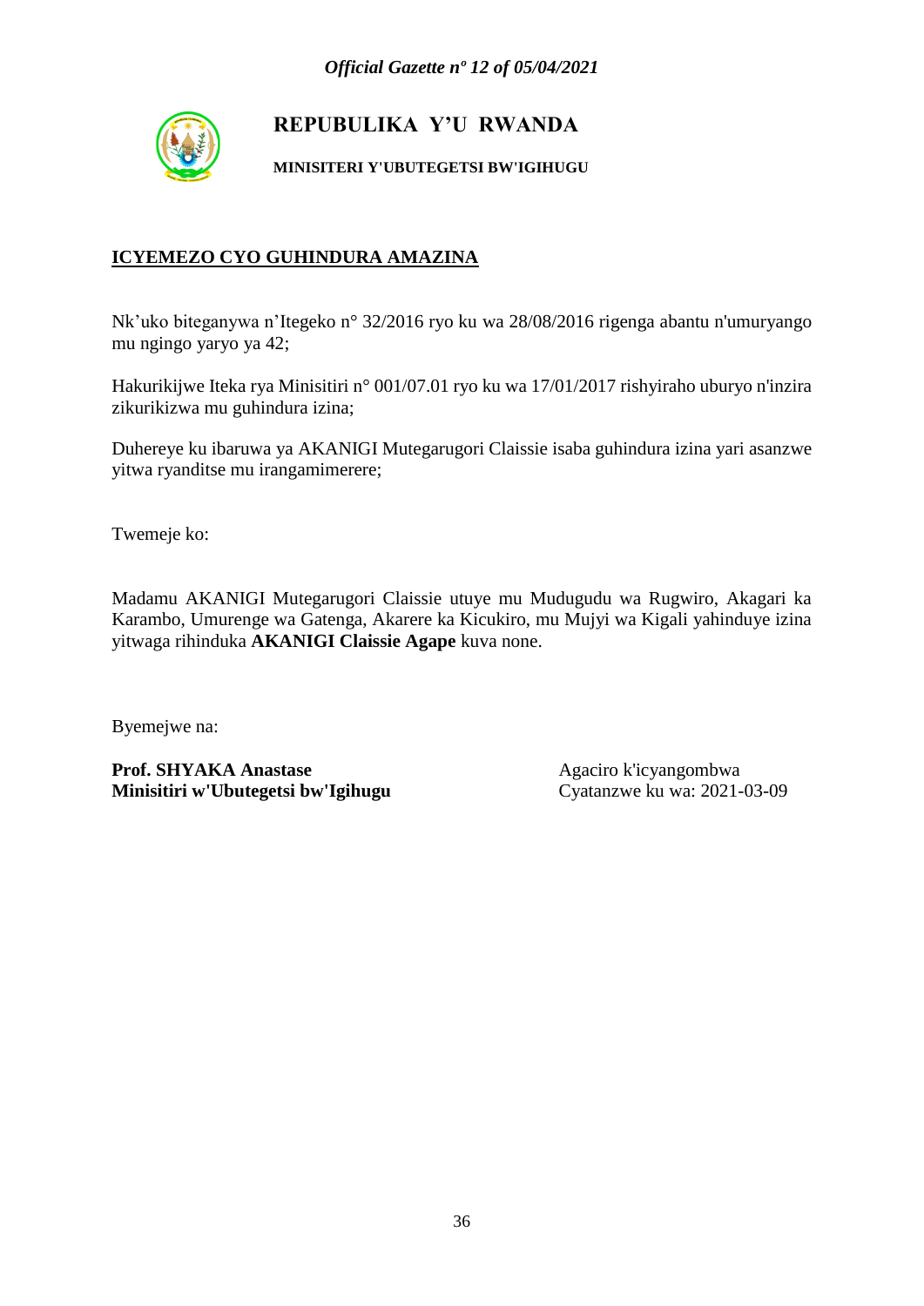**REPUBULIKA Y'U RWANDA**

**MINISITERI Y'UBUTEGETSI BW'IGIHUGU**

**ICYEMEZO CYO GUHINDURA AMAZINA**

Nk'uko biteganywa n'Itegeko n° 32/2016 ryo ku wa 28/08/2016 rigenga abantu n'umuryango mu ngingo yaryo ya 42;

Hakurikijwe Iteka rya Minisitiri n° 001/07.01 ryo ku wa 17/01/2017 rishyiraho uburyo n'inzira zikurikizwa mu guhindura izina;

Duhereye ku ibaruwa ya AKANIGI Mutegarugori Claissie isaba guhindura izina yari asanzwe yitwa ryanditse mu irangamimerere;

Twemeje ko:

Madamu AKANIGI Mutegarugori Claissie utuye mu Mudugudu wa Rugwiro, Akagari ka Karambo, Umurenge wa Gatenga, Akarere ka Kicukiro, mu Mujyi wa Kigali yahinduye izina yitwaga rihinduka **AKANIGI Claissie Agape** kuva none.

Byemejwe na:

**Prof. SHYAKA Anastase**
**Minisitiri w'Ubutegetsi bw'Igihugu**

Agaciro k'icyangombwa
Cyatanzwe ku wa: 2021-03-09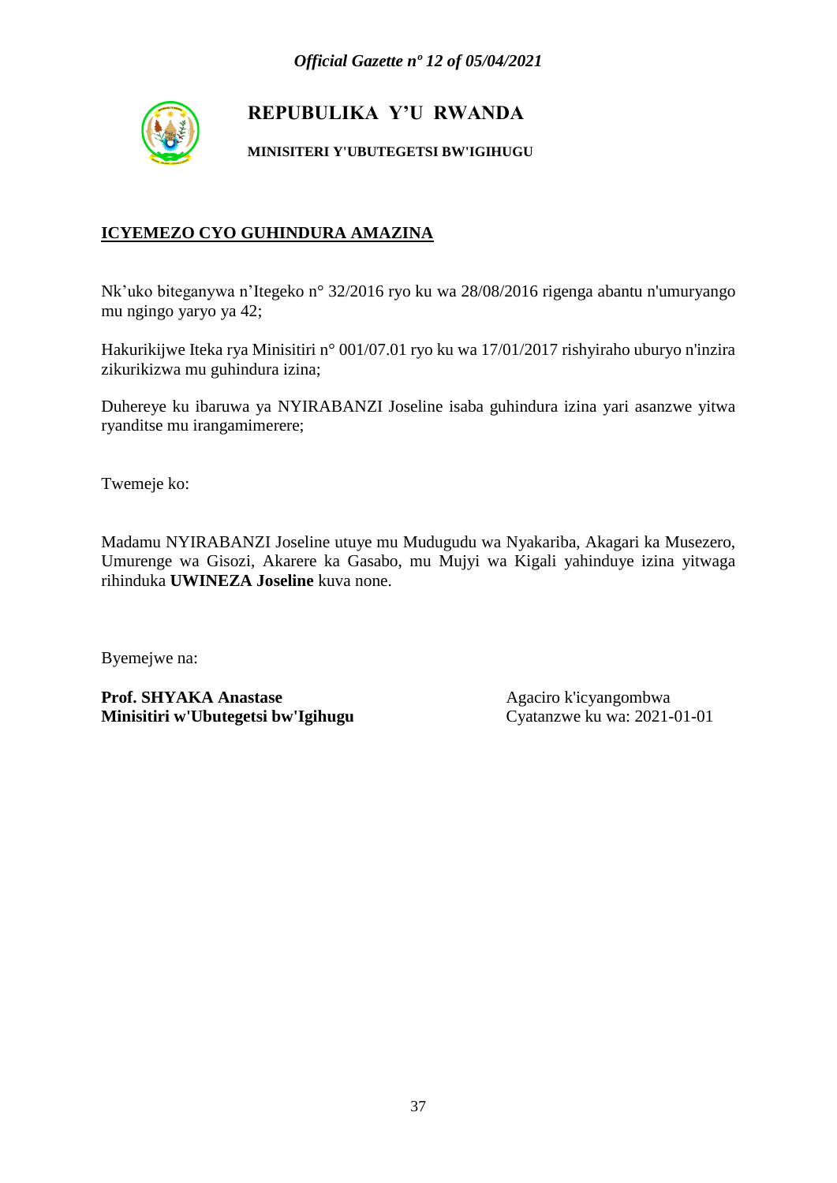# REPUBULIKA Y'U RWANDA

**MINISITERI Y'UBUTEGETSI BW'IGIHUGU**

**ICYEMEZO CYO GUHINDURA AMAZINA**

Nk'uko biteganywa n'Itegeko n° 32/2016 ryo ku wa 28/08/2016 rigenga abantu n'umuryango mu ngingo yaryo ya 42;

Hakurikijwe Iteka rya Minisitiri n° 001/07.01 ryo ku wa 17/01/2017 rishyiraho uburyo n'inzira zikurikizwa mu guhindura izina;

Duhereye ku ibaruwa ya NYIRABANZI Joseline isaba guhindura izina yari asanzwe yitwa ryanditse mu irangamimerere;

Twemeje ko:

Madamu NYIRABANZI Joseline utuye mu Mudugudu wa Nyakariba, Akagari ka Musezero, Umurenge wa Gisozi, Akarere ka Gasabo, mu Mujyi wa Kigali yahinduye izina yitwaga rihinduka **UWINEZA Joseline** kuva none.

Byemejwe na:

**Prof. SHYAKA Anastase**
**Minisitiri w'Ubutegetsi bw'Igihugu**

Agaciro k'icyangombwa
Cyatanzwe ku wa: 2021-01-01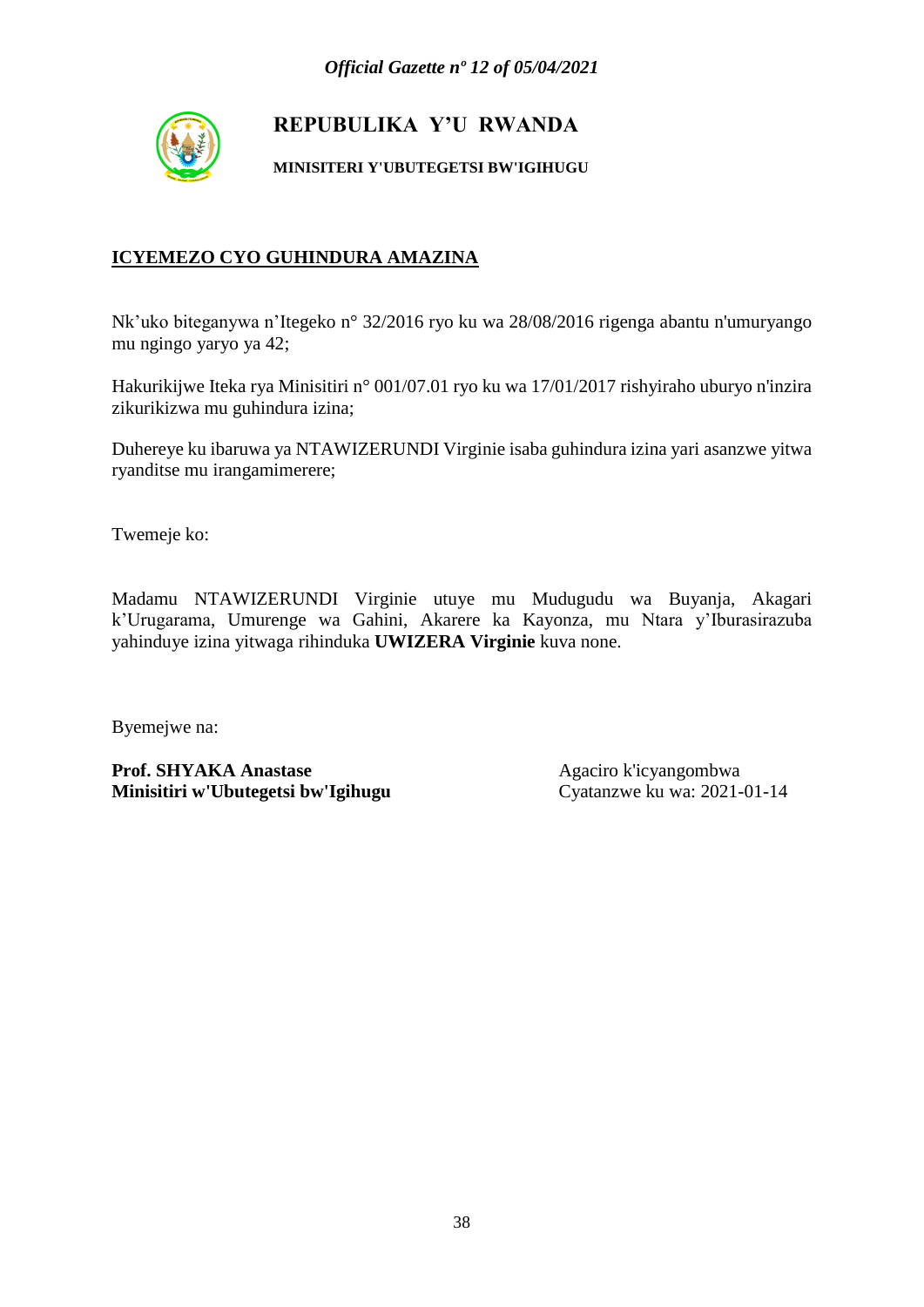# REPUBULIKA Y'U RWANDA

**MINISITERI Y'UBUTEGETSI BW'IGIHUGU**

## ICYEMEZO CYO GUHINDURA AMAZINA

Nk'uko biteganywa n'Itegeko n° 32/2016 ryo ku wa 28/08/2016 rigenga abantu n'umuryango mu ngingo yaryo ya 42;

Hakurikijwe Iteka rya Minisitiri n° 001/07.01 ryo ku wa 17/01/2017 rishyiraho uburyo n'inzira zikurikizwa mu guhindura izina;

Duhereye ku ibaruwa ya NTAWIZERUNDI Virginie isaba guhindura izina yari asanzwe yitwa ryanditse mu irangamimerere;

Twemeje ko:

Madamu NTAWIZERUNDI Virginie utuye mu Mudugudu wa Buyanja, Akagari k'Urugarama, Umurenge wa Gahini, Akarere ka Kayonza, mu Ntara y'Iburasirazuba yahinduye izina yitwaga rihinduka **UWIZERA Virginie** kuva none.

Byemejwe na:

**Prof. SHYAKA Anastase**
**Minisitiri w'Ubutegetsi bw'Igihugu**

Agaciro k'icyangombwa
Cyatanzwe ku wa: 2021-01-14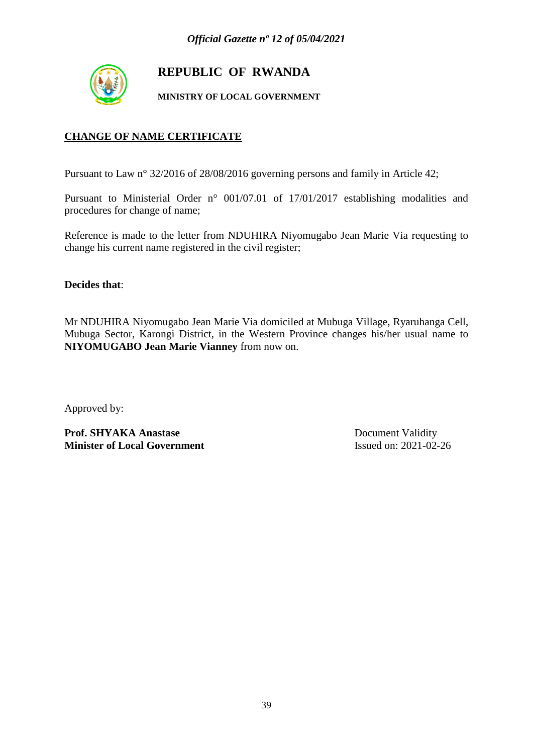# REPUBLIC OF RWANDA

**MINISTRY OF LOCAL GOVERNMENT**

## CHANGE OF NAME CERTIFICATE

Pursuant to Law n° 32/2016 of 28/08/2016 governing persons and family in Article 42;

Pursuant to Ministerial Order n° 001/07.01 of 17/01/2017 establishing modalities and procedures for change of name;

Reference is made to the letter from NDUHIRA Niyomugabo Jean Marie Via requesting to change his current name registered in the civil register;

**Decides that**:

Mr NDUHIRA Niyomugabo Jean Marie Via domiciled at Mubuga Village, Ryaruhanga Cell, Mubuga Sector, Karongi District, in the Western Province changes his/her usual name to **NIYOMUGABO Jean Marie Vianney** from now on.

Approved by:

**Prof. SHYAKA Anastase**
**Minister of Local Government**

Document Validity
Issued on: 2021-02-26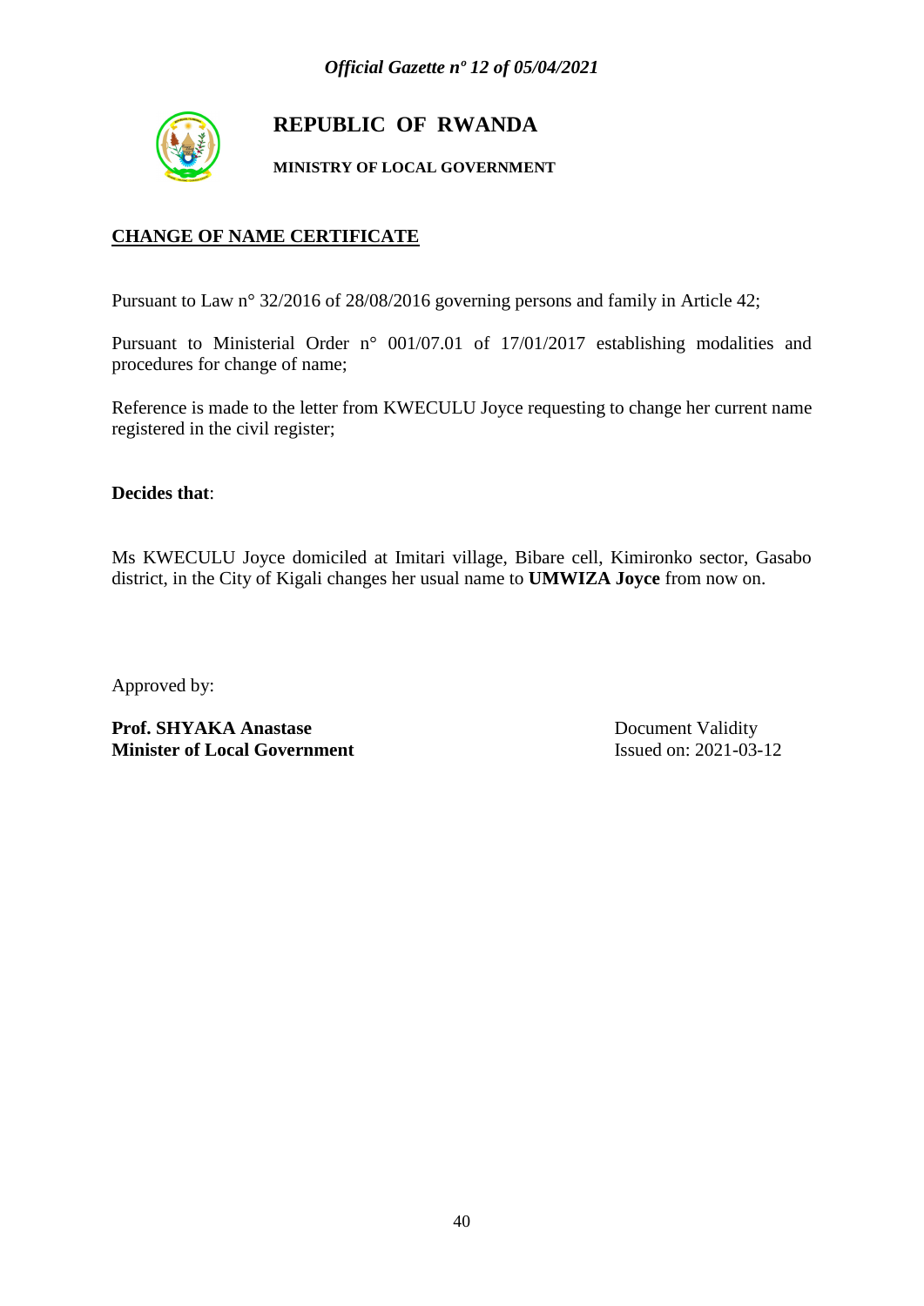# REPUBLIC OF RWANDA

**MINISTRY OF LOCAL GOVERNMENT**

## CHANGE OF NAME CERTIFICATE

Pursuant to Law n° 32/2016 of 28/08/2016 governing persons and family in Article 42;

Pursuant to Ministerial Order n° 001/07.01 of 17/01/2017 establishing modalities and procedures for change of name;

Reference is made to the letter from KWECULU Joyce requesting to change her current name registered in the civil register;

**Decides that**:

Ms KWECULU Joyce domiciled at Imitari village, Bibare cell, Kimironko sector, Gasabo district, in the City of Kigali changes her usual name to **UMWIZA Joyce** from now on.

Approved by:

**Prof. SHYAKA Anastase**
**Minister of Local Government**

Document Validity
Issued on: 2021-03-12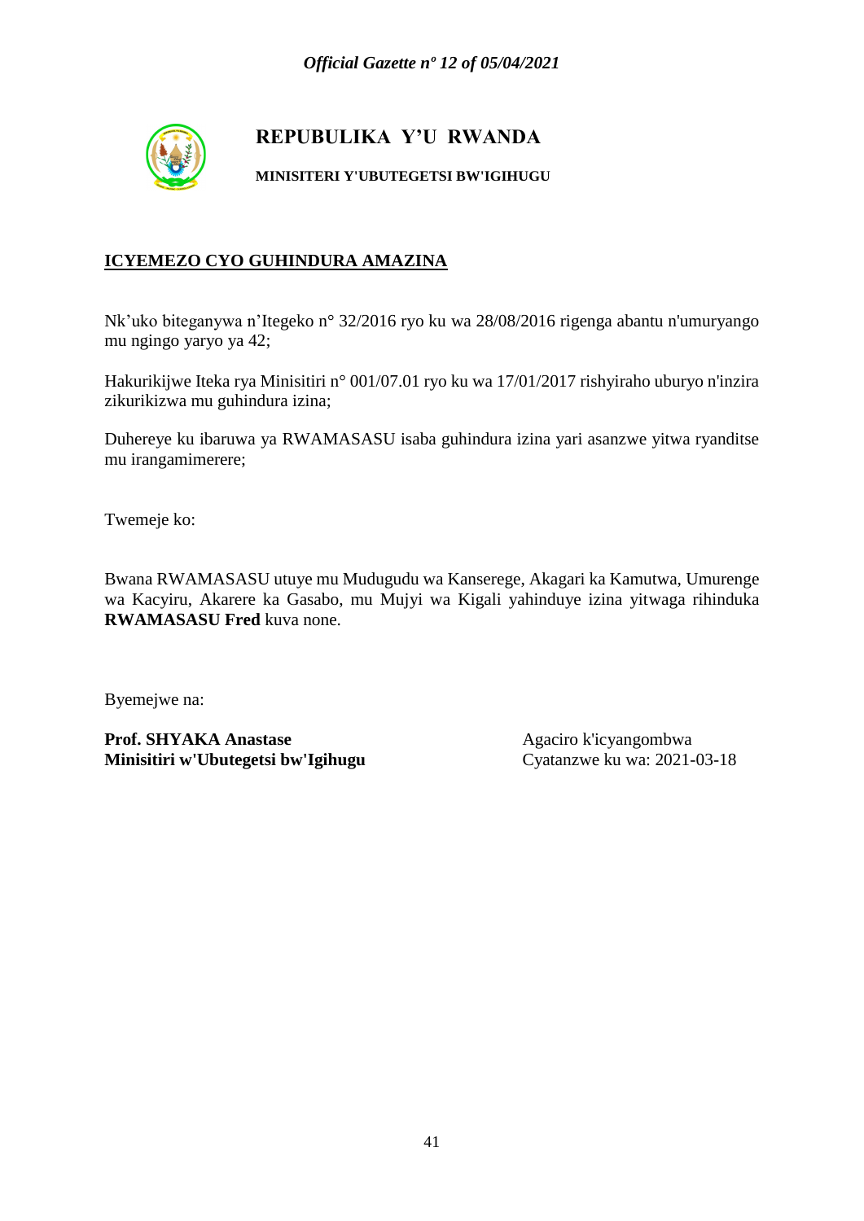# REPUBULIKA Y'U RWANDA

**MINISITERI Y'UBUTEGETSI BW'IGIHUGU**

## ICYEMEZO CYO GUHINDURA AMAZINA

Nk'uko biteganywa n'Itegeko n° 32/2016 ryo ku wa 28/08/2016 rigenga abantu n'umuryango mu ngingo yaryo ya 42;

Hakurikijwe Iteka rya Minisitiri n° 001/07.01 ryo ku wa 17/01/2017 rishyiraho uburyo n'inzira zikurikizwa mu guhindura izina;

Duhereye ku ibaruwa ya RWAMASASU isaba guhindura izina yari asanzwe yitwa ryanditse mu irangamimerere;

Twemeje ko:

Bwana RWAMASASU utuye mu Mudugudu wa Kanserege, Akagari ka Kamutwa, Umurenge wa Kacyiru, Akarere ka Gasabo, mu Mujyi wa Kigali yahinduye izina yitwaga rihinduka **RWAMASASU Fred** kuva none.

Byemejwe na:

**Prof. SHYAKA Anastase**
**Minisitiri w'Ubutegetsi bw'Igihugu**

Agaciro k'icyangombwa
Cyatanzwe ku wa: 2021-03-18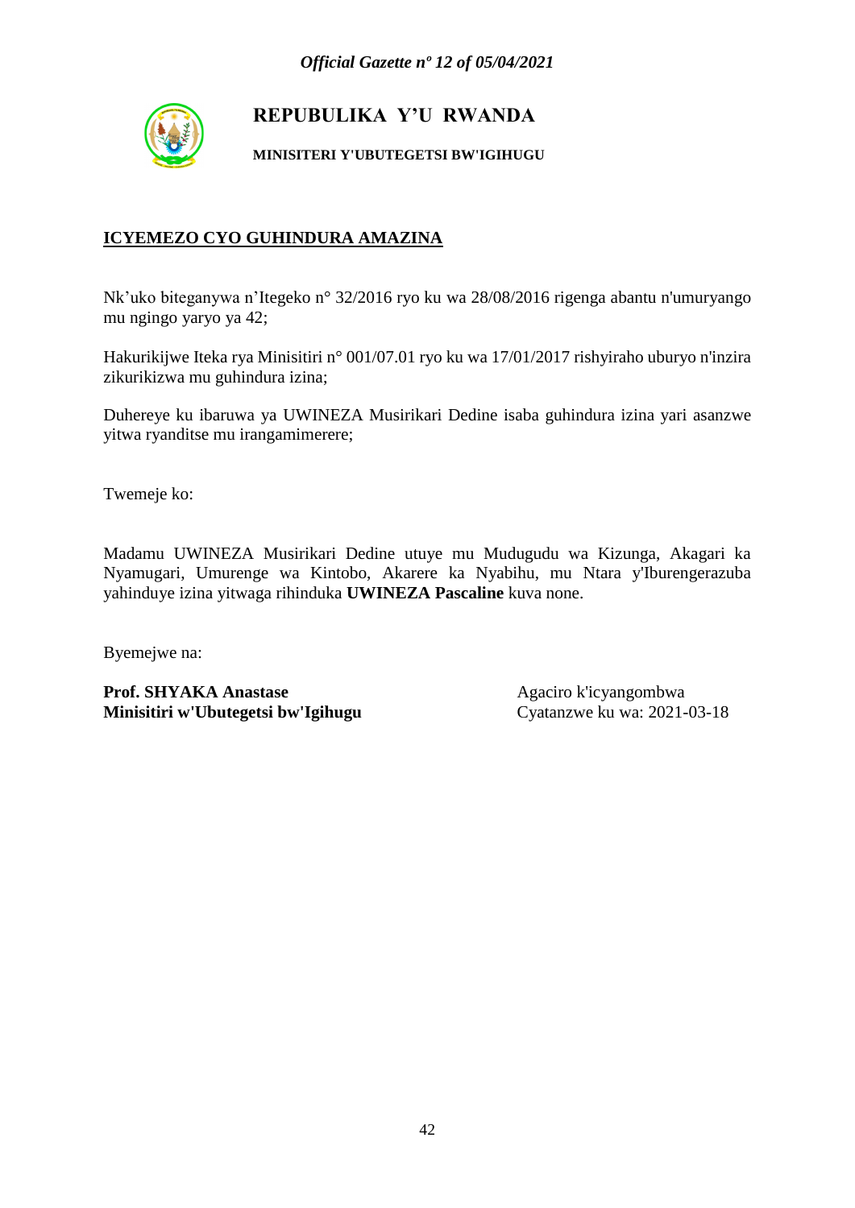# REPUBULIKA Y'U RWANDA

**MINISITERI Y'UBUTEGETSI BW'IGIHUGU**

**ICYEMEZO CYO GUHINDURA AMAZINA**

Nk'uko biteganywa n'Itegeko n° 32/2016 ryo ku wa 28/08/2016 rigenga abantu n'umuryango mu ngingo yaryo ya 42;

Hakurikijwe Iteka rya Minisitiri n° 001/07.01 ryo ku wa 17/01/2017 rishyiraho uburyo n'inzira zikurikizwa mu guhindura izina;

Duhereye ku ibaruwa ya UWINEZA Musirikari Dedine isaba guhindura izina yari asanzwe yitwa ryanditse mu irangamimerere;

Twemeje ko:

Madamu UWINEZA Musirikari Dedine utuye mu Mudugudu wa Kizunga, Akagari ka Nyamugari, Umurenge wa Kintobo, Akarere ka Nyabihu, mu Ntara y'Iburengerazuba yahinduye izina yitwaga rihinduka **UWINEZA Pascaline** kuva none.

Byemejwe na:

**Prof. SHYAKA Anastase**
**Minisitiri w'Ubutegetsi bw'Igihugu**

Agaciro k'icyangombwa
Cyatanzwe ku wa: 2021-03-18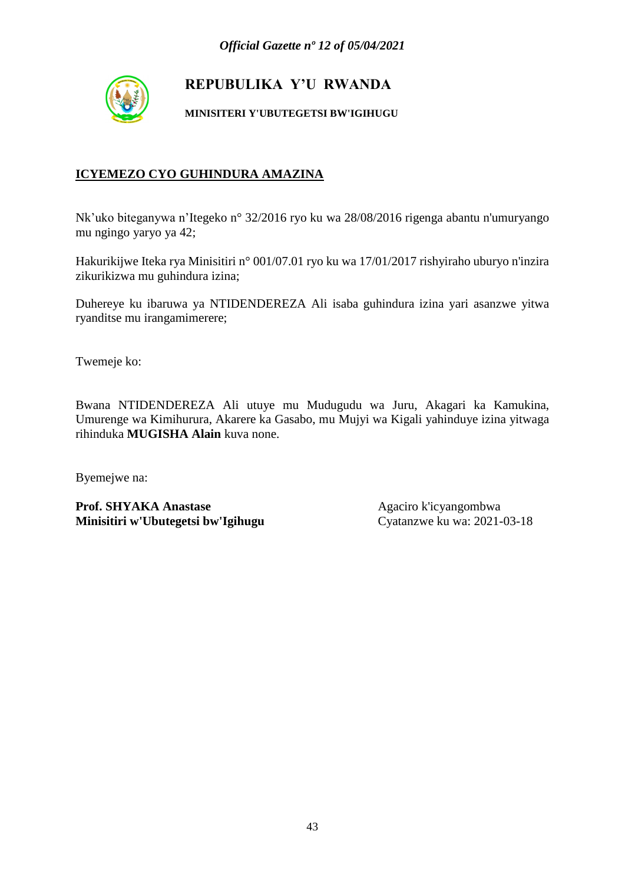**REPUBULIKA Y'U RWANDA**

**MINISITERI Y'UBUTEGETSI BW'IGIHUGU**

**ICYEMEZO CYO GUHINDURA AMAZINA**

Nk'uko biteganywa n'Itegeko n° 32/2016 ryo ku wa 28/08/2016 rigenga abantu n'umuryango mu ngingo yaryo ya 42;

Hakurikijwe Iteka rya Minisitiri n° 001/07.01 ryo ku wa 17/01/2017 rishyiraho uburyo n'inzira zikurikizwa mu guhindura izina;

Duhereye ku ibaruwa ya NTIDENDEREZA Ali isaba guhindura izina yari asanzwe yitwa ryanditse mu irangamimerere;

Twemeje ko:

Bwana NTIDENDEREZA Ali utuye mu Mudugudu wa Juru, Akagari ka Kamukina, Umurenge wa Kimihurura, Akarere ka Gasabo, mu Mujyi wa Kigali yahinduye izina yitwaga rihinduka **MUGISHA Alain** kuva none.

Byemejwe na:

**Prof. SHYAKA Anastase**
**Minisitiri w'Ubutegetsi bw'Igihugu**

Agaciro k'icyangombwa
Cyatanzwe ku wa: 2021-03-18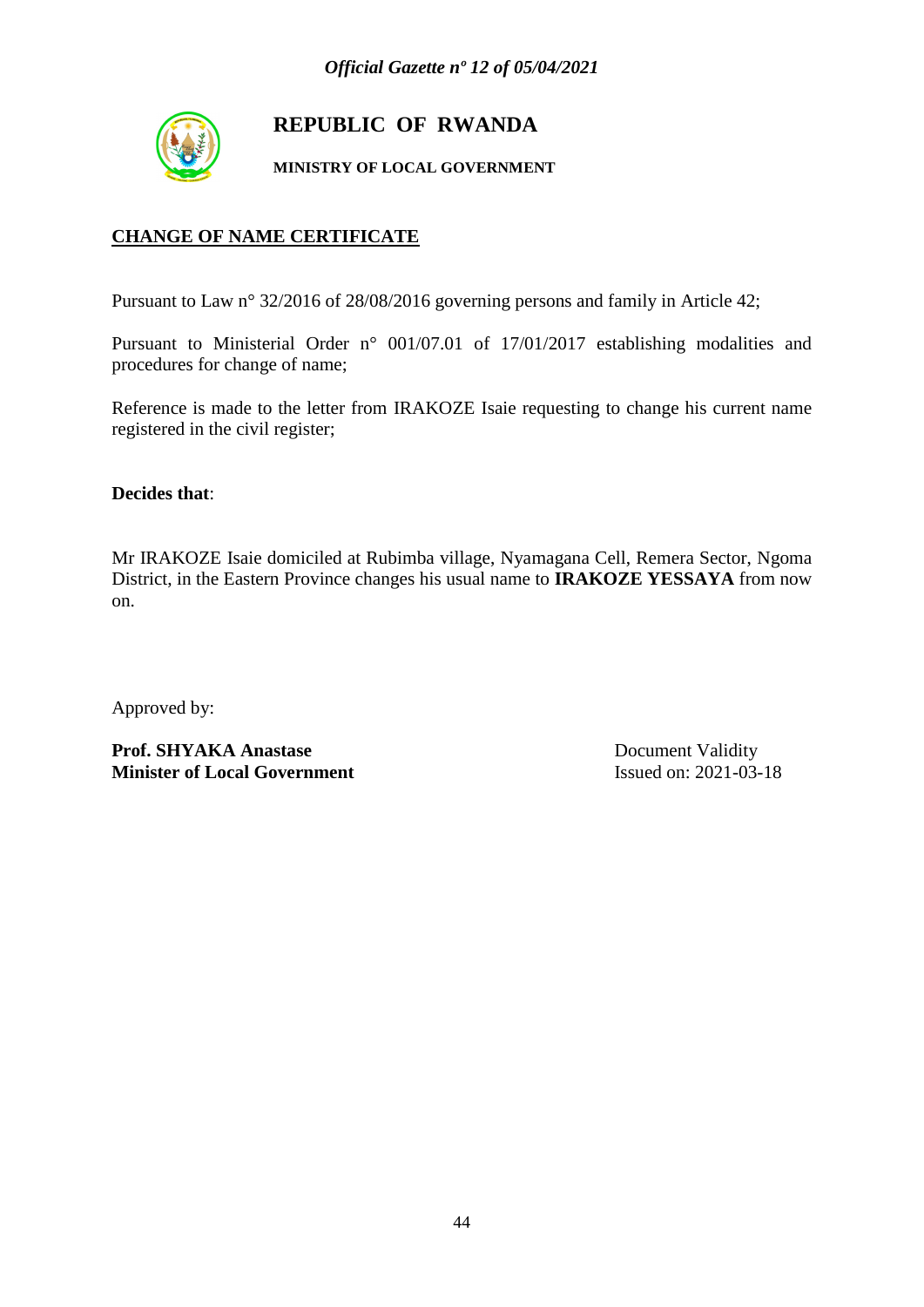# REPUBLIC OF RWANDA

**MINISTRY OF LOCAL GOVERNMENT**

## CHANGE OF NAME CERTIFICATE

Pursuant to Law n° 32/2016 of 28/08/2016 governing persons and family in Article 42;

Pursuant to Ministerial Order n° 001/07.01 of 17/01/2017 establishing modalities and procedures for change of name;

Reference is made to the letter from IRAKOZE Isaie requesting to change his current name registered in the civil register;

**Decides that**:

Mr IRAKOZE Isaie domiciled at Rubimba village, Nyamagana Cell, Remera Sector, Ngoma District, in the Eastern Province changes his usual name to **IRAKOZE YESSAYA** from now on.

Approved by:

**Prof. SHYAKA Anastase**
**Minister of Local Government**

Document Validity
Issued on: 2021-03-18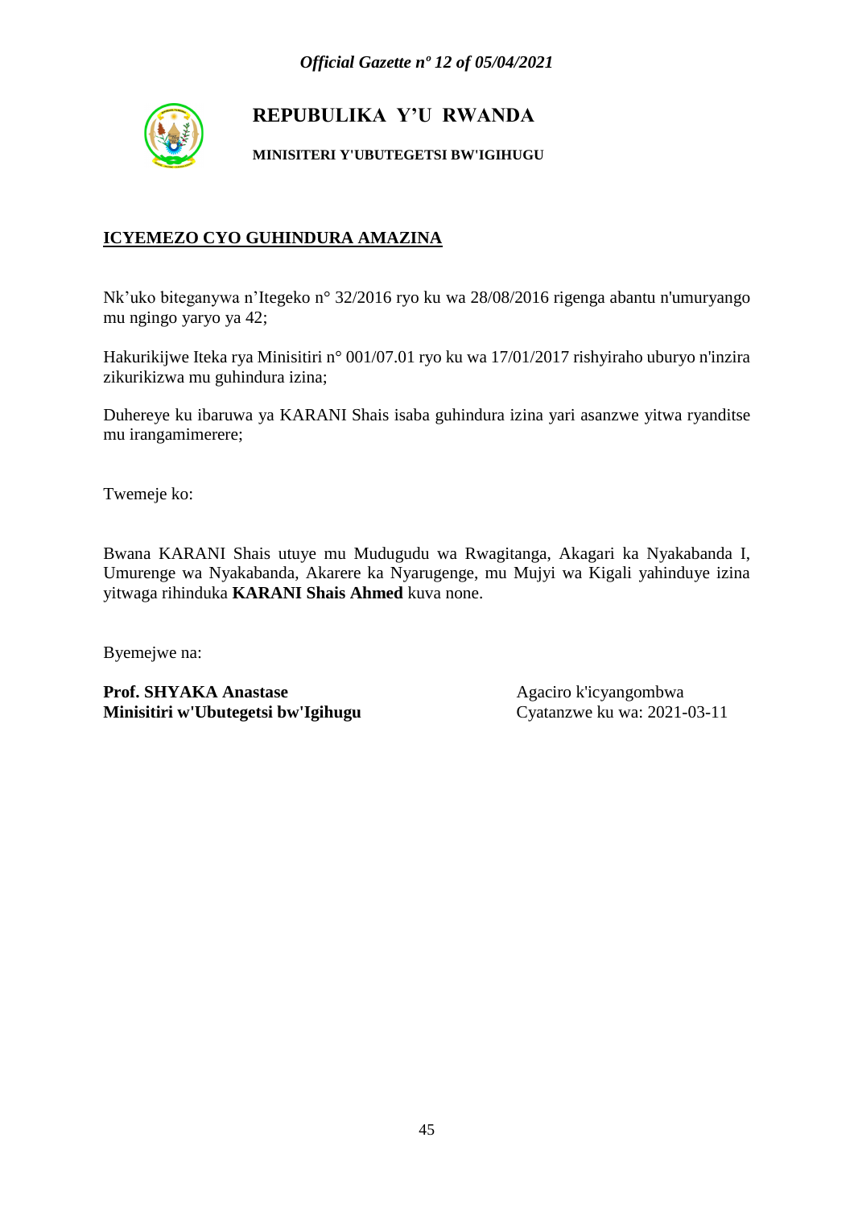**REPUBULIKA Y'U RWANDA**

**MINISITERI Y'UBUTEGETSI BW'IGIHUGU**

**ICYEMEZO CYO GUHINDURA AMAZINA**

Nk'uko biteganywa n'Itegeko n° 32/2016 ryo ku wa 28/08/2016 rigenga abantu n'umuryango mu ngingo yaryo ya 42;

Hakurikijwe Iteka rya Minisitiri n° 001/07.01 ryo ku wa 17/01/2017 rishyiraho uburyo n'inzira zikurikizwa mu guhindura izina;

Duhereye ku ibaruwa ya KARANI Shais isaba guhindura izina yari asanzwe yitwa ryanditse mu irangamimerere;

Twemeje ko:

Bwana KARANI Shais utuye mu Mudugudu wa Rwagitanga, Akagari ka Nyakabanda I, Umurenge wa Nyakabanda, Akarere ka Nyarugenge, mu Mujyi wa Kigali yahinduye izina yitwaga rihinduka **KARANI Shais Ahmed** kuva none.

Byemejwe na:

**Prof. SHYAKA Anastase**
**Minisitiri w'Ubutegetsi bw'Igihugu**

Agaciro k'icyangombwa
Cyatanzwe ku wa: 2021-03-11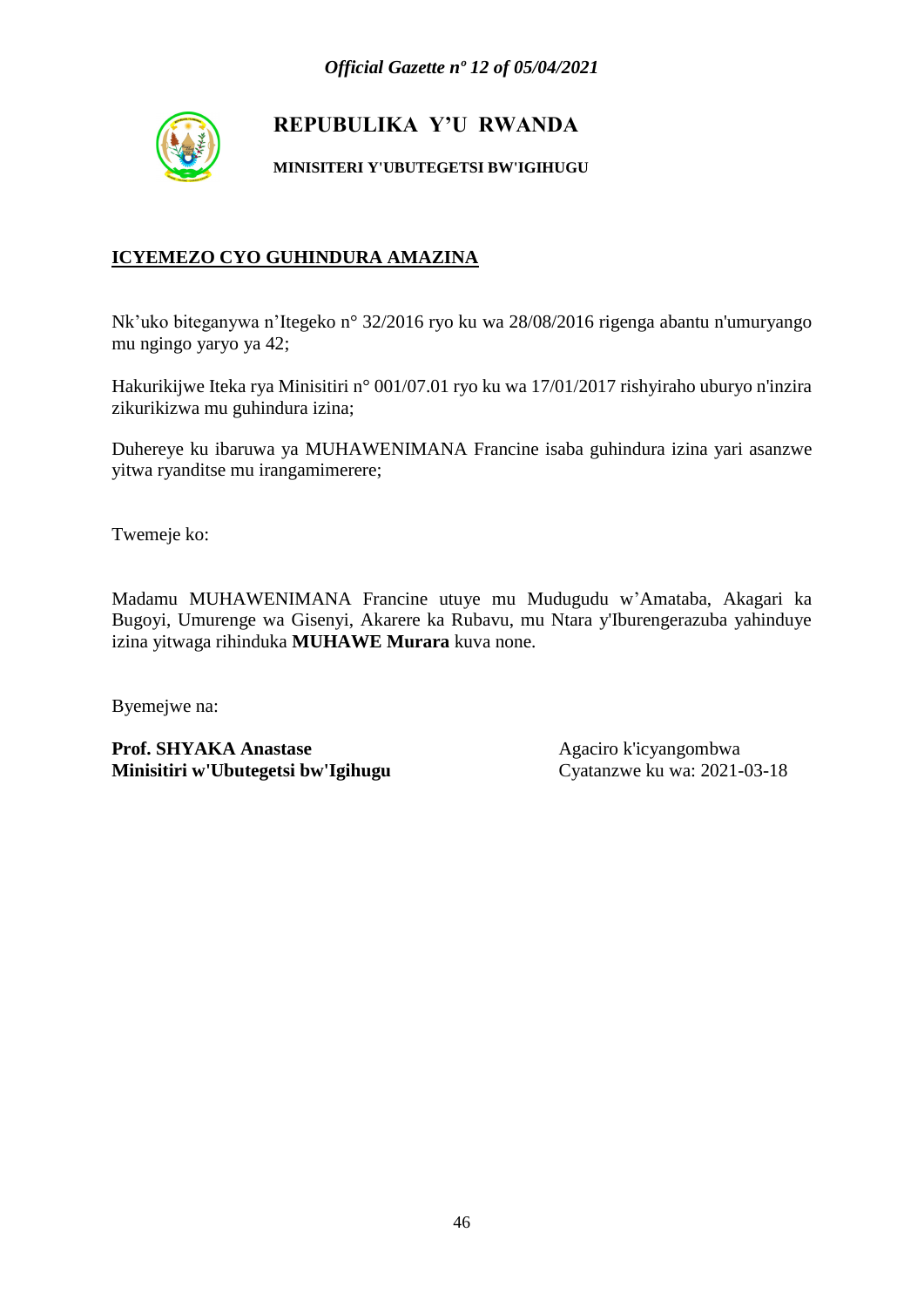**REPUBULIKA Y'U RWANDA**

**MINISITERI Y'UBUTEGETSI BW'IGIHUGU**

**ICYEMEZO CYO GUHINDURA AMAZINA**

Nk'uko biteganywa n'Itegeko n° 32/2016 ryo ku wa 28/08/2016 rigenga abantu n'umuryango mu ngingo yaryo ya 42;

Hakurikijwe Iteka rya Minisitiri n° 001/07.01 ryo ku wa 17/01/2017 rishyiraho uburyo n'inzira zikurikizwa mu guhindura izina;

Duhereye ku ibaruwa ya MUHAWENIMANA Francine isaba guhindura izina yari asanzwe yitwa ryanditse mu irangamimerere;

Twemeje ko:

Madamu MUHAWENIMANA Francine utuye mu Mudugudu w'Amataba, Akagari ka Bugoyi, Umurenge wa Gisenyi, Akarere ka Rubavu, mu Ntara y'Iburengerazuba yahinduye izina yitwaga rihinduka **MUHAWE Murara** kuva none.

Byemejwe na:

**Prof. SHYAKA Anastase**
**Minisitiri w'Ubutegetsi bw'Igihugu**

Agaciro k'icyangombwa
Cyatanzwe ku wa: 2021-03-18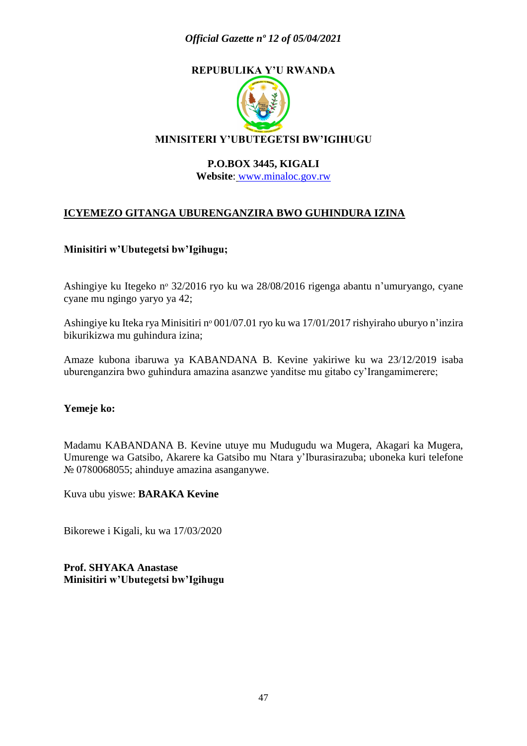**REPUBULIKA Y'U RWANDA**

**MINISITERI Y'UBUTEGETSI BW'IGIHUGU**

**P.O.BOX 3445, KIGALI**
**Website**: www.minaloc.gov.rw

## ICYEMEZO GITANGA UBURENGANZIRA BWO GUHINDURA IZINA

**Minisitiri w'Ubutegetsi bw'Igihugu;**

Ashingiye ku Itegeko nº 32/2016 ryo ku wa 28/08/2016 rigenga abantu n'umuryango, cyane cyane mu ngingo yaryo ya 42;

Ashingiye ku Iteka rya Minisitiri nº 001/07.01 ryo ku wa 17/01/2017 rishyiraho uburyo n'inzira bikurikizwa mu guhindura izina;

Amaze kubona ibaruwa ya KABANDANA B. Kevine yakiriwe ku wa 23/12/2019 isaba uburenganzira bwo guhindura amazina asanzwe yanditse mu gitabo cy'Irangamimerere;

**Yemeje ko:**

Madamu KABANDANA B. Kevine utuye mu Mudugudu wa Mugera, Akagari ka Mugera, Umurenge wa Gatsibo, Akarere ka Gatsibo mu Ntara y'Iburasirazuba; uboneka kuri telefone № 0780068055; ahinduye amazina asanganywe.

Kuva ubu yiswe: **BARAKA Kevine**

Bikorewe i Kigali, ku wa 17/03/2020

**Prof. SHYAKA Anastase**
**Minisitiri w'Ubutegetsi bw'Igihugu**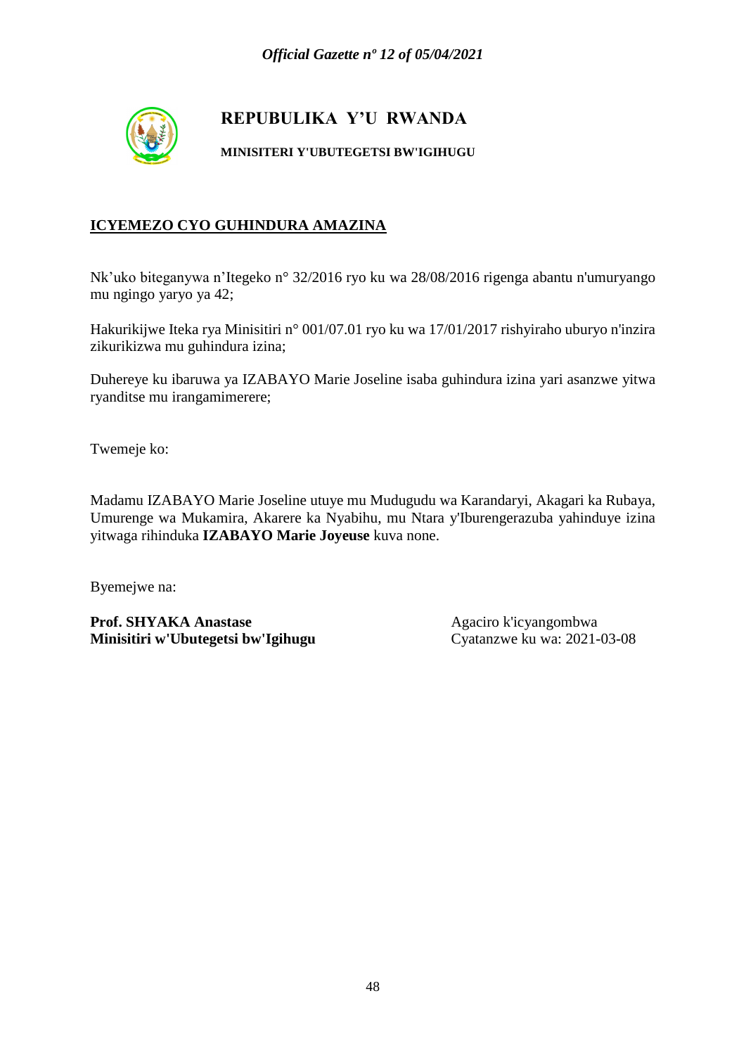# REPUBULIKA Y'U RWANDA

**MINISITERI Y'UBUTEGETSI BW'IGIHUGU**

**ICYEMEZO CYO GUHINDURA AMAZINA**

Nk'uko biteganywa n'Itegeko n° 32/2016 ryo ku wa 28/08/2016 rigenga abantu n'umuryango mu ngingo yaryo ya 42;

Hakurikijwe Iteka rya Minisitiri n° 001/07.01 ryo ku wa 17/01/2017 rishyiraho uburyo n'inzira zikurikizwa mu guhindura izina;

Duhereye ku ibaruwa ya IZABAYO Marie Joseline isaba guhindura izina yari asanzwe yitwa ryanditse mu irangamimerere;

Twemeje ko:

Madamu IZABAYO Marie Joseline utuye mu Mudugudu wa Karandaryi, Akagari ka Rubaya, Umurenge wa Mukamira, Akarere ka Nyabihu, mu Ntara y'Iburengerazuba yahinduye izina yitwaga rihinduka **IZABAYO Marie Joyeuse** kuva none.

Byemejwe na:

**Prof. SHYAKA Anastase**
**Minisitiri w'Ubutegetsi bw'Igihugu**

Agaciro k'icyangombwa
Cyatanzwe ku wa: 2021-03-08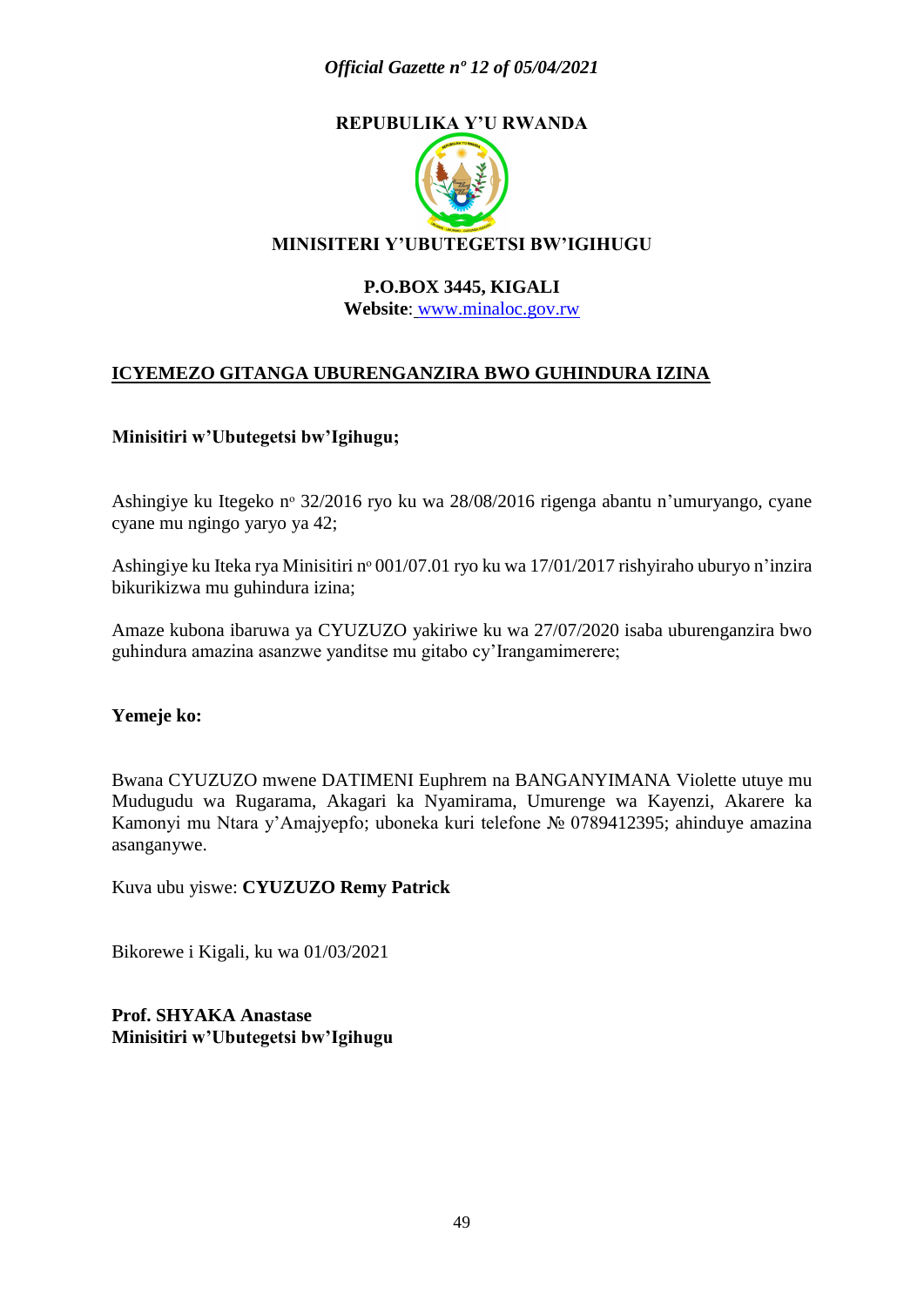**REPUBULIKA Y'U RWANDA**

**MINISITERI Y'UBUTEGETSI BW'IGIHUGU**

**P.O.BOX 3445, KIGALI**
**Website**: www.minaloc.gov.rw

**ICYEMEZO GITANGA UBURENGANZIRA BWO GUHINDURA IZINA**

**Minisitiri w'Ubutegetsi bw'Igihugu;**

Ashingiye ku Itegeko nº 32/2016 ryo ku wa 28/08/2016 rigenga abantu n'umuryango, cyane cyane mu ngingo yaryo ya 42;

Ashingiye ku Iteka rya Minisitiri nº 001/07.01 ryo ku wa 17/01/2017 rishyiraho uburyo n'inzira bikurikizwa mu guhindura izina;

Amaze kubona ibaruwa ya CYUZUZO yakiriwe ku wa 27/07/2020 isaba uburenganzira bwo guhindura amazina asanzwe yanditse mu gitabo cy'Irangamimerere;

**Yemeje ko:**

Bwana CYUZUZO mwene DATIMENI Euphrem na BANGANYIMANA Violette utuye mu Mudugudu wa Rugarama, Akagari ka Nyamirama, Umurenge wa Kayenzi, Akarere ka Kamonyi mu Ntara y'Amajyepfo; uboneka kuri telefone № 0789412395; ahinduye amazina asanganywe.

Kuva ubu yiswe: **CYUZUZO Remy Patrick**

Bikorewe i Kigali, ku wa 01/03/2021

**Prof. SHYAKA Anastase**
**Minisitiri w'Ubutegetsi bw'Igihugu**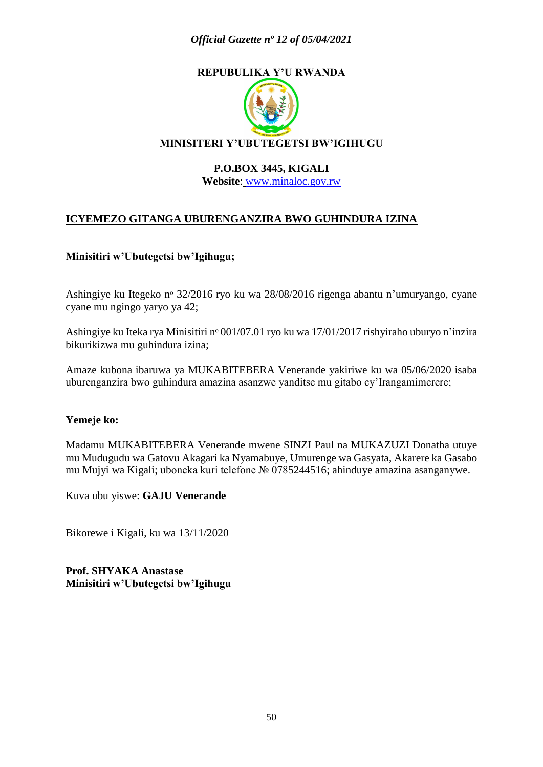**REPUBULIKA Y'U RWANDA**

**MINISITERI Y'UBUTEGETSI BW'IGIHUGU**

**P.O.BOX 3445, KIGALI**
**Website**: www.minaloc.gov.rw

## ICYEMEZO GITANGA UBURENGANZIRA BWO GUHINDURA IZINA

**Minisitiri w'Ubutegetsi bw'Igihugu;**

Ashingiye ku Itegeko nº 32/2016 ryo ku wa 28/08/2016 rigenga abantu n'umuryango, cyane cyane mu ngingo yaryo ya 42;

Ashingiye ku Iteka rya Minisitiri nº 001/07.01 ryo ku wa 17/01/2017 rishyiraho uburyo n'inzira bikurikizwa mu guhindura izina;

Amaze kubona ibaruwa ya MUKABITEBERA Venerande yakiriwe ku wa 05/06/2020 isaba uburenganzira bwo guhindura amazina asanzwe yanditse mu gitabo cy'Irangamimerere;

**Yemeje ko:**

Madamu MUKABITEBERA Venerande mwene SINZI Paul na MUKAZUZI Donatha utuye mu Mudugudu wa Gatovu Akagari ka Nyamabuye, Umurenge wa Gasyata, Akarere ka Gasabo mu Mujyi wa Kigali; uboneka kuri telefone № 0785244516; ahinduye amazina asanganywe.

Kuva ubu yiswe: **GAJU Venerande**

Bikorewe i Kigali, ku wa 13/11/2020

**Prof. SHYAKA Anastase**
**Minisitiri w'Ubutegetsi bw'Igihugu**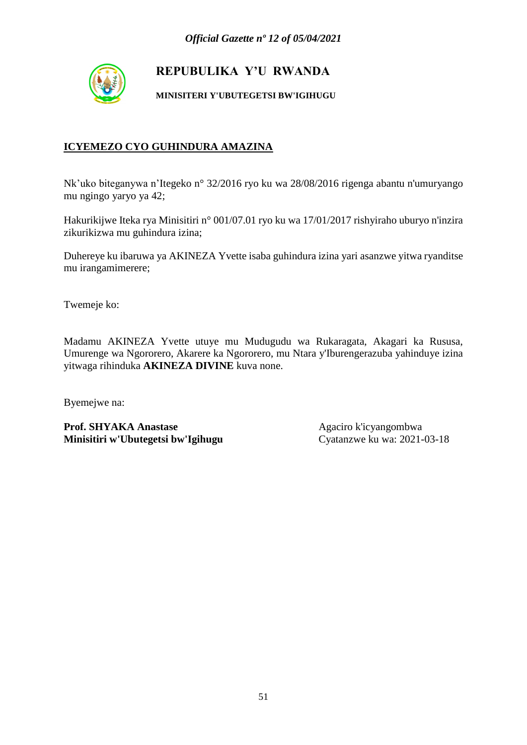# REPUBULIKA Y'U RWANDA

**MINISITERI Y'UBUTEGETSI BW'IGIHUGU**

**ICYEMEZO CYO GUHINDURA AMAZINA**

Nk'uko biteganywa n'Itegeko n° 32/2016 ryo ku wa 28/08/2016 rigenga abantu n'umuryango mu ngingo yaryo ya 42;

Hakurikijwe Iteka rya Minisitiri n° 001/07.01 ryo ku wa 17/01/2017 rishyiraho uburyo n'inzira zikurikizwa mu guhindura izina;

Duhereye ku ibaruwa ya AKINEZA Yvette isaba guhindura izina yari asanzwe yitwa ryanditse mu irangamimerere;

Twemeje ko:

Madamu AKINEZA Yvette utuye mu Mudugudu wa Rukaragata, Akagari ka Rususa, Umurenge wa Ngororero, Akarere ka Ngororero, mu Ntara y'Iburengerazuba yahinduye izina yitwaga rihinduka **AKINEZA DIVINE** kuva none.

Byemejwe na:

**Prof. SHYAKA Anastase**
**Minisitiri w'Ubutegetsi bw'Igihugu**

Agaciro k'icyangombwa
Cyatanzwe ku wa: 2021-03-18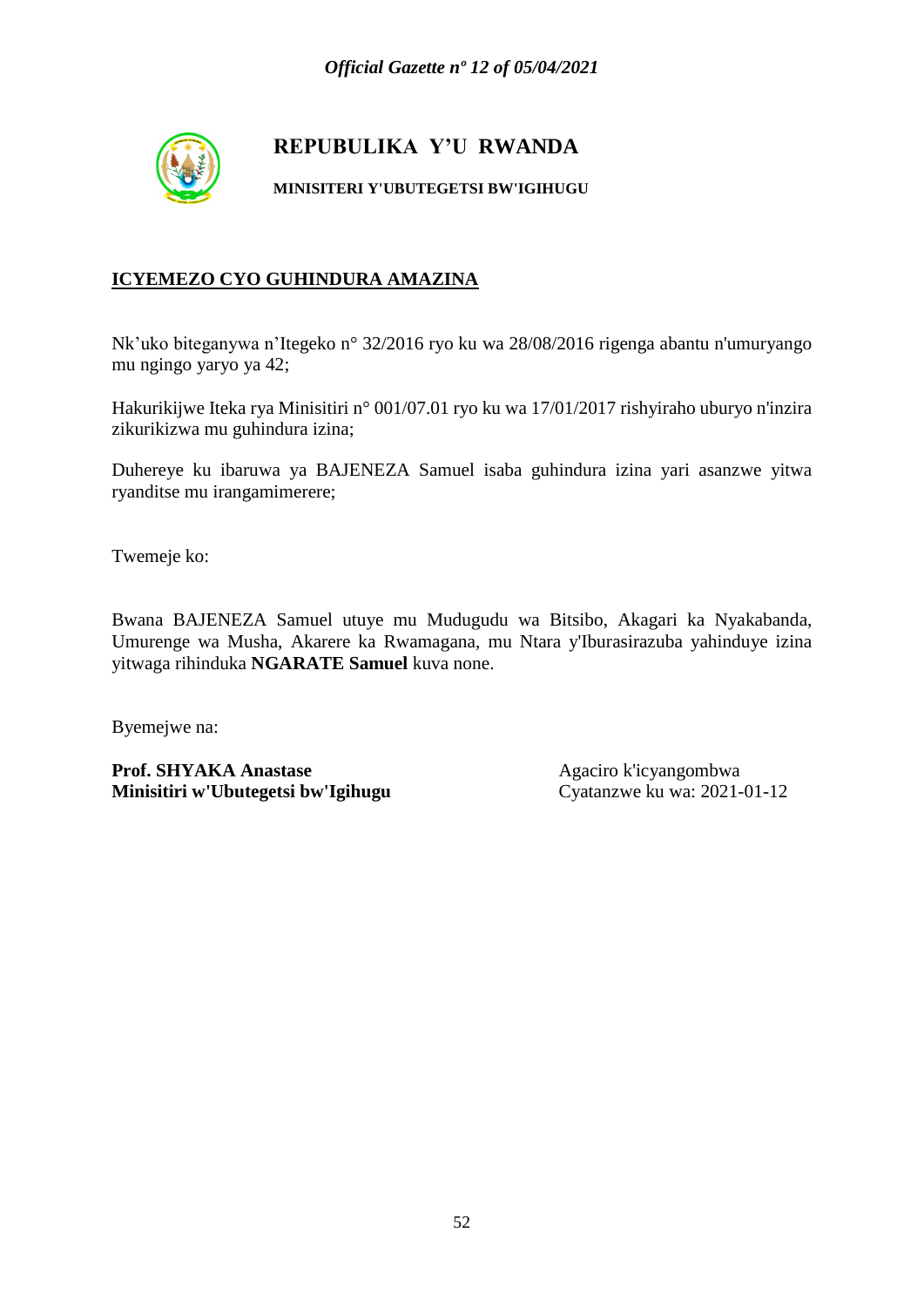# REPUBULIKA Y'U RWANDA

**MINISITERI Y'UBUTEGETSI BW'IGIHUGU**

**ICYEMEZO CYO GUHINDURA AMAZINA**

Nk'uko biteganywa n'Itegeko n° 32/2016 ryo ku wa 28/08/2016 rigenga abantu n'umuryango mu ngingo yaryo ya 42;

Hakurikijwe Iteka rya Minisitiri n° 001/07.01 ryo ku wa 17/01/2017 rishyiraho uburyo n'inzira zikurikizwa mu guhindura izina;

Duhereye ku ibaruwa ya BAJENEZA Samuel isaba guhindura izina yari asanzwe yitwa ryanditse mu irangamimerere;

Twemeje ko:

Bwana BAJENEZA Samuel utuye mu Mudugudu wa Bitsibo, Akagari ka Nyakabanda, Umurenge wa Musha, Akarere ka Rwamagana, mu Ntara y'Iburasirazuba yahinduye izina yitwaga rihinduka **NGARATE Samuel** kuva none.

Byemejwe na:

**Prof. SHYAKA Anastase**
**Minisitiri w'Ubutegetsi bw'Igihugu**

Agaciro k'icyangombwa
Cyatanzwe ku wa: 2021-01-12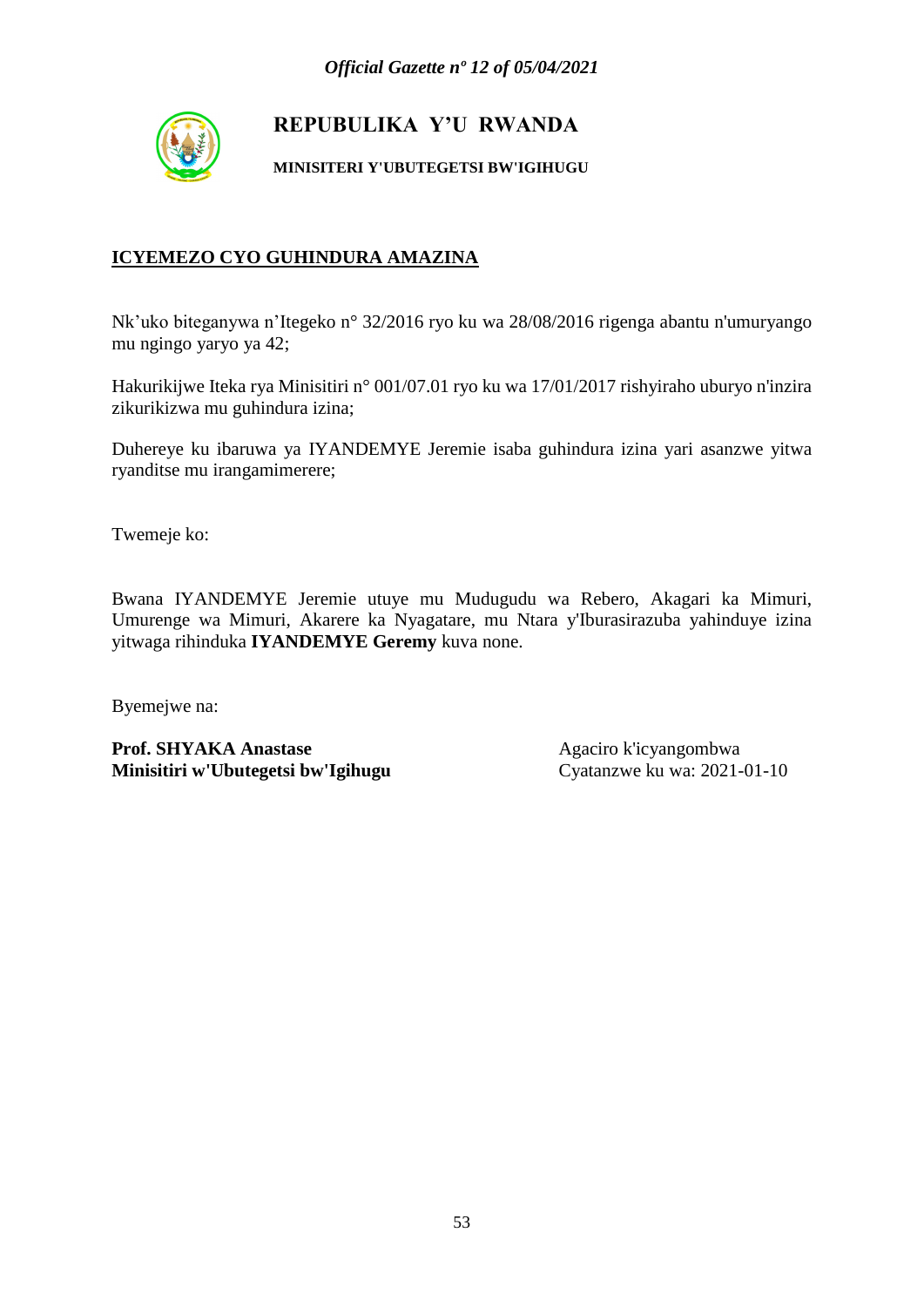# REPUBULIKA Y'U RWANDA

**MINISITERI Y'UBUTEGETSI BW'IGIHUGU**

**ICYEMEZO CYO GUHINDURA AMAZINA**

Nk'uko biteganywa n'Itegeko n° 32/2016 ryo ku wa 28/08/2016 rigenga abantu n'umuryango mu ngingo yaryo ya 42;

Hakurikijwe Iteka rya Minisitiri n° 001/07.01 ryo ku wa 17/01/2017 rishyiraho uburyo n'inzira zikurikizwa mu guhindura izina;

Duhereye ku ibaruwa ya IYANDEMYE Jeremie isaba guhindura izina yari asanzwe yitwa ryanditse mu irangamimerere;

Twemeje ko:

Bwana IYANDEMYE Jeremie utuye mu Mudugudu wa Rebero, Akagari ka Mimuri, Umurenge wa Mimuri, Akarere ka Nyagatare, mu Ntara y'Iburasirazuba yahinduye izina yitwaga rihinduka **IYANDEMYE Geremy** kuva none.

Byemejwe na:

**Prof. SHYAKA Anastase**
**Minisitiri w'Ubutegetsi bw'Igihugu**

Agaciro k'icyangombwa
Cyatanzwe ku wa: 2021-01-10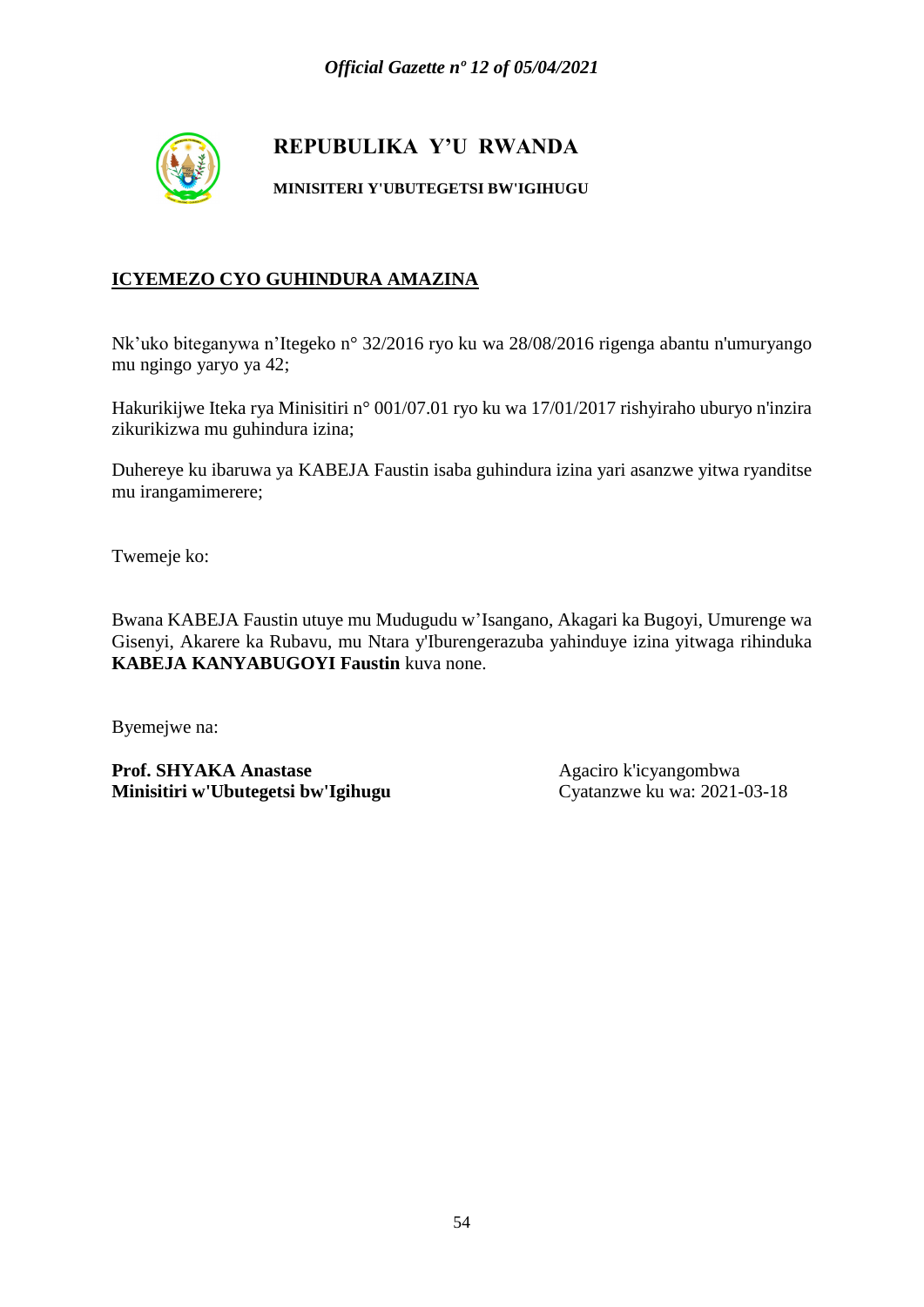**REPUBULIKA Y'U RWANDA**

**MINISITERI Y'UBUTEGETSI BW'IGIHUGU**

**ICYEMEZO CYO GUHINDURA AMAZINA**

Nk'uko biteganywa n'Itegeko n° 32/2016 ryo ku wa 28/08/2016 rigenga abantu n'umuryango mu ngingo yaryo ya 42;

Hakurikijwe Iteka rya Minisitiri n° 001/07.01 ryo ku wa 17/01/2017 rishyiraho uburyo n'inzira zikurikizwa mu guhindura izina;

Duhereye ku ibaruwa ya KABEJA Faustin isaba guhindura izina yari asanzwe yitwa ryanditse mu irangamimerere;

Twemeje ko:

Bwana KABEJA Faustin utuye mu Mudugudu w'Isangano, Akagari ka Bugoyi, Umurenge wa Gisenyi, Akarere ka Rubavu, mu Ntara y'Iburengerazuba yahinduye izina yitwaga rihinduka **KABEJA KANYABUGOYI Faustin** kuva none.

Byemejwe na:

**Prof. SHYAKA Anastase**
**Minisitiri w'Ubutegetsi bw'Igihugu**

Agaciro k'icyangombwa
Cyatanzwe ku wa: 2021-03-18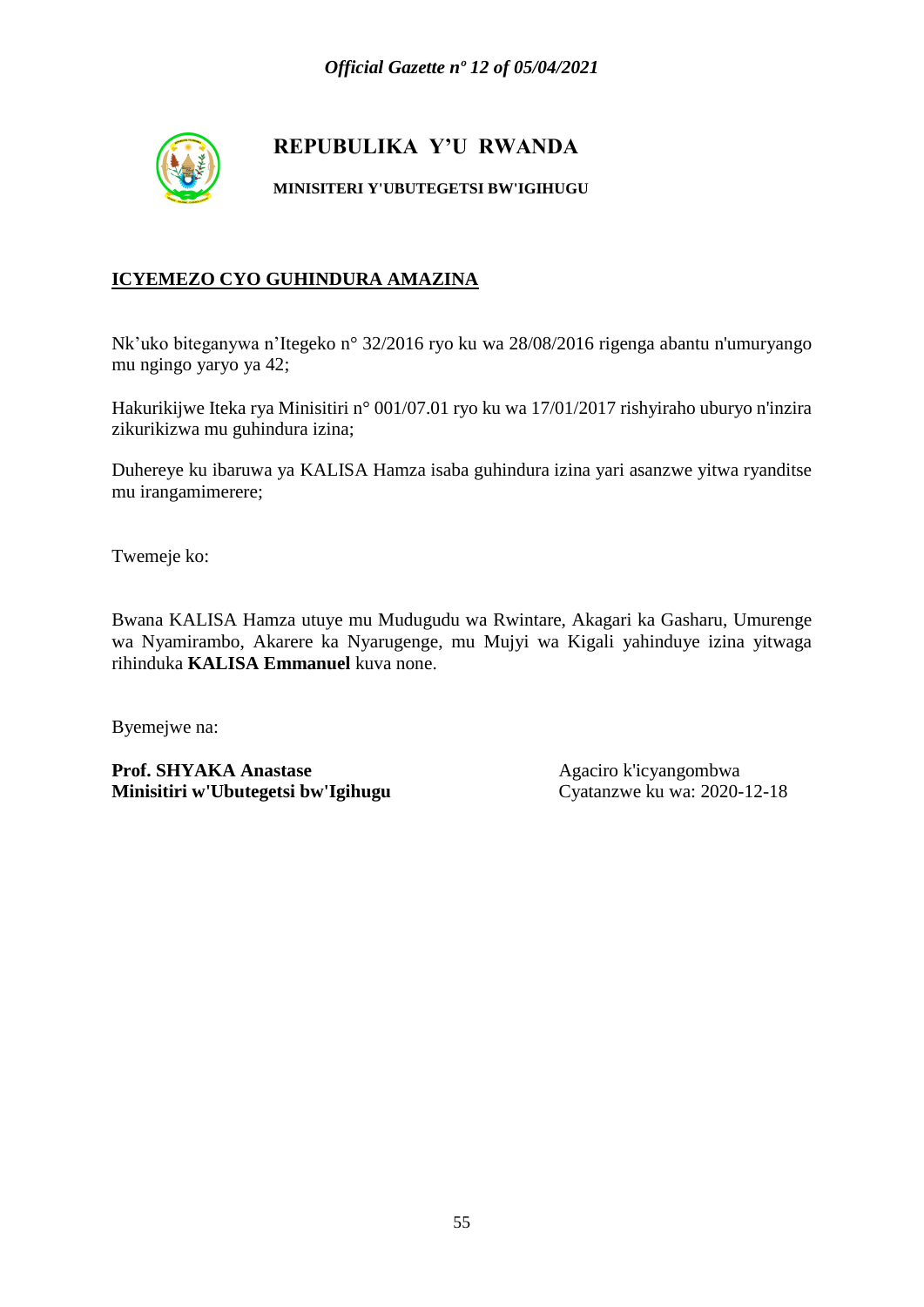# REPUBULIKA Y'U RWANDA

**MINISITERI Y'UBUTEGETSI BW'IGIHUGU**

## ICYEMEZO CYO GUHINDURA AMAZINA

Nk'uko biteganywa n'Itegeko n° 32/2016 ryo ku wa 28/08/2016 rigenga abantu n'umuryango mu ngingo yaryo ya 42;

Hakurikijwe Iteka rya Minisitiri n° 001/07.01 ryo ku wa 17/01/2017 rishyiraho uburyo n'inzira zikurikizwa mu guhindura izina;

Duhereye ku ibaruwa ya KALISA Hamza isaba guhindura izina yari asanzwe yitwa ryanditse mu irangamimerere;

Twemeje ko:

Bwana KALISA Hamza utuye mu Mudugudu wa Rwintare, Akagari ka Gasharu, Umurenge wa Nyamirambo, Akarere ka Nyarugenge, mu Mujyi wa Kigali yahinduye izina yitwaga rihinduka **KALISA Emmanuel** kuva none.

Byemejwe na:

**Prof. SHYAKA Anastase**
**Minisitiri w'Ubutegetsi bw'Igihugu**

Agaciro k'icyangombwa
Cyatanzwe ku wa: 2020-12-18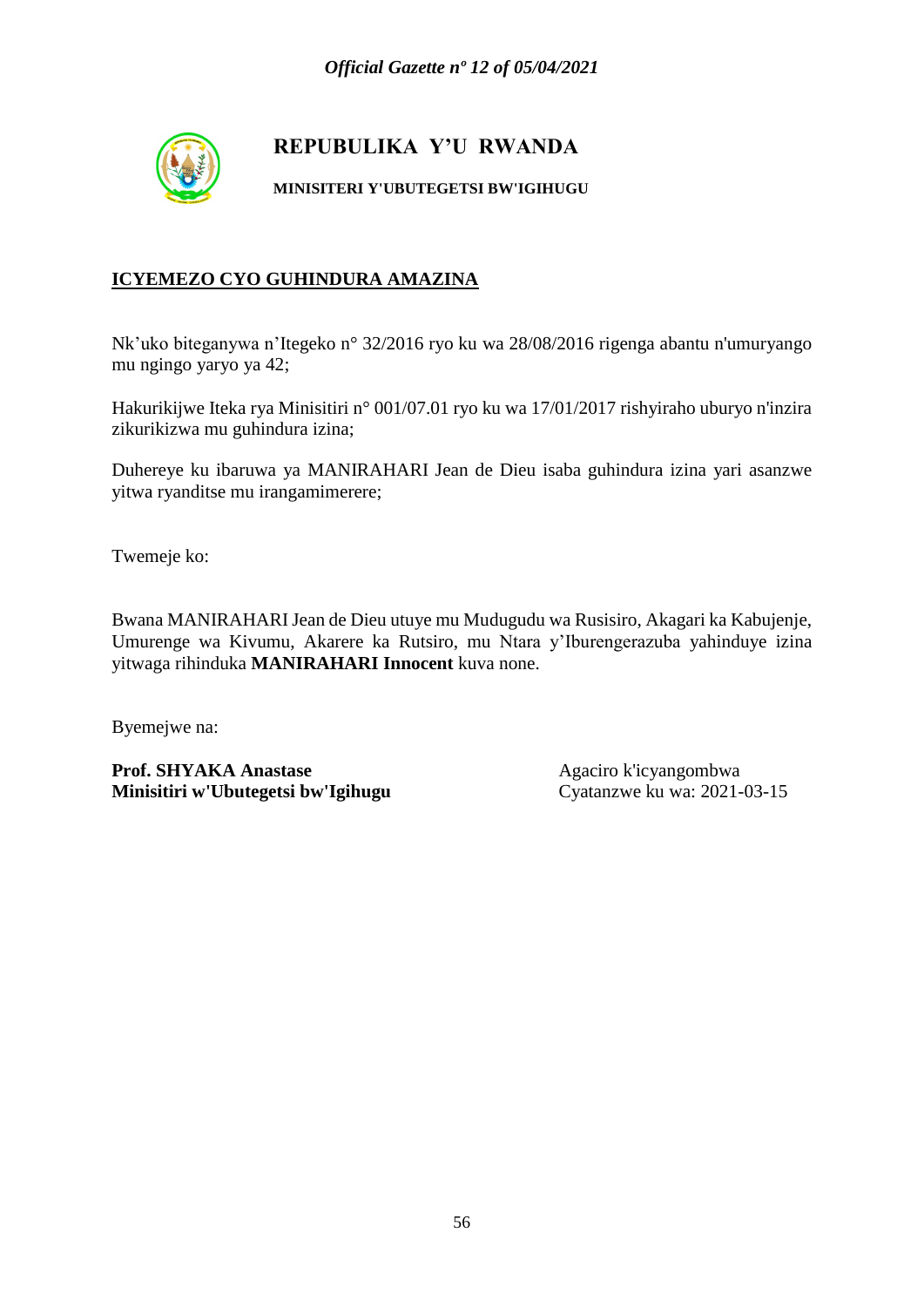# REPUBULIKA Y'U RWANDA

**MINISITERI Y'UBUTEGETSI BW'IGIHUGU**

**ICYEMEZO CYO GUHINDURA AMAZINA**

Nk'uko biteganywa n'Itegeko n° 32/2016 ryo ku wa 28/08/2016 rigenga abantu n'umuryango mu ngingo yaryo ya 42;

Hakurikijwe Iteka rya Minisitiri n° 001/07.01 ryo ku wa 17/01/2017 rishyiraho uburyo n'inzira zikurikizwa mu guhindura izina;

Duhereye ku ibaruwa ya MANIRAHARI Jean de Dieu isaba guhindura izina yari asanzwe yitwa ryanditse mu irangamimerere;

Twemeje ko:

Bwana MANIRAHARI Jean de Dieu utuye mu Mudugudu wa Rusisiro, Akagari ka Kabujenje, Umurenge wa Kivumu, Akarere ka Rutsiro, mu Ntara y'Iburengerazuba yahinduye izina yitwaga rihinduka **MANIRAHARI Innocent** kuva none.

Byemejwe na:

**Prof. SHYAKA Anastase**
**Minisitiri w'Ubutegetsi bw'Igihugu**

Agaciro k'icyangombwa
Cyatanzwe ku wa: 2021-03-15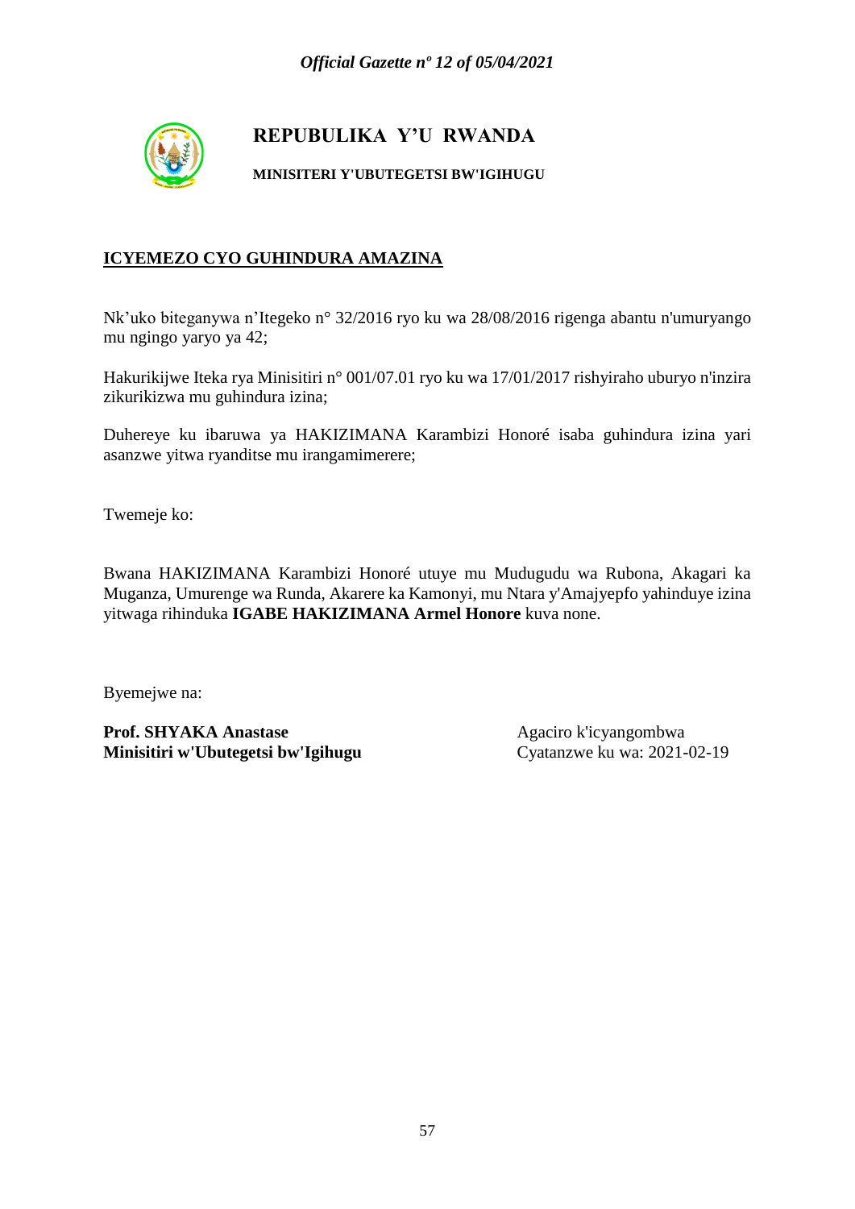**REPUBULIKA Y'U RWANDA**

**MINISITERI Y'UBUTEGETSI BW'IGIHUGU**

**ICYEMEZO CYO GUHINDURA AMAZINA**

Nk'uko biteganywa n'Itegeko n° 32/2016 ryo ku wa 28/08/2016 rigenga abantu n'umuryango mu ngingo yaryo ya 42;

Hakurikijwe Iteka rya Minisitiri n° 001/07.01 ryo ku wa 17/01/2017 rishyiraho uburyo n'inzira zikurikizwa mu guhindura izina;

Duhereye ku ibaruwa ya HAKIZIMANA Karambizi Honoré isaba guhindura izina yari asanzwe yitwa ryanditse mu irangamimerere;

Twemeje ko:

Bwana HAKIZIMANA Karambizi Honoré utuye mu Mudugudu wa Rubona, Akagari ka Muganza, Umurenge wa Runda, Akarere ka Kamonyi, mu Ntara y'Amajyepfo yahinduye izina yitwaga rihinduka **IGABE HAKIZIMANA Armel Honore** kuva none.

Byemejwe na:

**Prof. SHYAKA Anastase**
**Minisitiri w'Ubutegetsi bw'Igihugu**

Agaciro k'icyangombwa
Cyatanzwe ku wa: 2021-02-19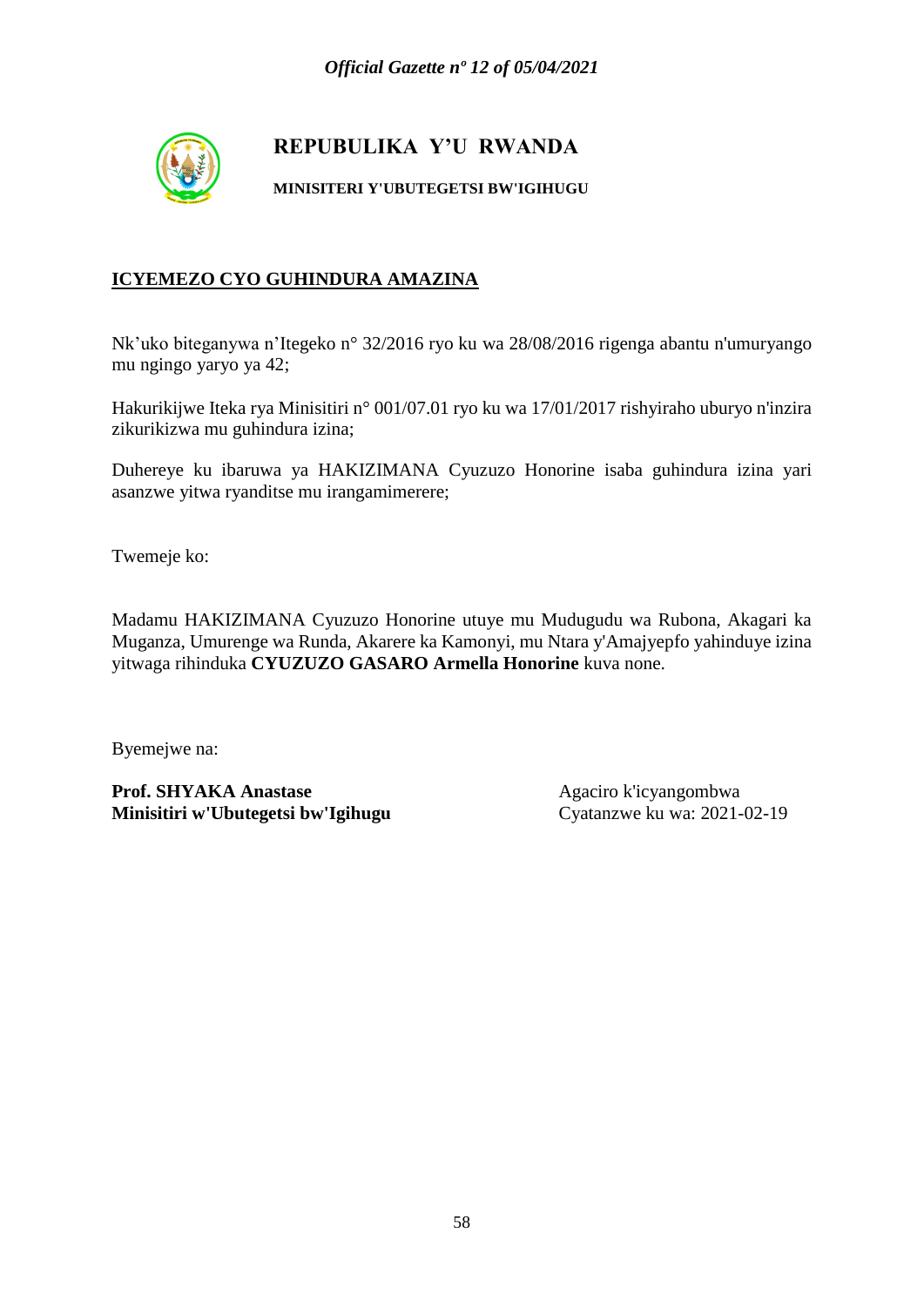**REPUBULIKA Y'U RWANDA**

**MINISITERI Y'UBUTEGETSI BW'IGIHUGU**

## ICYEMEZO CYO GUHINDURA AMAZINA

Nk'uko biteganywa n'Itegeko n° 32/2016 ryo ku wa 28/08/2016 rigenga abantu n'umuryango mu ngingo yaryo ya 42;

Hakurikijwe Iteka rya Minisitiri n° 001/07.01 ryo ku wa 17/01/2017 rishyiraho uburyo n'inzira zikurikizwa mu guhindura izina;

Duhereye ku ibaruwa ya HAKIZIMANA Cyuzuzo Honorine isaba guhindura izina yari asanzwe yitwa ryanditse mu irangamimerere;

Twemeje ko:

Madamu HAKIZIMANA Cyuzuzo Honorine utuye mu Mudugudu wa Rubona, Akagari ka Muganza, Umurenge wa Runda, Akarere ka Kamonyi, mu Ntara y'Amajyepfo yahinduye izina yitwaga rihinduka **CYUZUZO GASARO Armella Honorine** kuva none.

Byemejwe na:

**Prof. SHYAKA Anastase**
**Minisitiri w'Ubutegetsi bw'Igihugu**

Agaciro k'icyangombwa
Cyatanzwe ku wa: 2021-02-19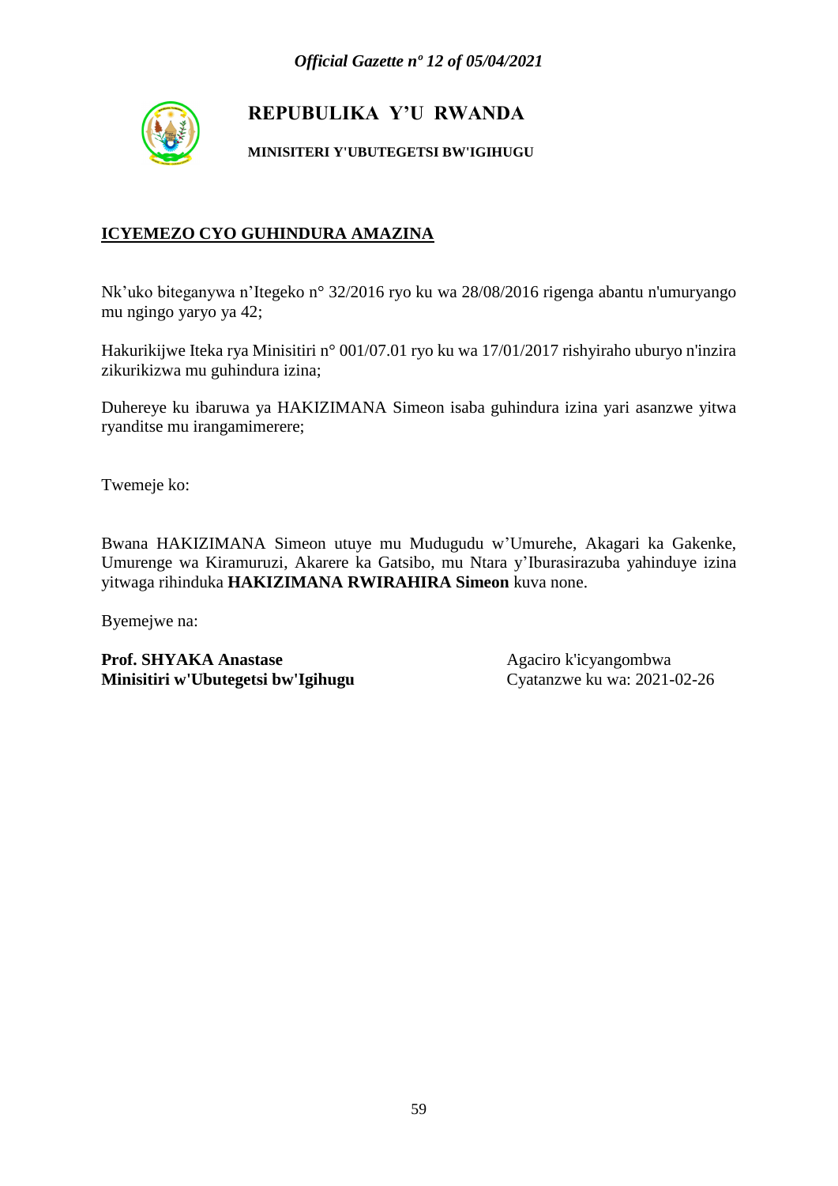**REPUBULIKA Y'U RWANDA**

**MINISITERI Y'UBUTEGETSI BW'IGIHUGU**

**ICYEMEZO CYO GUHINDURA AMAZINA**

Nk'uko biteganywa n'Itegeko n° 32/2016 ryo ku wa 28/08/2016 rigenga abantu n'umuryango mu ngingo yaryo ya 42;

Hakurikijwe Iteka rya Minisitiri n° 001/07.01 ryo ku wa 17/01/2017 rishyiraho uburyo n'inzira zikurikizwa mu guhindura izina;

Duhereye ku ibaruwa ya HAKIZIMANA Simeon isaba guhindura izina yari asanzwe yitwa ryanditse mu irangamimerere;

Twemeje ko:

Bwana HAKIZIMANA Simeon utuye mu Mudugudu w'Umurehe, Akagari ka Gakenke, Umurenge wa Kiramuruzi, Akarere ka Gatsibo, mu Ntara y'Iburasirazuba yahinduye izina yitwaga rihinduka **HAKIZIMANA RWIRAHIRA Simeon** kuva none.

Byemejwe na:

**Prof. SHYAKA Anastase**
**Minisitiri w'Ubutegetsi bw'Igihugu**

Agaciro k'icyangombwa
Cyatanzwe ku wa: 2021-02-26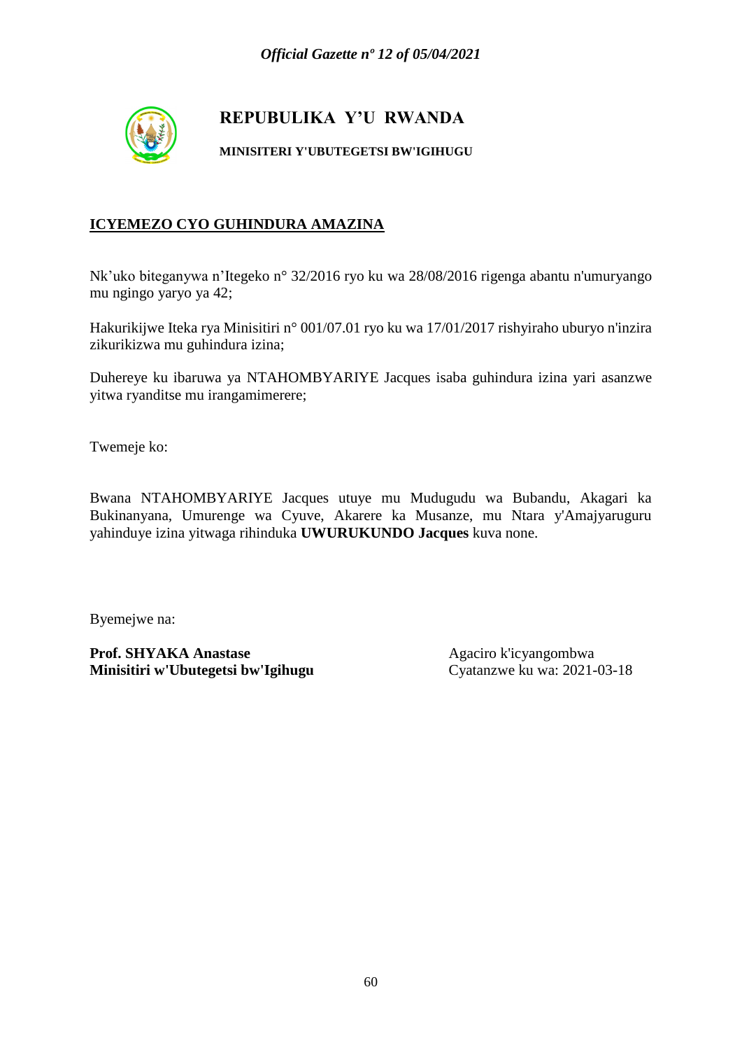**REPUBULIKA Y'U RWANDA**

**MINISITERI Y'UBUTEGETSI BW'IGIHUGU**

## ICYEMEZO CYO GUHINDURA AMAZINA

Nk'uko biteganywa n'Itegeko n° 32/2016 ryo ku wa 28/08/2016 rigenga abantu n'umuryango mu ngingo yaryo ya 42;

Hakurikijwe Iteka rya Minisitiri n° 001/07.01 ryo ku wa 17/01/2017 rishyiraho uburyo n'inzira zikurikizwa mu guhindura izina;

Duhereye ku ibaruwa ya NTAHOMBYARIYE Jacques isaba guhindura izina yari asanzwe yitwa ryanditse mu irangamimerere;

Twemeje ko:

Bwana NTAHOMBYARIYE Jacques utuye mu Mudugudu wa Bubandu, Akagari ka Bukinanyana, Umurenge wa Cyuve, Akarere ka Musanze, mu Ntara y'Amajyaruguru yahinduye izina yitwaga rihinduka **UWURUKUNDO Jacques** kuva none.

Byemejwe na:

**Prof. SHYAKA Anastase**
**Minisitiri w'Ubutegetsi bw'Igihugu**

Agaciro k'icyangombwa
Cyatanzwe ku wa: 2021-03-18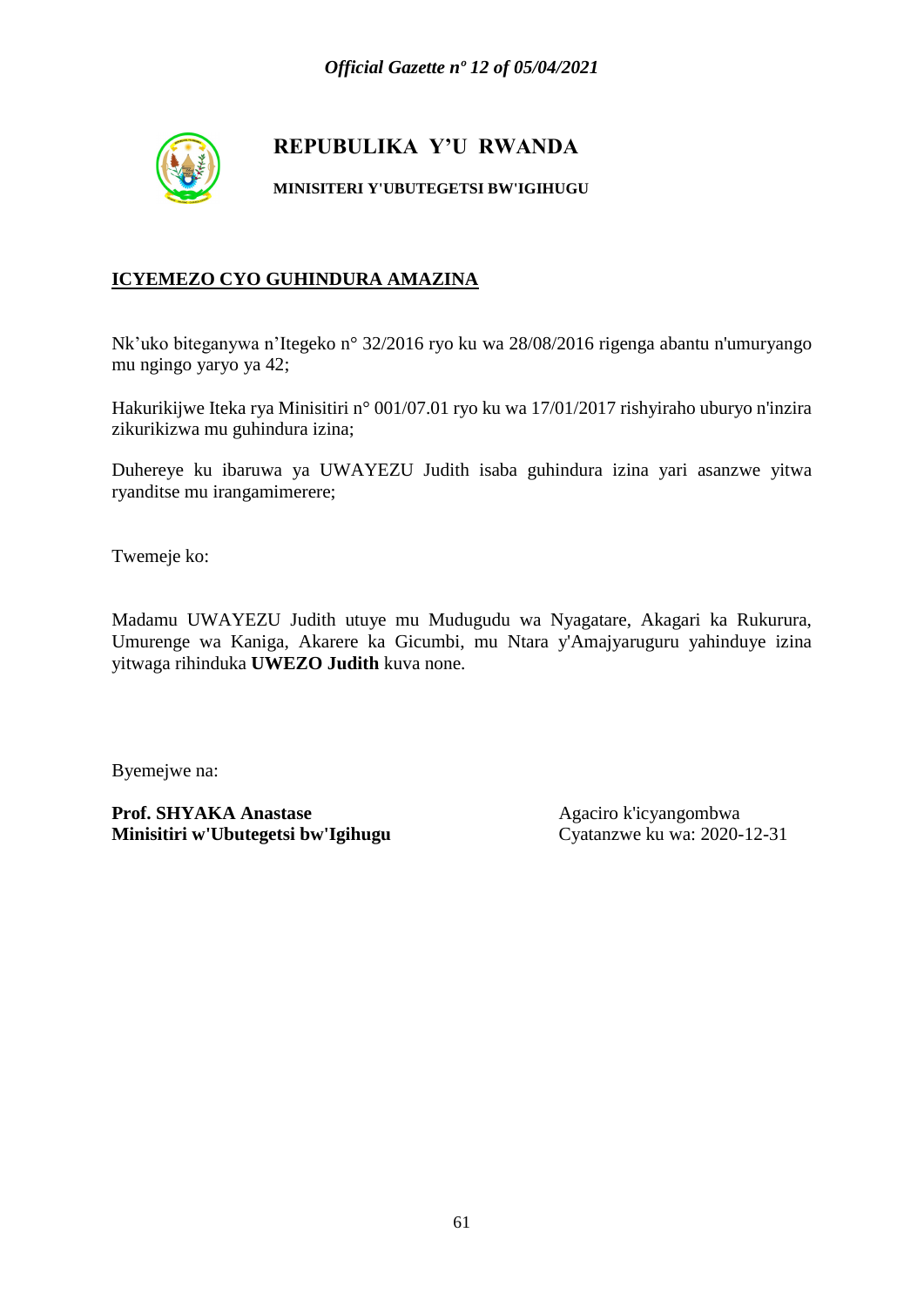# REPUBULIKA Y'U RWANDA

**MINISITERI Y'UBUTEGETSI BW'IGIHUGU**

## ICYEMEZO CYO GUHINDURA AMAZINA

Nk'uko biteganywa n'Itegeko n° 32/2016 ryo ku wa 28/08/2016 rigenga abantu n'umuryango mu ngingo yaryo ya 42;

Hakurikijwe Iteka rya Minisitiri n° 001/07.01 ryo ku wa 17/01/2017 rishyiraho uburyo n'inzira zikurikizwa mu guhindura izina;

Duhereye ku ibaruwa ya UWAYEZU Judith isaba guhindura izina yari asanzwe yitwa ryanditse mu irangamimerere;

Twemeje ko:

Madamu UWAYEZU Judith utuye mu Mudugudu wa Nyagatare, Akagari ka Rukurura, Umurenge wa Kaniga, Akarere ka Gicumbi, mu Ntara y'Amajyaruguru yahinduye izina yitwaga rihinduka **UWEZO Judith** kuva none.

Byemejwe na:

**Prof. SHYAKA Anastase**
**Minisitiri w'Ubutegetsi bw'Igihugu**

Agaciro k'icyangombwa
Cyatanzwe ku wa: 2020-12-31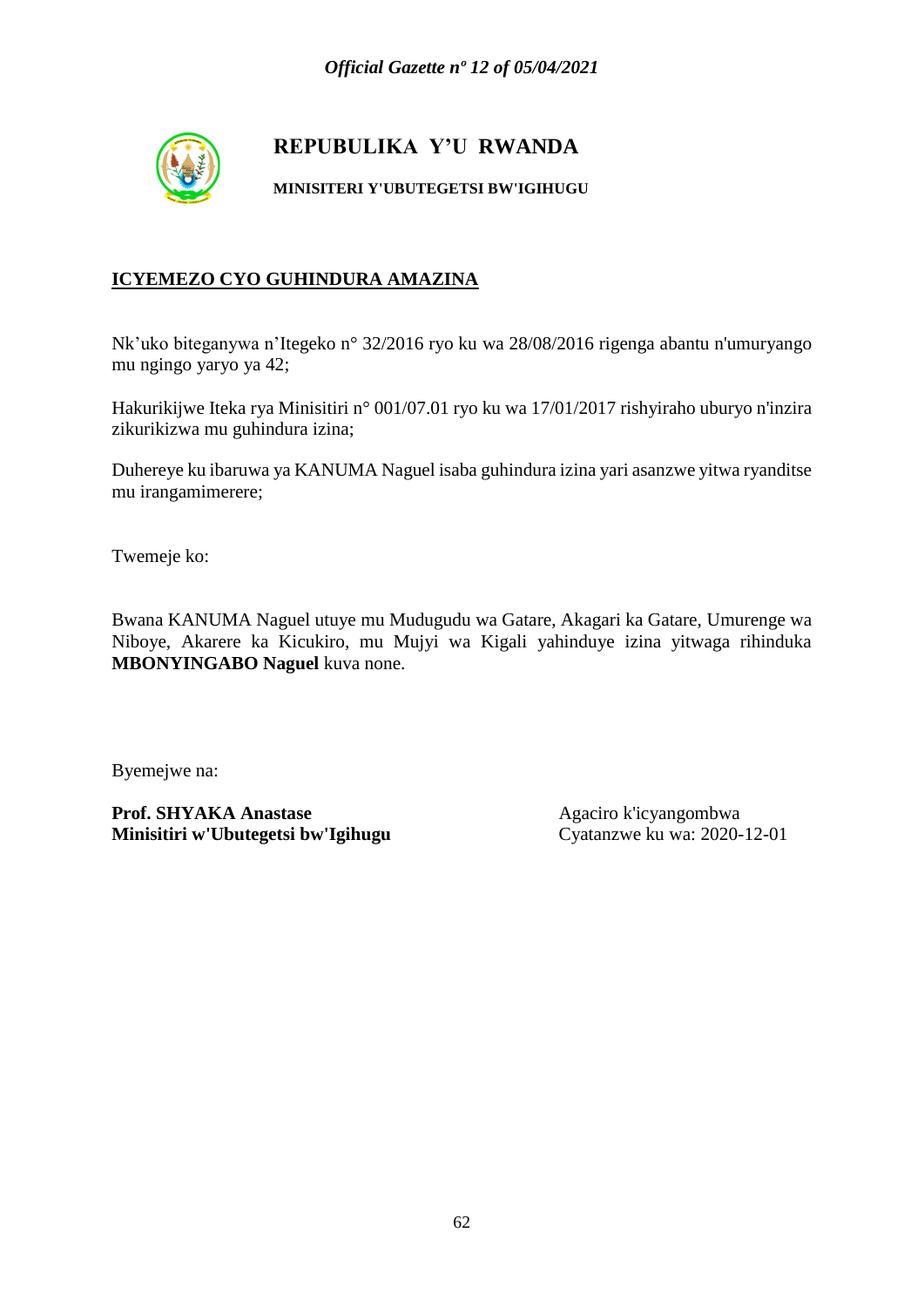# REPUBULIKA Y'U RWANDA

**MINISITERI Y'UBUTEGETSI BW'IGIHUGU**

## ICYEMEZO CYO GUHINDURA AMAZINA

Nk'uko biteganywa n'Itegeko n° 32/2016 ryo ku wa 28/08/2016 rigenga abantu n'umuryango mu ngingo yaryo ya 42;

Hakurikijwe Iteka rya Minisitiri n° 001/07.01 ryo ku wa 17/01/2017 rishyiraho uburyo n'inzira zikurikizwa mu guhindura izina;

Duhereye ku ibaruwa ya KANUMA Naguel isaba guhindura izina yari asanzwe yitwa ryanditse mu irangamimerere;

Twemeje ko:

Bwana KANUMA Naguel utuye mu Mudugudu wa Gatare, Akagari ka Gatare, Umurenge wa Niboye, Akarere ka Kicukiro, mu Mujyi wa Kigali yahinduye izina yitwaga rihinduka **MBONYINGABO Naguel** kuva none.

Byemejwe na:

**Prof. SHYAKA Anastase**
**Minisitiri w'Ubutegetsi bw'Igihugu**

Agaciro k'icyangombwa
Cyatanzwe ku wa: 2020-12-01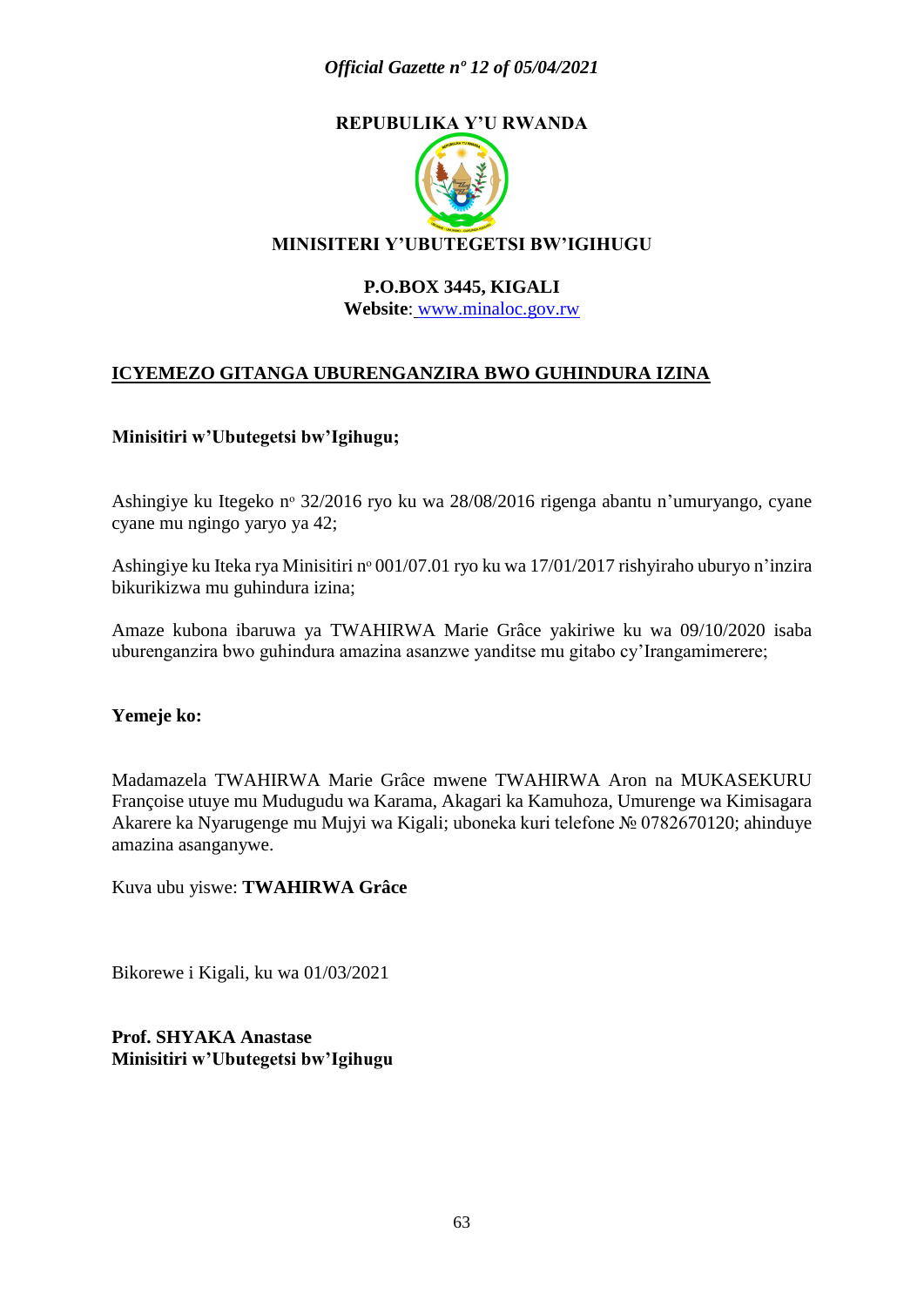**REPUBULIKA Y'U RWANDA**

**MINISITERI Y'UBUTEGETSI BW'IGIHUGU**

**P.O.BOX 3445, KIGALI**
**Website**: www.minaloc.gov.rw

**ICYEMEZO GITANGA UBURENGANZIRA BWO GUHINDURA IZINA**

**Minisitiri w'Ubutegetsi bw'Igihugu;**

Ashingiye ku Itegeko nº 32/2016 ryo ku wa 28/08/2016 rigenga abantu n'umuryango, cyane cyane mu ngingo yaryo ya 42;

Ashingiye ku Iteka rya Minisitiri nº 001/07.01 ryo ku wa 17/01/2017 rishyiraho uburyo n'inzira bikurikizwa mu guhindura izina;

Amaze kubona ibaruwa ya TWAHIRWA Marie Grâce yakiriwe ku wa 09/10/2020 isaba uburenganzira bwo guhindura amazina asanzwe yanditse mu gitabo cy'Irangamimerere;

**Yemeje ko:**

Madamazela TWAHIRWA Marie Grâce mwene TWAHIRWA Aron na MUKASEKURU Françoise utuye mu Mudugudu wa Karama, Akagari ka Kamuhoza, Umurenge wa Kimisagara Akarere ka Nyarugenge mu Mujyi wa Kigali; uboneka kuri telefone № 0782670120; ahinduye amazina asanganywe.

Kuva ubu yiswe: **TWAHIRWA Grâce**

Bikorewe i Kigali, ku wa 01/03/2021

**Prof. SHYAKA Anastase**
**Minisitiri w'Ubutegetsi bw'Igihugu**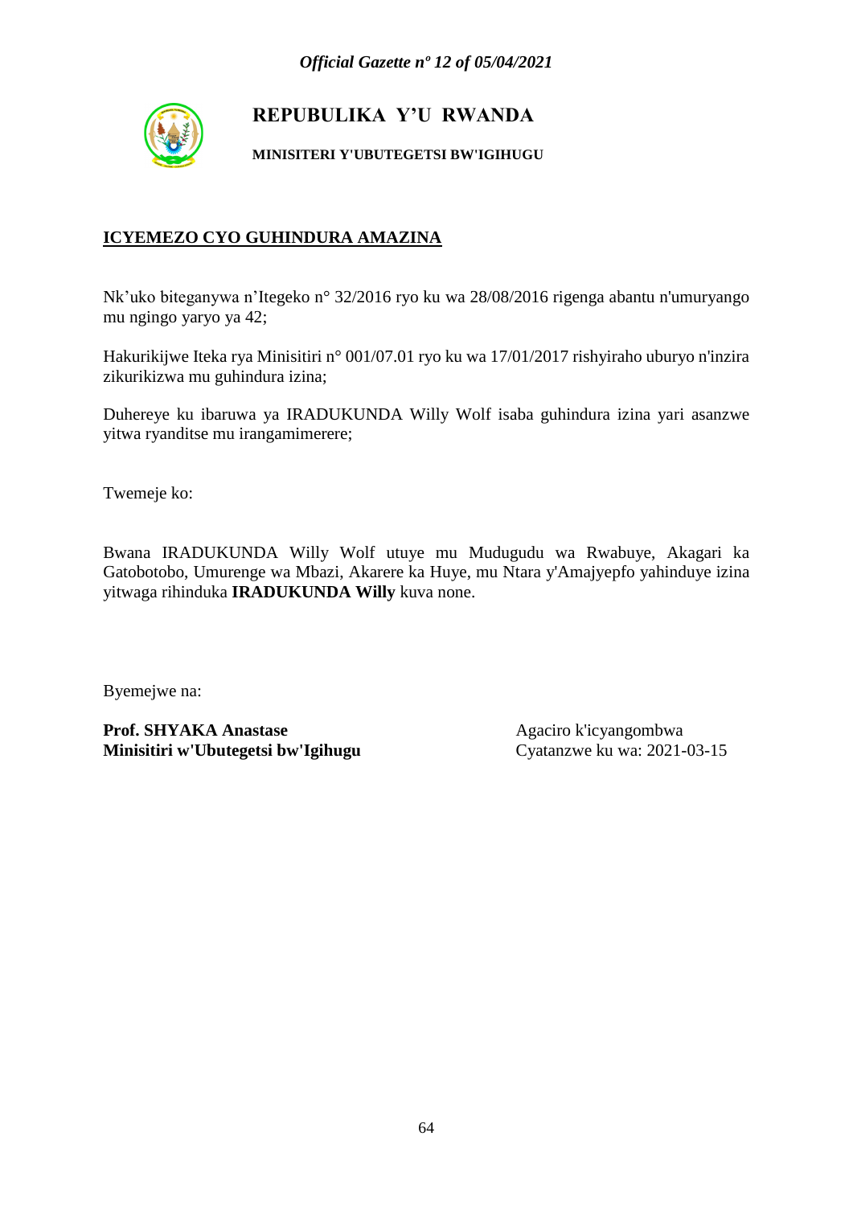**REPUBULIKA Y'U RWANDA**

**MINISITERI Y'UBUTEGETSI BW'IGIHUGU**

**ICYEMEZO CYO GUHINDURA AMAZINA**

Nk'uko biteganywa n'Itegeko n° 32/2016 ryo ku wa 28/08/2016 rigenga abantu n'umuryango mu ngingo yaryo ya 42;

Hakurikijwe Iteka rya Minisitiri n° 001/07.01 ryo ku wa 17/01/2017 rishyiraho uburyo n'inzira zikurikizwa mu guhindura izina;

Duhereye ku ibaruwa ya IRADUKUNDA Willy Wolf isaba guhindura izina yari asanzwe yitwa ryanditse mu irangamimerere;

Twemeje ko:

Bwana IRADUKUNDA Willy Wolf utuye mu Mudugudu wa Rwabuye, Akagari ka Gatobotobo, Umurenge wa Mbazi, Akarere ka Huye, mu Ntara y'Amajyepfo yahinduye izina yitwaga rihinduka **IRADUKUNDA Willy** kuva none.

Byemejwe na:

**Prof. SHYAKA Anastase**
**Minisitiri w'Ubutegetsi bw'Igihugu**

Agaciro k'icyangombwa
Cyatanzwe ku wa: 2021-03-15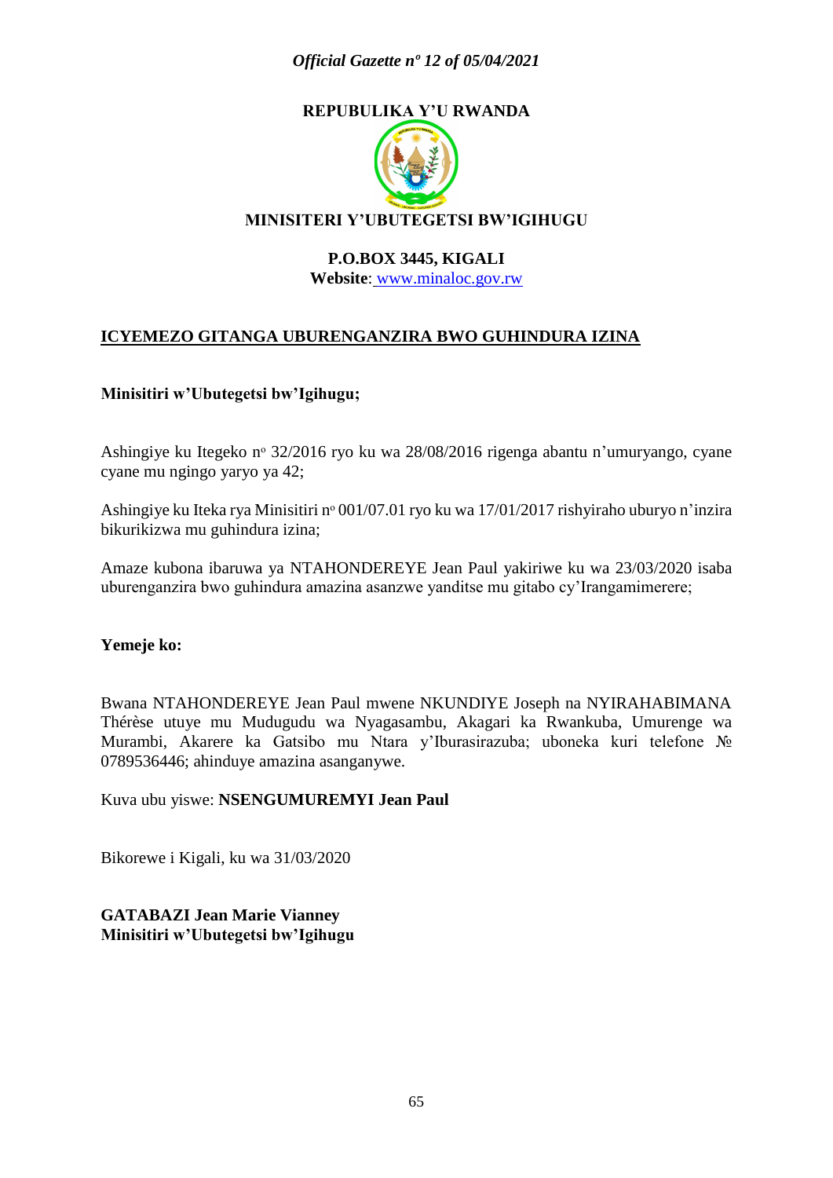**REPUBULIKA Y'U RWANDA**

**MINISITERI Y'UBUTEGETSI BW'IGIHUGU**

**P.O.BOX 3445, KIGALI**
**Website**: www.minaloc.gov.rw

**ICYEMEZO GITANGA UBURENGANZIRA BWO GUHINDURA IZINA**

**Minisitiri w'Ubutegetsi bw'Igihugu;**

Ashingiye ku Itegeko nº 32/2016 ryo ku wa 28/08/2016 rigenga abantu n'umuryango, cyane cyane mu ngingo yaryo ya 42;

Ashingiye ku Iteka rya Minisitiri nº 001/07.01 ryo ku wa 17/01/2017 rishyiraho uburyo n'inzira bikurikizwa mu guhindura izina;

Amaze kubona ibaruwa ya NTAHONDEREYE Jean Paul yakiriwe ku wa 23/03/2020 isaba uburenganzira bwo guhindura amazina asanzwe yanditse mu gitabo cy'Irangamimerere;

**Yemeje ko:**

Bwana NTAHONDEREYE Jean Paul mwene NKUNDIYE Joseph na NYIRAHABIMANA Thérèse utuye mu Mudugudu wa Nyagasambu, Akagari ka Rwankuba, Umurenge wa Murambi, Akarere ka Gatsibo mu Ntara y'Iburasirazuba; uboneka kuri telefone № 0789536446; ahinduye amazina asanganywe.

Kuva ubu yiswe: **NSENGUMUREMYI Jean Paul**

Bikorewe i Kigali, ku wa 31/03/2020

**GATABAZI Jean Marie Vianney**
**Minisitiri w'Ubutegetsi bw'Igihugu**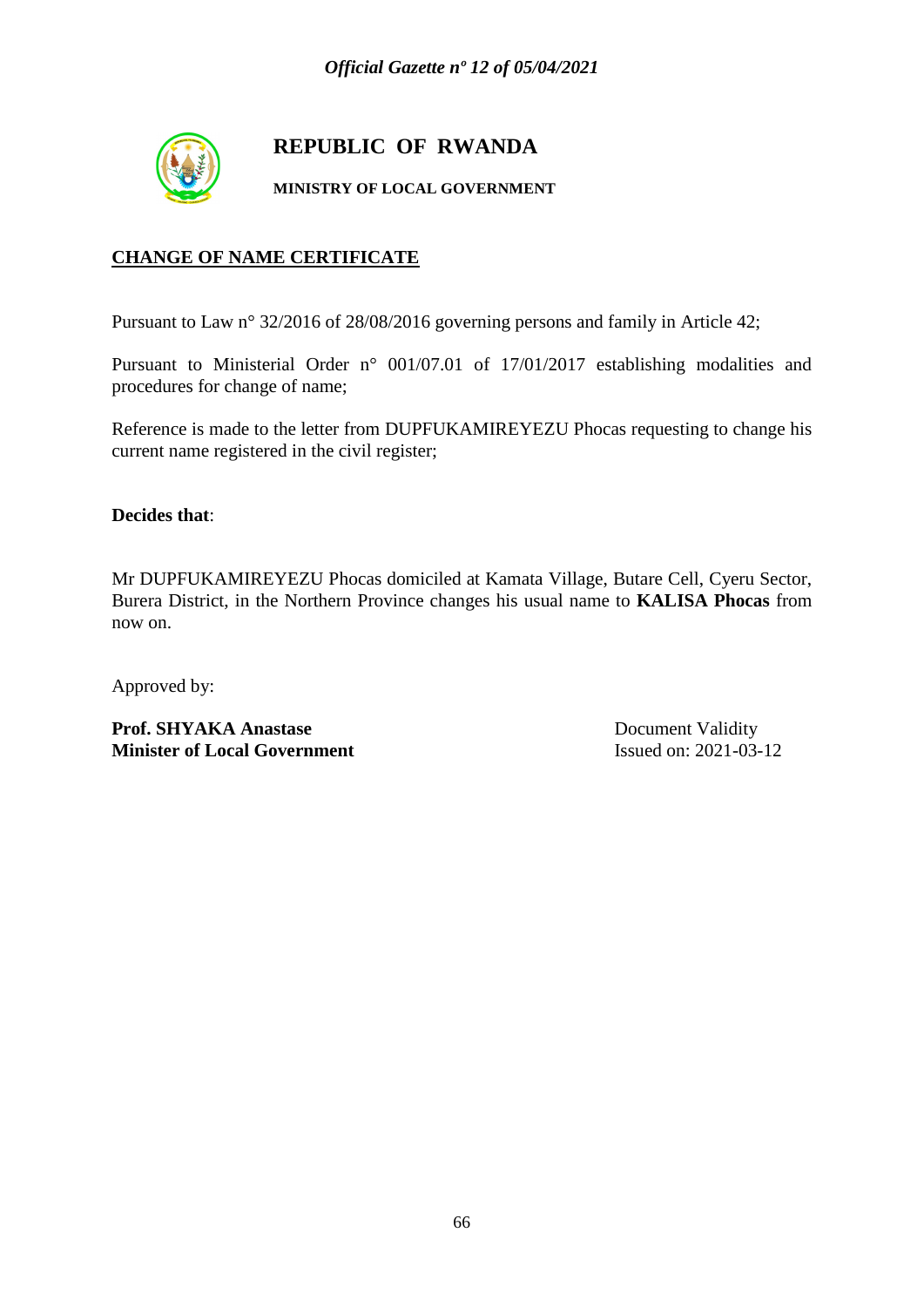# REPUBLIC OF RWANDA

**MINISTRY OF LOCAL GOVERNMENT**

## CHANGE OF NAME CERTIFICATE

Pursuant to Law n° 32/2016 of 28/08/2016 governing persons and family in Article 42;

Pursuant to Ministerial Order n° 001/07.01 of 17/01/2017 establishing modalities and procedures for change of name;

Reference is made to the letter from DUPFUKAMIREYEZU Phocas requesting to change his current name registered in the civil register;

**Decides that**:

Mr DUPFUKAMIREYEZU Phocas domiciled at Kamata Village, Butare Cell, Cyeru Sector, Burera District, in the Northern Province changes his usual name to **KALISA Phocas** from now on.

Approved by:

**Prof. SHYAKA Anastase**
**Minister of Local Government**

Document Validity
Issued on: 2021-03-12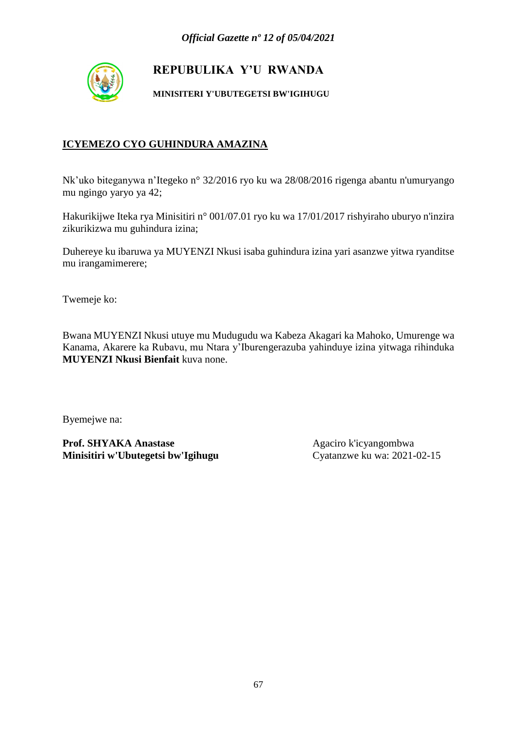**REPUBULIKA Y'U RWANDA**

**MINISITERI Y'UBUTEGETSI BW'IGIHUGU**

## ICYEMEZO CYO GUHINDURA AMAZINA

Nk'uko biteganywa n'Itegeko n° 32/2016 ryo ku wa 28/08/2016 rigenga abantu n'umuryango mu ngingo yaryo ya 42;

Hakurikijwe Iteka rya Minisitiri n° 001/07.01 ryo ku wa 17/01/2017 rishyiraho uburyo n'inzira zikurikizwa mu guhindura izina;

Duhereye ku ibaruwa ya MUYENZI Nkusi isaba guhindura izina yari asanzwe yitwa ryanditse mu irangamimerere;

Twemeje ko:

Bwana MUYENZI Nkusi utuye mu Mudugudu wa Kabeza Akagari ka Mahoko, Umurenge wa Kanama, Akarere ka Rubavu, mu Ntara y'Iburengerazuba yahinduye izina yitwaga rihinduka **MUYENZI Nkusi Bienfait** kuva none.

Byemejwe na:

**Prof. SHYAKA Anastase**
**Minisitiri w'Ubutegetsi bw'Igihugu**

Agaciro k'icyangombwa
Cyatanzwe ku wa: 2021-02-15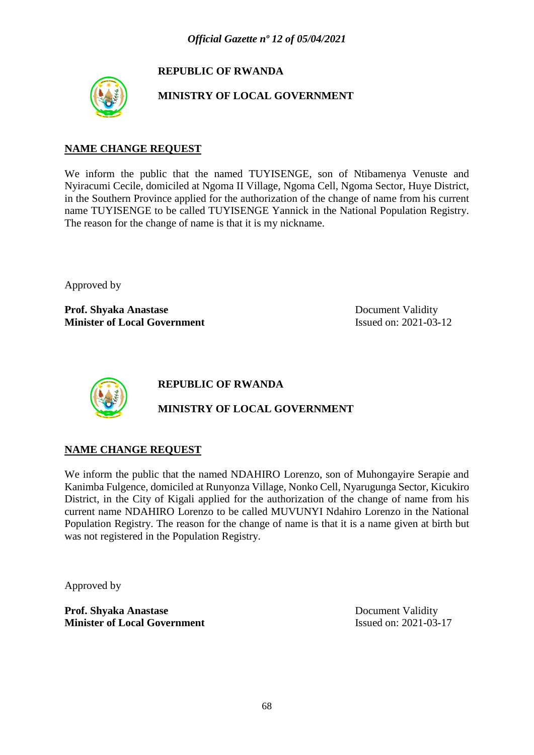**REPUBLIC OF RWANDA**

**MINISTRY OF LOCAL GOVERNMENT**

## NAME CHANGE REQUEST

We inform the public that the named TUYISENGE, son of Ntibamenya Venuste and Nyiracumi Cecile, domiciled at Ngoma II Village, Ngoma Cell, Ngoma Sector, Huye District, in the Southern Province applied for the authorization of the change of name from his current name TUYISENGE to be called TUYISENGE Yannick in the National Population Registry. The reason for the change of name is that it is my nickname.

Approved by

**Prof. Shyaka Anastase**
**Minister of Local Government**

Document Validity
Issued on: 2021-03-12

**REPUBLIC OF RWANDA**

**MINISTRY OF LOCAL GOVERNMENT**

## NAME CHANGE REQUEST

We inform the public that the named NDAHIRO Lorenzo, son of Muhongayire Serapie and Kanimba Fulgence, domiciled at Runyonza Village, Nonko Cell, Nyarugunga Sector, Kicukiro District, in the City of Kigali applied for the authorization of the change of name from his current name NDAHIRO Lorenzo to be called MUVUNYI Ndahiro Lorenzo in the National Population Registry. The reason for the change of name is that it is a name given at birth but was not registered in the Population Registry.

Approved by

**Prof. Shyaka Anastase**
**Minister of Local Government**

Document Validity
Issued on: 2021-03-17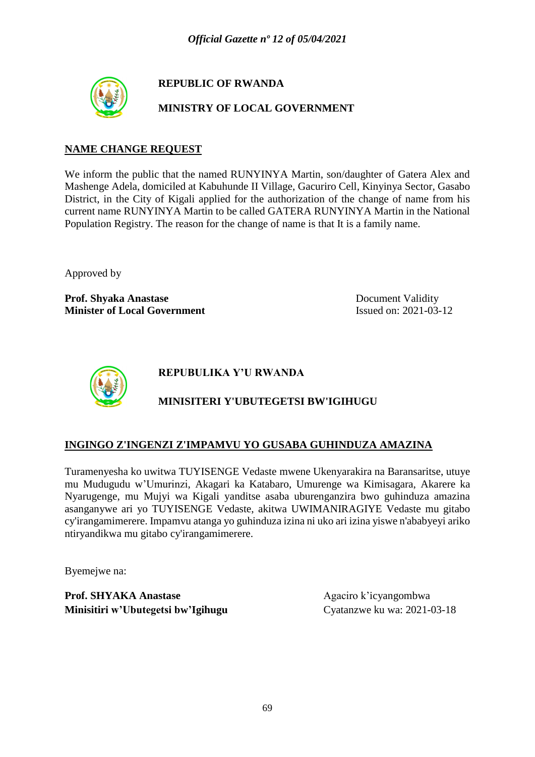**REPUBLIC OF RWANDA**

**MINISTRY OF LOCAL GOVERNMENT**

## NAME CHANGE REQUEST

We inform the public that the named RUNYINYA Martin, son/daughter of Gatera Alex and Mashenge Adela, domiciled at Kabuhunde II Village, Gacuriro Cell, Kinyinya Sector, Gasabo District, in the City of Kigali applied for the authorization of the change of name from his current name RUNYINYA Martin to be called GATERA RUNYINYA Martin in the National Population Registry. The reason for the change of name is that It is a family name.

Approved by

**Prof. Shyaka Anastase**
**Minister of Local Government**

Document Validity
Issued on: 2021-03-12

**REPUBULIKA Y'U RWANDA**

**MINISITERI Y'UBUTEGETSI BW'IGIHUGU**

## INGINGO Z'INGENZI Z'IMPAMVU YO GUSABA GUHINDUZA AMAZINA

Turamenyesha ko uwitwa TUYISENGE Vedaste mwene Ukenyarakira na Baransaritse, utuye mu Mudugudu w'Umurinzi, Akagari ka Katabaro, Umurenge wa Kimisagara, Akarere ka Nyarugenge, mu Mujyi wa Kigali yanditse asaba uburenganzira bwo guhinduza amazina asanganywe ari yo TUYISENGE Vedaste, akitwa UWIMANIRAGIYE Vedaste mu gitabo cy'irangamimerere. Impamvu atanga yo guhinduza izina ni uko ari izina yiswe n'ababyeyi ariko ntiryandikwa mu gitabo cy'irangamimerere.

Byemejwe na:

**Prof. SHYAKA Anastase**
**Minisitiri w'Ubutegetsi bw'Igihugu**

Agaciro k'icyangombwa
Cyatanzwe ku wa: 2021-03-18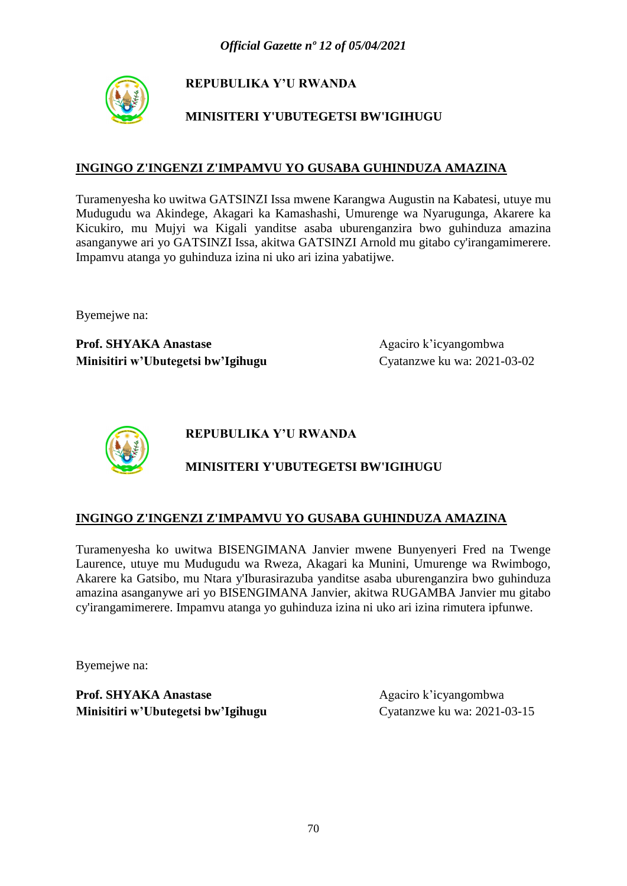**REPUBULIKA Y'U RWANDA**

**MINISITERI Y'UBUTEGETSI BW'IGIHUGU**

**INGINGO Z'INGENZI Z'IMPAMVU YO GUSABA GUHINDUZA AMAZINA**

Turamenyesha ko uwitwa GATSINZI Issa mwene Karangwa Augustin na Kabatesi, utuye mu Mudugudu wa Akindege, Akagari ka Kamashashi, Umurenge wa Nyarugunga, Akarere ka Kicukiro, mu Mujyi wa Kigali yanditse asaba uburenganzira bwo guhinduza amazina asanganywe ari yo GATSINZI Issa, akitwa GATSINZI Arnold mu gitabo cy'irangamimerere. Impamvu atanga yo guhinduza izina ni uko ari izina yabatijwe.

Byemejwe na:

**Prof. SHYAKA Anastase**
**Minisitiri w'Ubutegetsi bw'Igihugu**

Agaciro k'icyangombwa
Cyatanzwe ku wa: 2021-03-02

**REPUBULIKA Y'U RWANDA**

**MINISITERI Y'UBUTEGETSI BW'IGIHUGU**

**INGINGO Z'INGENZI Z'IMPAMVU YO GUSABA GUHINDUZA AMAZINA**

Turamenyesha ko uwitwa BISENGIMANA Janvier mwene Bunyenyeri Fred na Twenge Laurence, utuye mu Mudugudu wa Rweza, Akagari ka Munini, Umurenge wa Rwimbogo, Akarere ka Gatsibo, mu Ntara y'Iburasirazuba yanditse asaba uburenganzira bwo guhinduza amazina asanganywe ari yo BISENGIMANA Janvier, akitwa RUGAMBA Janvier mu gitabo cy'irangamimerere. Impamvu atanga yo guhinduza izina ni uko ari izina rimutera ipfunwe.

Byemejwe na:

**Prof. SHYAKA Anastase**
**Minisitiri w'Ubutegetsi bw'Igihugu**

Agaciro k'icyangombwa
Cyatanzwe ku wa: 2021-03-15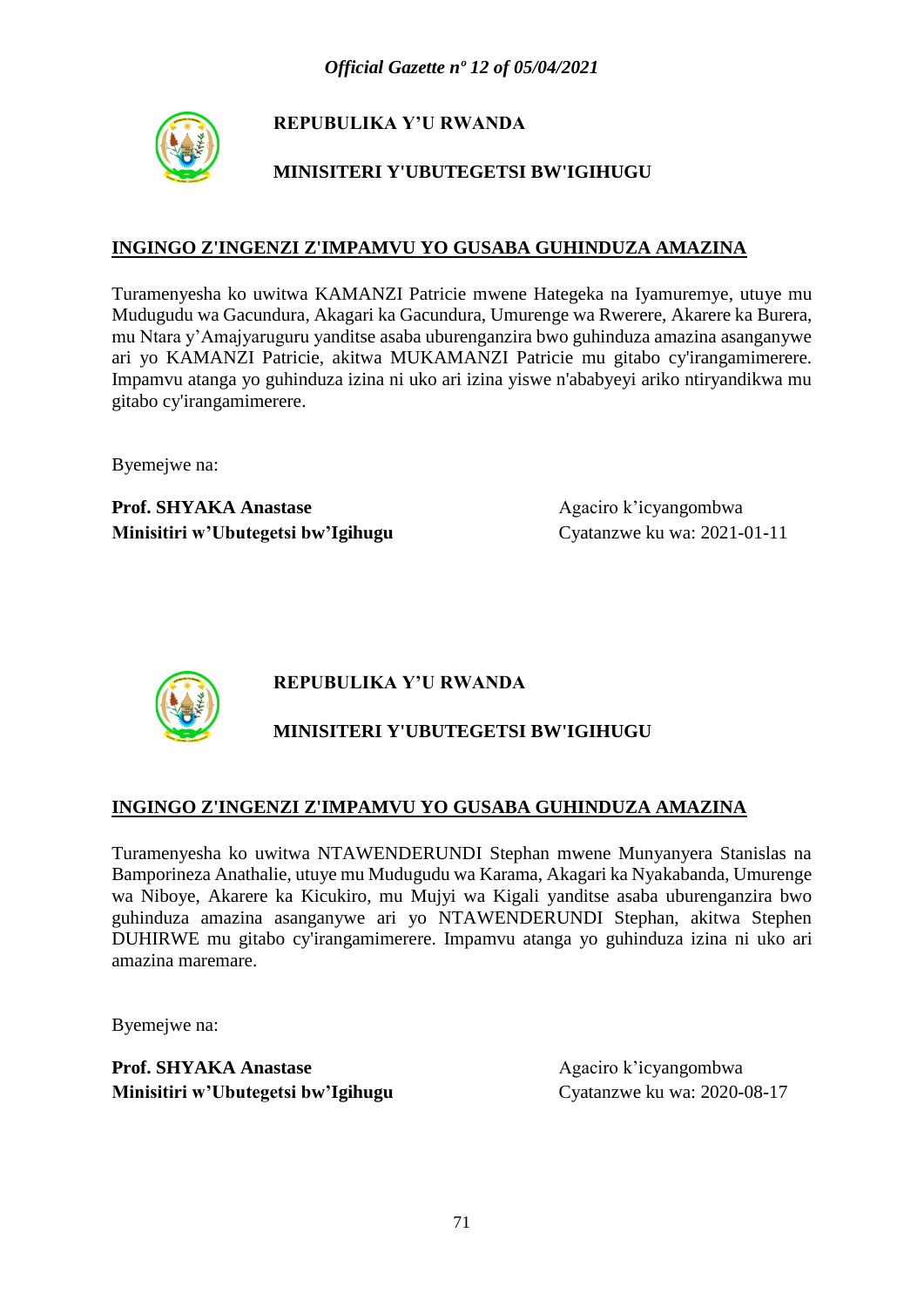**REPUBULIKA Y'U RWANDA**

**MINISITERI Y'UBUTEGETSI BW'IGIHUGU**

**INGINGO Z'INGENZI Z'IMPAMVU YO GUSABA GUHINDUZA AMAZINA**

Turamenyesha ko uwitwa KAMANZI Patricie mwene Hategeka na Iyamuremye, utuye mu Mudugudu wa Gacundura, Akagari ka Gacundura, Umurenge wa Rwerere, Akarere ka Burera, mu Ntara y'Amajyaruguru yanditse asaba uburenganzira bwo guhinduza amazina asanganywe ari yo KAMANZI Patricie, akitwa MUKAMANZI Patricie mu gitabo cy'irangamimerere. Impamvu atanga yo guhinduza izina ni uko ari izina yiswe n'ababyeyi ariko ntiryandikwa mu gitabo cy'irangamimerere.

Byemejwe na:

**Prof. SHYAKA Anastase**
**Minisitiri w'Ubutegetsi bw'Igihugu**

Agaciro k'icyangombwa
Cyatanzwe ku wa: 2021-01-11

**REPUBULIKA Y'U RWANDA**

**MINISITERI Y'UBUTEGETSI BW'IGIHUGU**

**INGINGO Z'INGENZI Z'IMPAMVU YO GUSABA GUHINDUZA AMAZINA**

Turamenyesha ko uwitwa NTAWENDERUNDI Stephan mwene Munyanyera Stanislas na Bamporineza Anathalie, utuye mu Mudugudu wa Karama, Akagari ka Nyakabanda, Umurenge wa Niboye, Akarere ka Kicukiro, mu Mujyi wa Kigali yanditse asaba uburenganzira bwo guhinduza amazina asanganywe ari yo NTAWENDERUNDI Stephan, akitwa Stephen DUHIRWE mu gitabo cy'irangamimerere. Impamvu atanga yo guhinduza izina ni uko ari amazina maremare.

Byemejwe na:

**Prof. SHYAKA Anastase**
**Minisitiri w'Ubutegetsi bw'Igihugu**

Agaciro k'icyangombwa
Cyatanzwe ku wa: 2020-08-17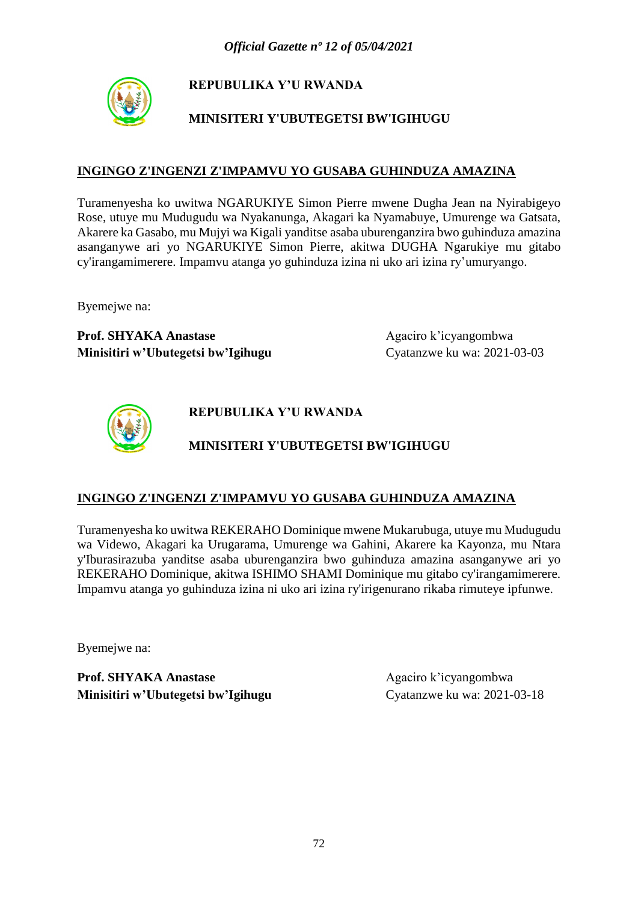**REPUBULIKA Y'U RWANDA**

**MINISITERI Y'UBUTEGETSI BW'IGIHUGU**

**INGINGO Z'INGENZI Z'IMPAMVU YO GUSABA GUHINDUZA AMAZINA**

Turamenyesha ko uwitwa NGARUKIYE Simon Pierre mwene Dugha Jean na Nyirabigeyo Rose, utuye mu Mudugudu wa Nyakanunga, Akagari ka Nyamabuye, Umurenge wa Gatsata, Akarere ka Gasabo, mu Mujyi wa Kigali yanditse asaba uburenganzira bwo guhinduza amazina asanganywe ari yo NGARUKIYE Simon Pierre, akitwa DUGHA Ngarukiye mu gitabo cy'irangamimerere. Impamvu atanga yo guhinduza izina ni uko ari izina ry'umuryango.

Byemejwe na:

**Prof. SHYAKA Anastase**
**Minisitiri w'Ubutegetsi bw'Igihugu**

Agaciro k'icyangombwa
Cyatanzwe ku wa: 2021-03-03

**REPUBULIKA Y'U RWANDA**

**MINISITERI Y'UBUTEGETSI BW'IGIHUGU**

**INGINGO Z'INGENZI Z'IMPAMVU YO GUSABA GUHINDUZA AMAZINA**

Turamenyesha ko uwitwa REKERAHO Dominique mwene Mukarubuga, utuye mu Mudugudu wa Videwo, Akagari ka Urugarama, Umurenge wa Gahini, Akarere ka Kayonza, mu Ntara y'Iburasirazuba yanditse asaba uburenganzira bwo guhinduza amazina asanganywe ari yo REKERAHO Dominique, akitwa ISHIMO SHAMI Dominique mu gitabo cy'irangamimerere. Impamvu atanga yo guhinduza izina ni uko ari izina ry'irigenurano rikaba rimuteye ipfunwe.

Byemejwe na:

**Prof. SHYAKA Anastase**
**Minisitiri w'Ubutegetsi bw'Igihugu**

Agaciro k'icyangombwa
Cyatanzwe ku wa: 2021-03-18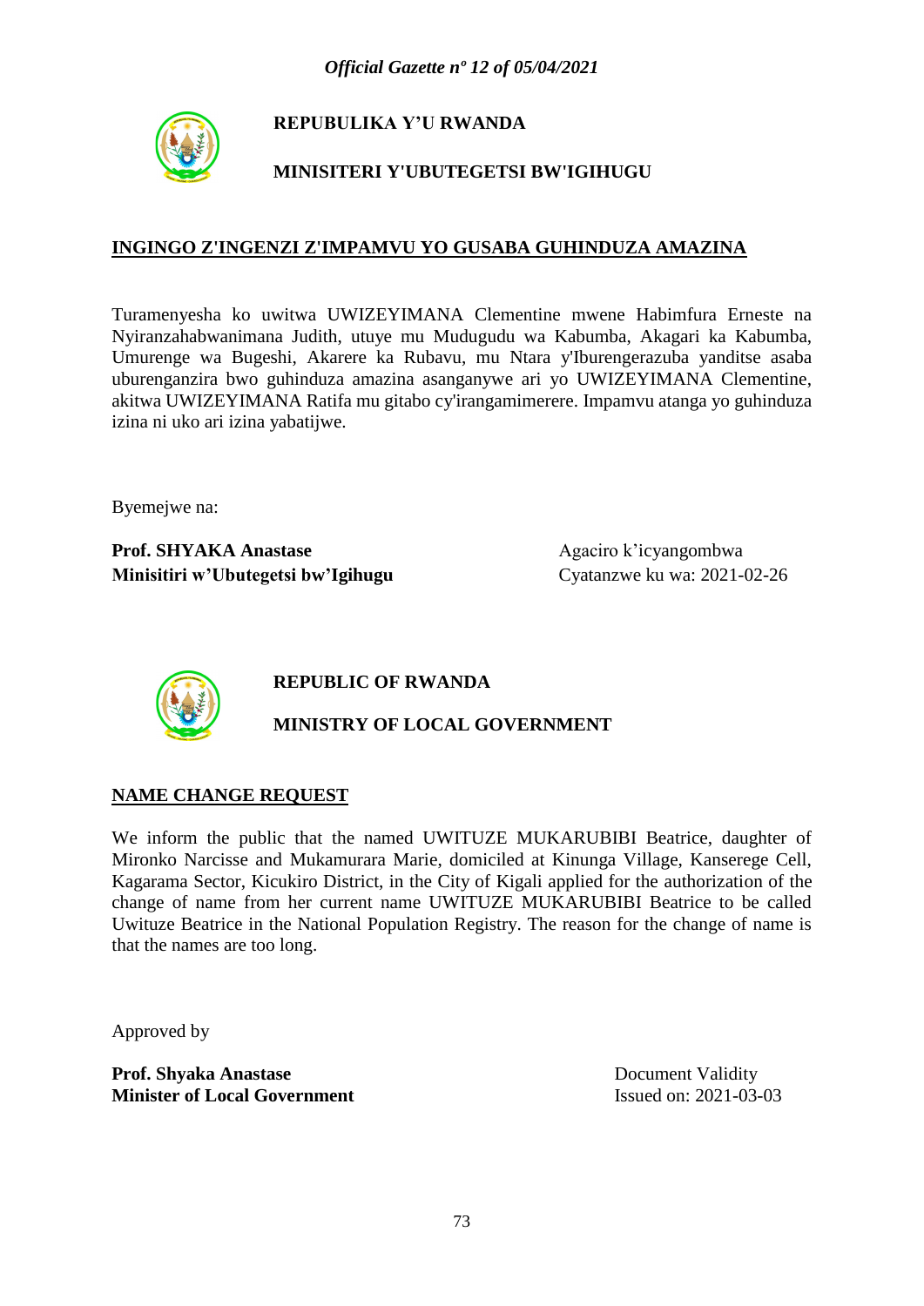**REPUBULIKA Y'U RWANDA**

**MINISITERI Y'UBUTEGETSI BW'IGIHUGU**

**INGINGO Z'INGENZI Z'IMPAMVU YO GUSABA GUHINDUZA AMAZINA**

Turamenyesha ko uwitwa UWIZEYIMANA Clementine mwene Habimfura Erneste na Nyiranzahabwanimana Judith, utuye mu Mudugudu wa Kabumba, Akagari ka Kabumba, Umurenge wa Bugeshi, Akarere ka Rubavu, mu Ntara y'Iburengerazuba yanditse asaba uburenganzira bwo guhinduza amazina asanganywe ari yo UWIZEYIMANA Clementine, akitwa UWIZEYIMANA Ratifa mu gitabo cy'irangamimerere. Impamvu atanga yo guhinduza izina ni uko ari izina yabatijwe.

Byemejwe na:

**Prof. SHYAKA Anastase**
**Minisitiri w'Ubutegetsi bw'Igihugu**

Agaciro k'icyangombwa
Cyatanzwe ku wa: 2021-02-26

**REPUBLIC OF RWANDA**

**MINISTRY OF LOCAL GOVERNMENT**

**NAME CHANGE REQUEST**

We inform the public that the named UWITUZE MUKARUBIBI Beatrice, daughter of Mironko Narcisse and Mukamurara Marie, domiciled at Kinunga Village, Kanserege Cell, Kagarama Sector, Kicukiro District, in the City of Kigali applied for the authorization of the change of name from her current name UWITUZE MUKARUBIBI Beatrice to be called Uwituze Beatrice in the National Population Registry. The reason for the change of name is that the names are too long.

Approved by

**Prof. Shyaka Anastase**
**Minister of Local Government**

Document Validity
Issued on: 2021-03-03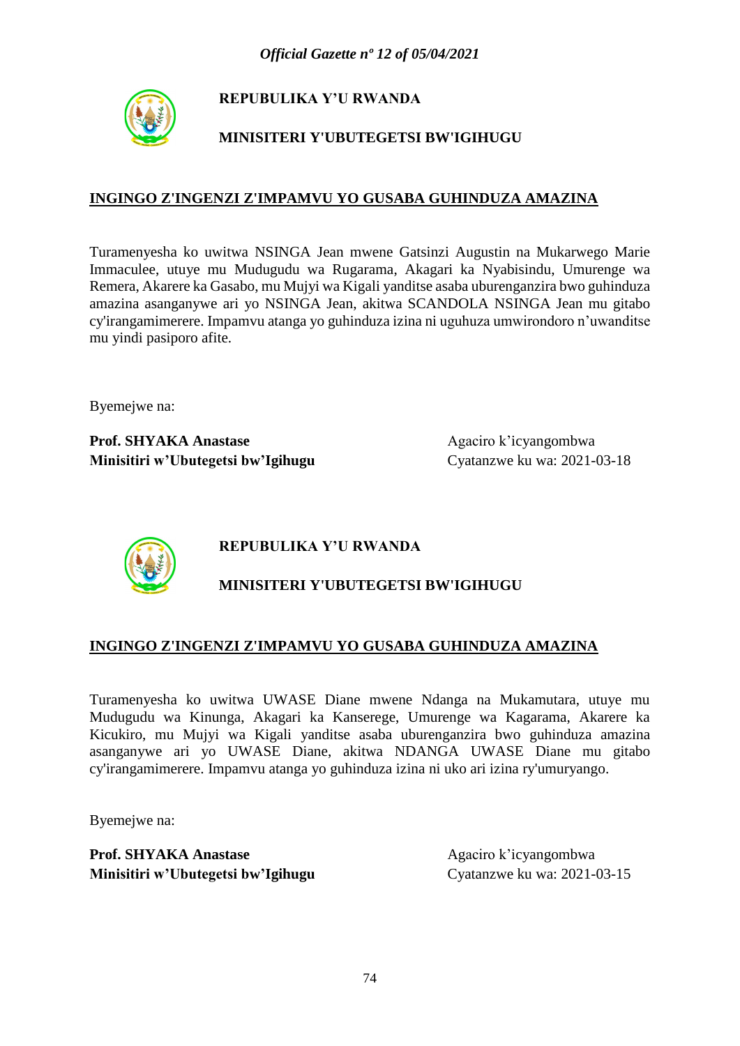**REPUBULIKA Y'U RWANDA**

**MINISITERI Y'UBUTEGETSI BW'IGIHUGU**

**INGINGO Z'INGENZI Z'IMPAMVU YO GUSABA GUHINDUZA AMAZINA**

Turamenyesha ko uwitwa NSINGA Jean mwene Gatsinzi Augustin na Mukarwego Marie Immaculee, utuye mu Mudugudu wa Rugarama, Akagari ka Nyabisindu, Umurenge wa Remera, Akarere ka Gasabo, mu Mujyi wa Kigali yanditse asaba uburenganzira bwo guhinduza amazina asanganywe ari yo NSINGA Jean, akitwa SCANDOLA NSINGA Jean mu gitabo cy'irangamimerere. Impamvu atanga yo guhinduza izina ni uguhuza umwirondoro n'uwanditse mu yindi pasiporo afite.

Byemejwe na:

**Prof. SHYAKA Anastase**
**Minisitiri w'Ubutegetsi bw'Igihugu**

Agaciro k'icyangombwa
Cyatanzwe ku wa: 2021-03-18

**REPUBULIKA Y'U RWANDA**

**MINISITERI Y'UBUTEGETSI BW'IGIHUGU**

**INGINGO Z'INGENZI Z'IMPAMVU YO GUSABA GUHINDUZA AMAZINA**

Turamenyesha ko uwitwa UWASE Diane mwene Ndanga na Mukamutara, utuye mu Mudugudu wa Kinunga, Akagari ka Kanserege, Umurenge wa Kagarama, Akarere ka Kicukiro, mu Mujyi wa Kigali yanditse asaba uburenganzira bwo guhinduza amazina asanganywe ari yo UWASE Diane, akitwa NDANGA UWASE Diane mu gitabo cy'irangamimerere. Impamvu atanga yo guhinduza izina ni uko ari izina ry'umuryango.

Byemejwe na:

**Prof. SHYAKA Anastase**
**Minisitiri w'Ubutegetsi bw'Igihugu**

Agaciro k'icyangombwa
Cyatanzwe ku wa: 2021-03-15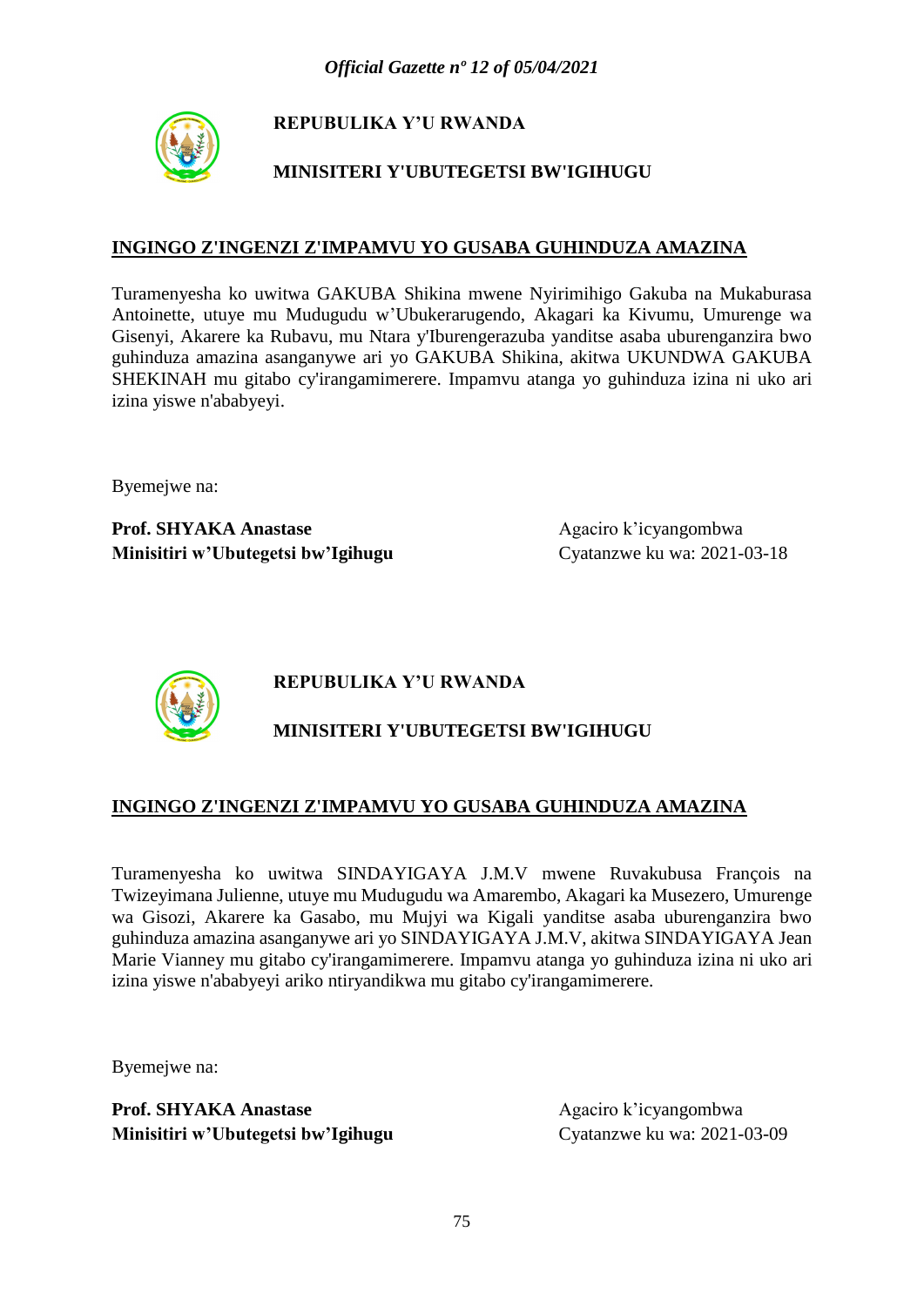**REPUBULIKA Y'U RWANDA**

**MINISITERI Y'UBUTEGETSI BW'IGIHUGU**

**INGINGO Z'INGENZI Z'IMPAMVU YO GUSABA GUHINDUZA AMAZINA**

Turamenyesha ko uwitwa GAKUBA Shikina mwene Nyirimihigo Gakuba na Mukaburasa Antoinette, utuye mu Mudugudu w'Ubukerarugendo, Akagari ka Kivumu, Umurenge wa Gisenyi, Akarere ka Rubavu, mu Ntara y'Iburengerazuba yanditse asaba uburenganzira bwo guhinduza amazina asanganywe ari yo GAKUBA Shikina, akitwa UKUNDWA GAKUBA SHEKINAH mu gitabo cy'irangamimerere. Impamvu atanga yo guhinduza izina ni uko ari izina yiswe n'ababyeyi.

Byemejwe na:

**Prof. SHYAKA Anastase**
**Minisitiri w'Ubutegetsi bw'Igihugu**

Agaciro k'icyangombwa
Cyatanzwe ku wa: 2021-03-18

**REPUBULIKA Y'U RWANDA**

**MINISITERI Y'UBUTEGETSI BW'IGIHUGU**

**INGINGO Z'INGENZI Z'IMPAMVU YO GUSABA GUHINDUZA AMAZINA**

Turamenyesha ko uwitwa SINDAYIGAYA J.M.V mwene Ruvakubusa François na Twizeyimana Julienne, utuye mu Mudugudu wa Amarembo, Akagari ka Musezero, Umurenge wa Gisozi, Akarere ka Gasabo, mu Mujyi wa Kigali yanditse asaba uburenganzira bwo guhinduza amazina asanganywe ari yo SINDAYIGAYA J.M.V, akitwa SINDAYIGAYA Jean Marie Vianney mu gitabo cy'irangamimerere. Impamvu atanga yo guhinduza izina ni uko ari izina yiswe n'ababyeyi ariko ntiryandikwa mu gitabo cy'irangamimerere.

Byemejwe na:

**Prof. SHYAKA Anastase**
**Minisitiri w'Ubutegetsi bw'Igihugu**

Agaciro k'icyangombwa
Cyatanzwe ku wa: 2021-03-09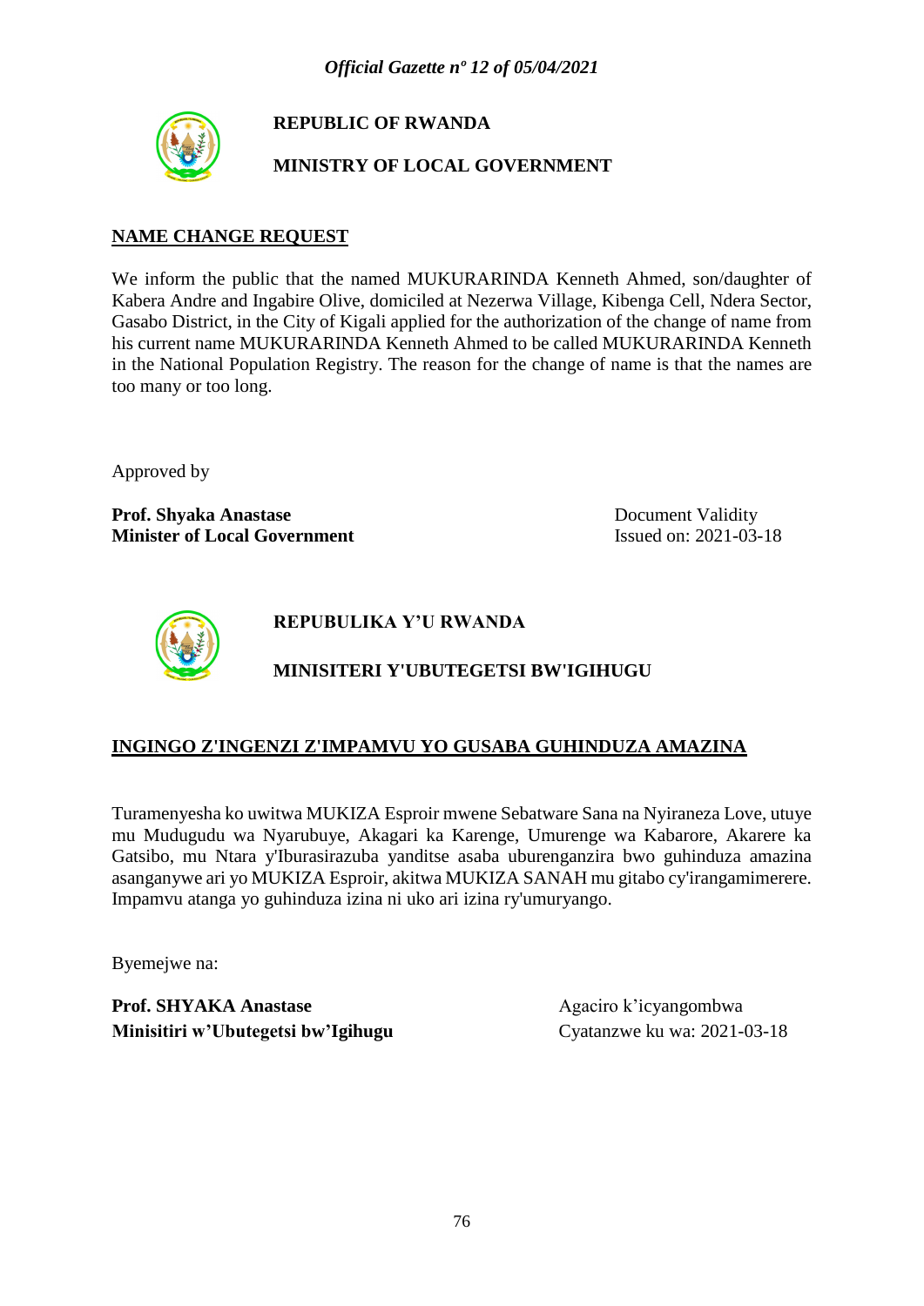**REPUBLIC OF RWANDA**

**MINISTRY OF LOCAL GOVERNMENT**

**NAME CHANGE REQUEST**

We inform the public that the named MUKURARINDA Kenneth Ahmed, son/daughter of Kabera Andre and Ingabire Olive, domiciled at Nezerwa Village, Kibenga Cell, Ndera Sector, Gasabo District, in the City of Kigali applied for the authorization of the change of name from his current name MUKURARINDA Kenneth Ahmed to be called MUKURARINDA Kenneth in the National Population Registry. The reason for the change of name is that the names are too many or too long.

Approved by

**Prof. Shyaka Anastase**
**Minister of Local Government**

Document Validity
Issued on: 2021-03-18

**REPUBULIKA Y'U RWANDA**

**MINISITERI Y'UBUTEGETSI BW'IGIHUGU**

**INGINGO Z'INGENZI Z'IMPAMVU YO GUSABA GUHINDUZA AMAZINA**

Turamenyesha ko uwitwa MUKIZA Esproir mwene Sebatware Sana na Nyiraneza Love, utuye mu Mudugudu wa Nyarubuye, Akagari ka Karenge, Umurenge wa Kabarore, Akarere ka Gatsibo, mu Ntara y'Iburasirazuba yanditse asaba uburenganzira bwo guhinduza amazina asanganywe ari yo MUKIZA Esproir, akitwa MUKIZA SANAH mu gitabo cy'irangamimerere. Impamvu atanga yo guhinduza izina ni uko ari izina ry'umuryango.

Byemejwe na:

**Prof. SHYAKA Anastase**
**Minisitiri w'Ubutegetsi bw'Igihugu**

Agaciro k'icyangombwa
Cyatanzwe ku wa: 2021-03-18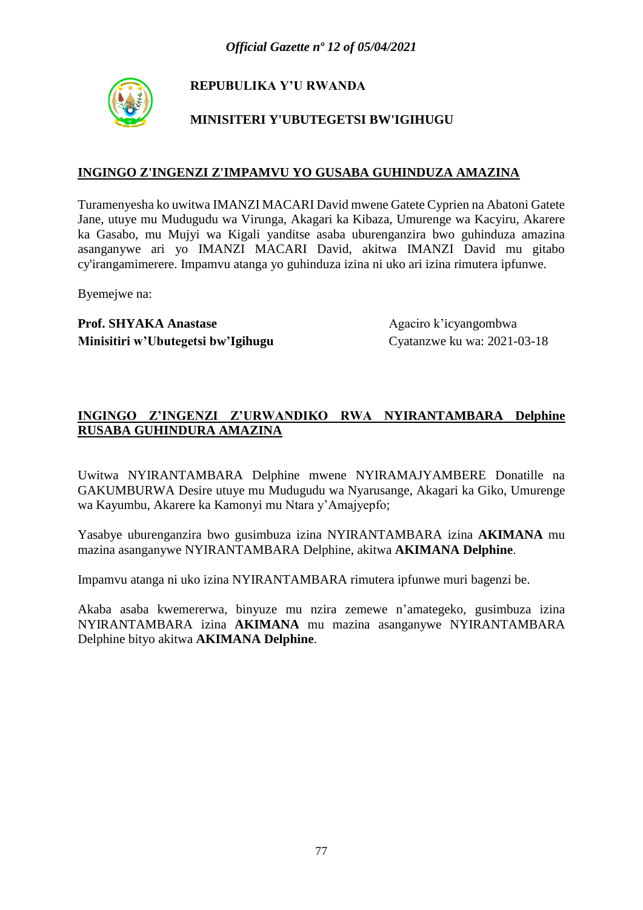**REPUBULIKA Y'U RWANDA**

**MINISITERI Y'UBUTEGETSI BW'IGIHUGU**

**INGINGO Z'INGENZI Z'IMPAMVU YO GUSABA GUHINDUZA AMAZINA**

Turamenyesha ko uwitwa IMANZI MACARI David mwene Gatete Cyprien na Abatoni Gatete Jane, utuye mu Mudugudu wa Virunga, Akagari ka Kibaza, Umurenge wa Kacyiru, Akarere ka Gasabo, mu Mujyi wa Kigali yanditse asaba uburenganzira bwo guhinduza amazina asanganywe ari yo IMANZI MACARI David, akitwa IMANZI David mu gitabo cy'irangamimerere. Impamvu atanga yo guhinduza izina ni uko ari izina rimutera ipfunwe.

Byemejwe na:

**Prof. SHYAKA Anastase**
**Minisitiri w'Ubutegetsi bw'Igihugu**

Agaciro k'icyangombwa
Cyatanzwe ku wa: 2021-03-18

**INGINGO Z'INGENZI Z'URWANDIKO RWA NYIRANTAMBARA Delphine RUSABA GUHINDURA AMAZINA**

Uwitwa NYIRANTAMBARA Delphine mwene NYIRAMAJYAMBERE Donatille na GAKUMBURWA Desire utuye mu Mudugudu wa Nyarusange, Akagari ka Giko, Umurenge wa Kayumbu, Akarere ka Kamonyi mu Ntara y'Amajyepfo;

Yasabye uburenganzira bwo gusimbuza izina NYIRANTAMBARA izina **AKIMANA** mu mazina asanganywe NYIRANTAMBARA Delphine, akitwa **AKIMANA Delphine**.

Impamvu atanga ni uko izina NYIRANTAMBARA rimutera ipfunwe muri bagenzi be.

Akaba asaba kwemererwa, binyuze mu nzira zemewe n'amategeko, gusimbuza izina NYIRANTAMBARA izina **AKIMANA** mu mazina asanganywe NYIRANTAMBARA Delphine bityo akitwa **AKIMANA Delphine**.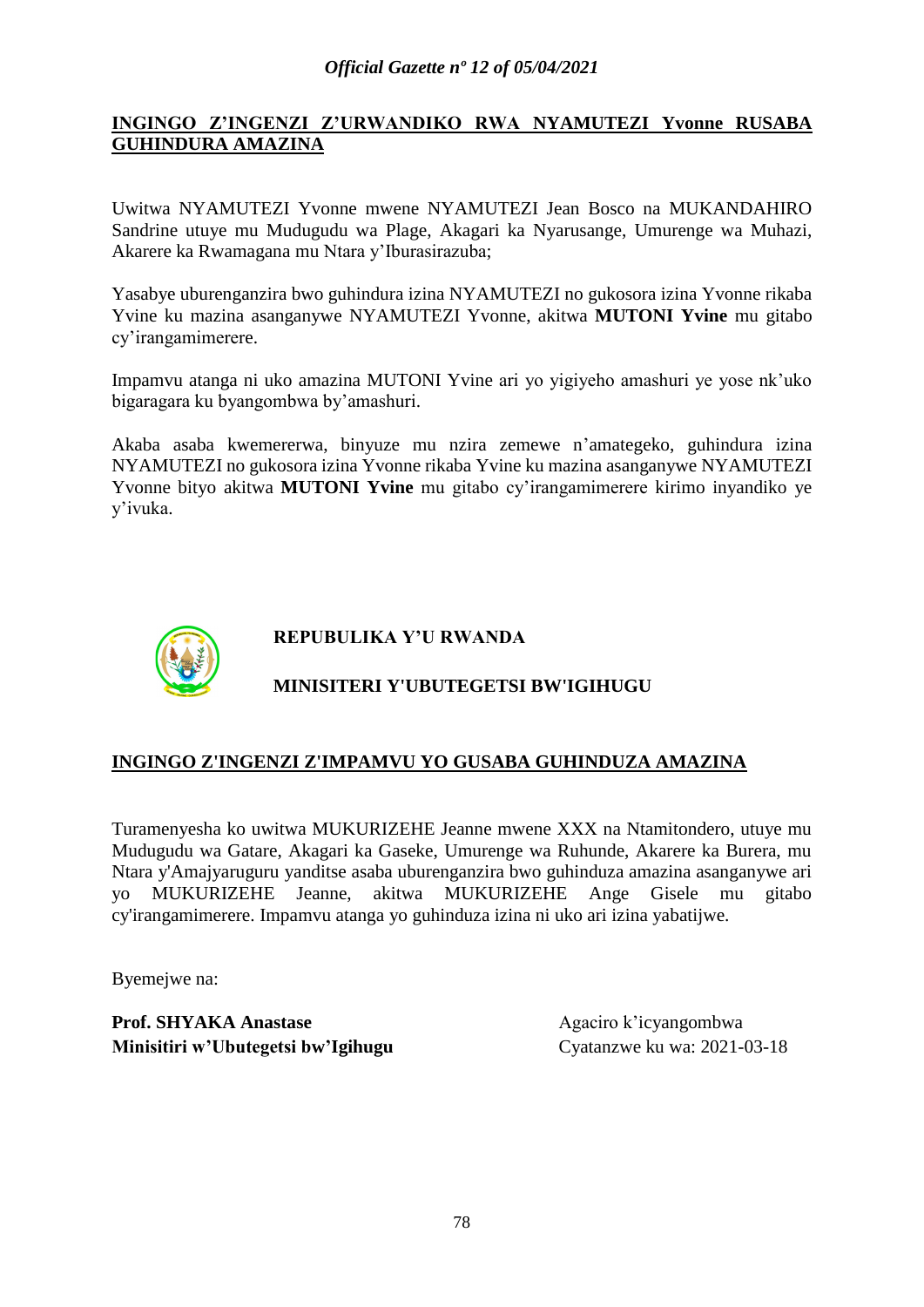**INGINGO Z'INGENZI Z'URWANDIKO RWA NYAMUTEZI Yvonne RUSABA GUHINDURA AMAZINA**

Uwitwa NYAMUTEZI Yvonne mwene NYAMUTEZI Jean Bosco na MUKANDAHIRO Sandrine utuye mu Mudugudu wa Plage, Akagari ka Nyarusange, Umurenge wa Muhazi, Akarere ka Rwamagana mu Ntara y'Iburasirazuba;

Yasabye uburenganzira bwo guhindura izina NYAMUTEZI no gukosora izina Yvonne rikaba Yvine ku mazina asanganywe NYAMUTEZI Yvonne, akitwa **MUTONI Yvine** mu gitabo cy'irangamimerere.

Impamvu atanga ni uko amazina MUTONI Yvine ari yo yigiyeho amashuri ye yose nk'uko bigaragara ku byangombwa by'amashuri.

Akaba asaba kwemererwa, binyuze mu nzira zemewe n'amategeko, guhindura izina NYAMUTEZI no gukosora izina Yvonne rikaba Yvine ku mazina asanganywe NYAMUTEZI Yvonne bityo akitwa **MUTONI Yvine** mu gitabo cy'irangamimerere kirimo inyandiko ye y'ivuka.

**REPUBULIKA Y'U RWANDA**

**MINISITERI Y'UBUTEGETSI BW'IGIHUGU**

**INGINGO Z'INGENZI Z'IMPAMVU YO GUSABA GUHINDUZA AMAZINA**

Turamenyesha ko uwitwa MUKURIZEHE Jeanne mwene XXX na Ntamitondero, utuye mu Mudugudu wa Gatare, Akagari ka Gaseke, Umurenge wa Ruhunde, Akarere ka Burera, mu Ntara y'Amajyaruguru yanditse asaba uburenganzira bwo guhinduza amazina asanganywe ari yo MUKURIZEHE Jeanne, akitwa MUKURIZEHE Ange Gisele mu gitabo cy'irangamimerere. Impamvu atanga yo guhinduza izina ni uko ari izina yabatijwe.

Byemejwe na:

**Prof. SHYAKA Anastase**
**Minisitiri w'Ubutegetsi bw'Igihugu**

Agaciro k'icyangombwa
Cyatanzwe ku wa: 2021-03-18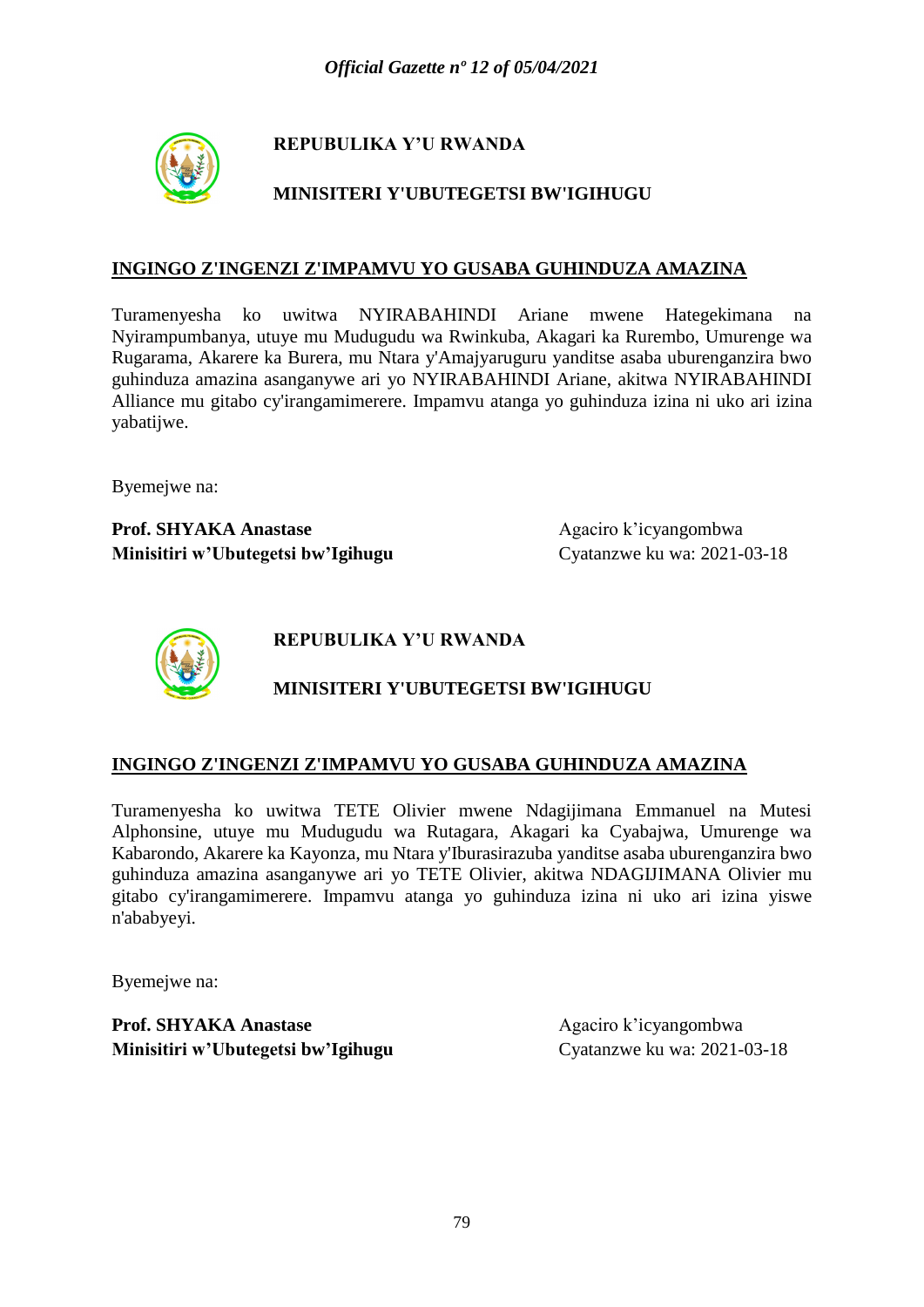**REPUBULIKA Y'U RWANDA**

**MINISITERI Y'UBUTEGETSI BW'IGIHUGU**

**INGINGO Z'INGENZI Z'IMPAMVU YO GUSABA GUHINDUZA AMAZINA**

Turamenyesha ko uwitwa NYIRABAHINDI Ariane mwene Hategekimana na Nyirampumbanya, utuye mu Mudugudu wa Rwinkuba, Akagari ka Rurembo, Umurenge wa Rugarama, Akarere ka Burera, mu Ntara y'Amajyaruguru yanditse asaba uburenganzira bwo guhinduza amazina asanganywe ari yo NYIRABAHINDI Ariane, akitwa NYIRABAHINDI Alliance mu gitabo cy'irangamimerere. Impamvu atanga yo guhinduza izina ni uko ari izina yabatijwe.

Byemejwe na:

**Prof. SHYAKA Anastase**
**Minisitiri w'Ubutegetsi bw'Igihugu**

Agaciro k'icyangombwa
Cyatanzwe ku wa: 2021-03-18

**REPUBULIKA Y'U RWANDA**

**MINISITERI Y'UBUTEGETSI BW'IGIHUGU**

**INGINGO Z'INGENZI Z'IMPAMVU YO GUSABA GUHINDUZA AMAZINA**

Turamenyesha ko uwitwa TETE Olivier mwene Ndagijimana Emmanuel na Mutesi Alphonsine, utuye mu Mudugudu wa Rutagara, Akagari ka Cyabajwa, Umurenge wa Kabarondo, Akarere ka Kayonza, mu Ntara y'Iburasirazuba yanditse asaba uburenganzira bwo guhinduza amazina asanganywe ari yo TETE Olivier, akitwa NDAGIJIMANA Olivier mu gitabo cy'irangamimerere. Impamvu atanga yo guhinduza izina ni uko ari izina yiswe n'ababyeyi.

Byemejwe na:

**Prof. SHYAKA Anastase**
**Minisitiri w'Ubutegetsi bw'Igihugu**

Agaciro k'icyangombwa
Cyatanzwe ku wa: 2021-03-18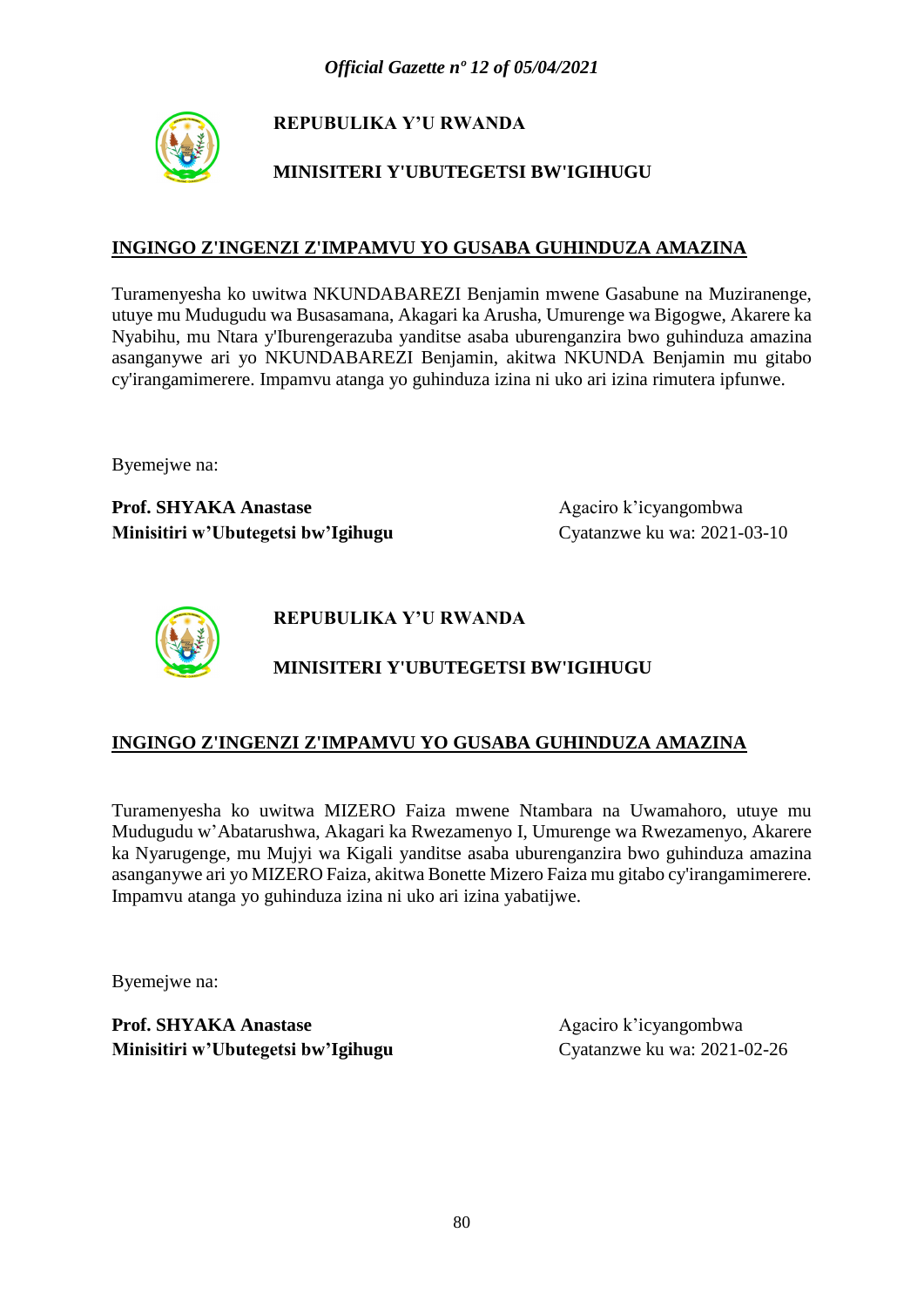**REPUBULIKA Y'U RWANDA**

**MINISITERI Y'UBUTEGETSI BW'IGIHUGU**

## INGINGO Z'INGENZI Z'IMPAMVU YO GUSABA GUHINDUZA AMAZINA

Turamenyesha ko uwitwa NKUNDABAREZI Benjamin mwene Gasabune na Muziranenge, utuye mu Mudugudu wa Busasamana, Akagari ka Arusha, Umurenge wa Bigogwe, Akarere ka Nyabihu, mu Ntara y'Iburengerazuba yanditse asaba uburenganzira bwo guhinduza amazina asanganywe ari yo NKUNDABAREZI Benjamin, akitwa NKUNDA Benjamin mu gitabo cy'irangamimerere. Impamvu atanga yo guhinduza izina ni uko ari izina rimutera ipfunwe.

Byemejwe na:

**Prof. SHYAKA Anastase**
**Minisitiri w'Ubutegetsi bw'Igihugu**

Agaciro k'icyangombwa
Cyatanzwe ku wa: 2021-03-10

**REPUBULIKA Y'U RWANDA**

**MINISITERI Y'UBUTEGETSI BW'IGIHUGU**

## INGINGO Z'INGENZI Z'IMPAMVU YO GUSABA GUHINDUZA AMAZINA

Turamenyesha ko uwitwa MIZERO Faiza mwene Ntambara na Uwamahoro, utuye mu Mudugudu w'Abatarushwa, Akagari ka Rwezamenyo I, Umurenge wa Rwezamenyo, Akarere ka Nyarugenge, mu Mujyi wa Kigali yanditse asaba uburenganzira bwo guhinduza amazina asanganywe ari yo MIZERO Faiza, akitwa Bonette Mizero Faiza mu gitabo cy'irangamimerere. Impamvu atanga yo guhinduza izina ni uko ari izina yabatijwe.

Byemejwe na:

**Prof. SHYAKA Anastase**
**Minisitiri w'Ubutegetsi bw'Igihugu**

Agaciro k'icyangombwa
Cyatanzwe ku wa: 2021-02-26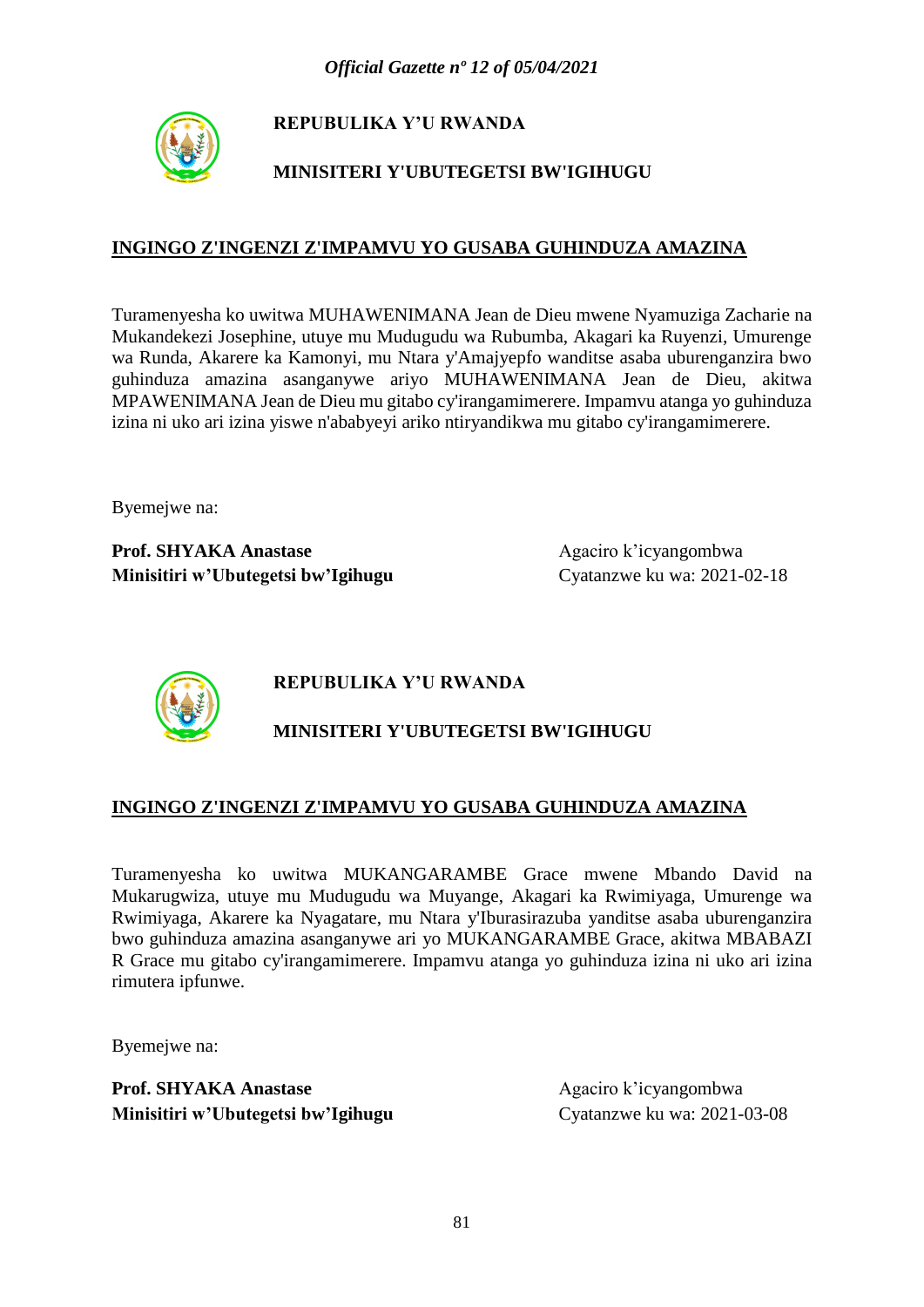**REPUBULIKA Y'U RWANDA**

**MINISITERI Y'UBUTEGETSI BW'IGIHUGU**

**INGINGO Z'INGENZI Z'IMPAMVU YO GUSABA GUHINDUZA AMAZINA**

Turamenyesha ko uwitwa MUHAWENIMANA Jean de Dieu mwene Nyamuziga Zacharie na Mukandekezi Josephine, utuye mu Mudugudu wa Rubumba, Akagari ka Ruyenzi, Umurenge wa Runda, Akarere ka Kamonyi, mu Ntara y'Amajyepfo wanditse asaba uburenganzira bwo guhinduza amazina asanganywe ariyo MUHAWENIMANA Jean de Dieu, akitwa MPAWENIMANA Jean de Dieu mu gitabo cy'irangamimerere. Impamvu atanga yo guhinduza izina ni uko ari izina yiswe n'ababyeyi ariko ntiryandikwa mu gitabo cy'irangamimerere.

Byemejwe na:

**Prof. SHYAKA Anastase**
**Minisitiri w'Ubutegetsi bw'Igihugu**

Agaciro k'icyangombwa
Cyatanzwe ku wa: 2021-02-18

**REPUBULIKA Y'U RWANDA**

**MINISITERI Y'UBUTEGETSI BW'IGIHUGU**

**INGINGO Z'INGENZI Z'IMPAMVU YO GUSABA GUHINDUZA AMAZINA**

Turamenyesha ko uwitwa MUKANGARAMBE Grace mwene Mbando David na Mukarugwiza, utuye mu Mudugudu wa Muyange, Akagari ka Rwimiyaga, Umurenge wa Rwimiyaga, Akarere ka Nyagatare, mu Ntara y'Iburasirazuba yanditse asaba uburenganzira bwo guhinduza amazina asanganywe ari yo MUKANGARAMBE Grace, akitwa MBABAZI R Grace mu gitabo cy'irangamimerere. Impamvu atanga yo guhinduza izina ni uko ari izina rimutera ipfunwe.

Byemejwe na:

**Prof. SHYAKA Anastase**
**Minisitiri w'Ubutegetsi bw'Igihugu**

Agaciro k'icyangombwa
Cyatanzwe ku wa: 2021-03-08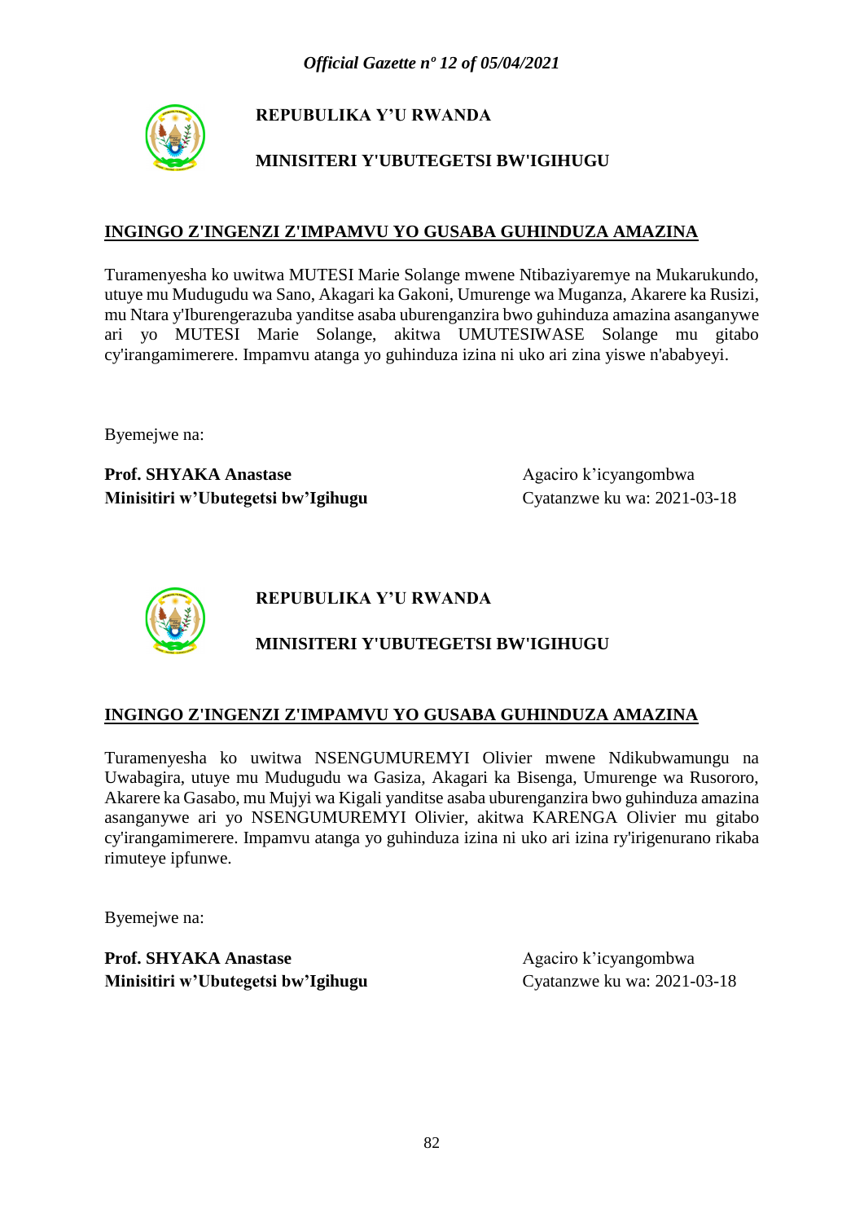**REPUBULIKA Y'U RWANDA**

**MINISITERI Y'UBUTEGETSI BW'IGIHUGU**

**INGINGO Z'INGENZI Z'IMPAMVU YO GUSABA GUHINDUZA AMAZINA**

Turamenyesha ko uwitwa MUTESI Marie Solange mwene Ntibaziyaremye na Mukarukundo, utuye mu Mudugudu wa Sano, Akagari ka Gakoni, Umurenge wa Muganza, Akarere ka Rusizi, mu Ntara y'Iburengerazuba yanditse asaba uburenganzira bwo guhinduza amazina asanganywe ari yo MUTESI Marie Solange, akitwa UMUTESIWASE Solange mu gitabo cy'irangamimerere. Impamvu atanga yo guhinduza izina ni uko ari zina yiswe n'ababyeyi.

Byemejwe na:

**Prof. SHYAKA Anastase**
**Minisitiri w'Ubutegetsi bw'Igihugu**

Agaciro k'icyangombwa
Cyatanzwe ku wa: 2021-03-18

**REPUBULIKA Y'U RWANDA**

**MINISITERI Y'UBUTEGETSI BW'IGIHUGU**

**INGINGO Z'INGENZI Z'IMPAMVU YO GUSABA GUHINDUZA AMAZINA**

Turamenyesha ko uwitwa NSENGUMUREMYI Olivier mwene Ndikubwamungu na Uwabagira, utuye mu Mudugudu wa Gasiza, Akagari ka Bisenga, Umurenge wa Rusororo, Akarere ka Gasabo, mu Mujyi wa Kigali yanditse asaba uburenganzira bwo guhinduza amazina asanganywe ari yo NSENGUMUREMYI Olivier, akitwa KARENGA Olivier mu gitabo cy'irangamimerere. Impamvu atanga yo guhinduza izina ni uko ari izina ry'irigenurano rikaba rimuteye ipfunwe.

Byemejwe na:

**Prof. SHYAKA Anastase**
**Minisitiri w'Ubutegetsi bw'Igihugu**

Agaciro k'icyangombwa
Cyatanzwe ku wa: 2021-03-18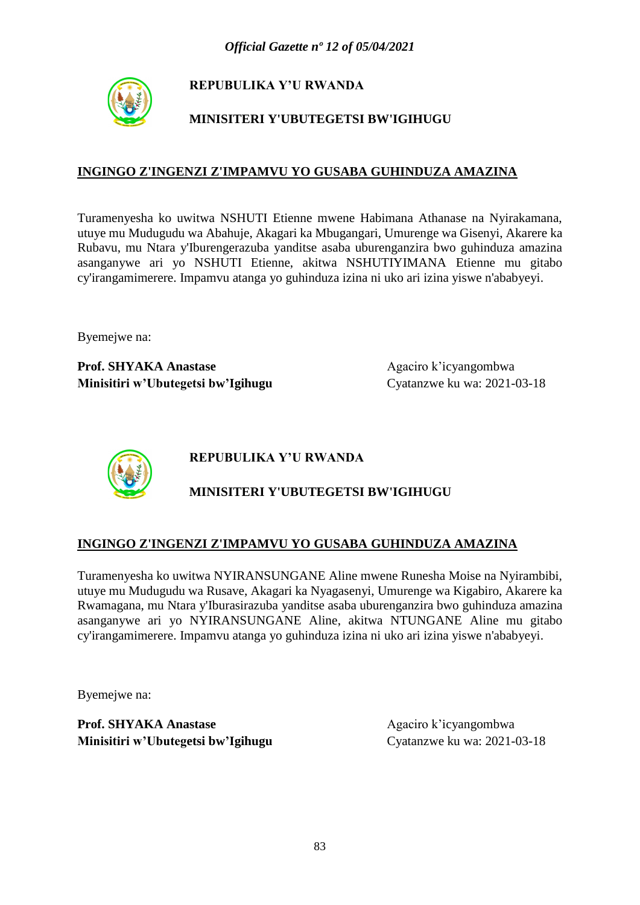**REPUBULIKA Y'U RWANDA**

**MINISITERI Y'UBUTEGETSI BW'IGIHUGU**

**INGINGO Z'INGENZI Z'IMPAMVU YO GUSABA GUHINDUZA AMAZINA**

Turamenyesha ko uwitwa NSHUTI Etienne mwene Habimana Athanase na Nyirakamana, utuye mu Mudugudu wa Abahuje, Akagari ka Mbugangari, Umurenge wa Gisenyi, Akarere ka Rubavu, mu Ntara y'Iburengerazuba yanditse asaba uburenganzira bwo guhinduza amazina asanganywe ari yo NSHUTI Etienne, akitwa NSHUTIYIMANA Etienne mu gitabo cy'irangamimerere. Impamvu atanga yo guhinduza izina ni uko ari izina yiswe n'ababyeyi.

Byemejwe na:

**Prof. SHYAKA Anastase**
**Minisitiri w'Ubutegetsi bw'Igihugu**

Agaciro k'icyangombwa
Cyatanzwe ku wa: 2021-03-18

**REPUBULIKA Y'U RWANDA**

**MINISITERI Y'UBUTEGETSI BW'IGIHUGU**

**INGINGO Z'INGENZI Z'IMPAMVU YO GUSABA GUHINDUZA AMAZINA**

Turamenyesha ko uwitwa NYIRANSUNGANE Aline mwene Runesha Moise na Nyirambibi, utuye mu Mudugudu wa Rusave, Akagari ka Nyagasenyi, Umurenge wa Kigabiro, Akarere ka Rwamagana, mu Ntara y'Iburasirazuba yanditse asaba uburenganzira bwo guhinduza amazina asanganywe ari yo NYIRANSUNGANE Aline, akitwa NTUNGANE Aline mu gitabo cy'irangamimerere. Impamvu atanga yo guhinduza izina ni uko ari izina yiswe n'ababyeyi.

Byemejwe na:

**Prof. SHYAKA Anastase**
**Minisitiri w'Ubutegetsi bw'Igihugu**

Agaciro k'icyangombwa
Cyatanzwe ku wa: 2021-03-18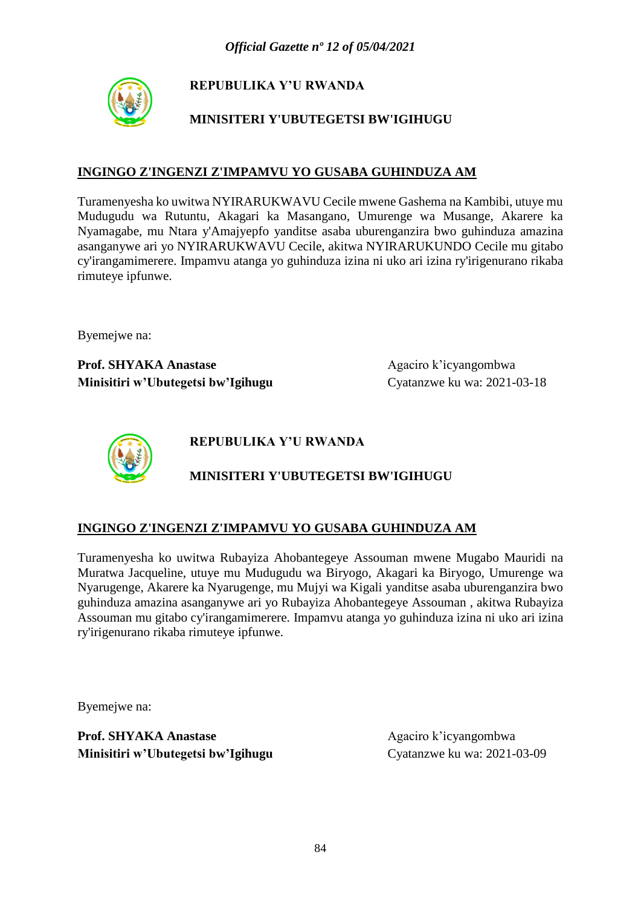**REPUBULIKA Y'U RWANDA**

**MINISITERI Y'UBUTEGETSI BW'IGIHUGU**

**INGINGO Z'INGENZI Z'IMPAMVU YO GUSABA GUHINDUZA AM**

Turamenyesha ko uwitwa NYIRARUKWAVU Cecile mwene Gashema na Kambibi, utuye mu Mudugudu wa Rutuntu, Akagari ka Masangano, Umurenge wa Musange, Akarere ka Nyamagabe, mu Ntara y'Amajyepfo yanditse asaba uburenganzira bwo guhinduza amazina asanganywe ari yo NYIRARUKWAVU Cecile, akitwa NYIRARUKUNDO Cecile mu gitabo cy'irangamimerere. Impamvu atanga yo guhinduza izina ni uko ari izina ry'irigenurano rikaba rimuteye ipfunwe.

Byemejwe na:

**Prof. SHYAKA Anastase**
**Minisitiri w'Ubutegetsi bw'Igihugu**

Agaciro k'icyangombwa
Cyatanzwe ku wa: 2021-03-18

**REPUBULIKA Y'U RWANDA**

**MINISITERI Y'UBUTEGETSI BW'IGIHUGU**

**INGINGO Z'INGENZI Z'IMPAMVU YO GUSABA GUHINDUZA AM**

Turamenyesha ko uwitwa Rubayiza Ahobantegeye Assouman mwene Mugabo Mauridi na Muratwa Jacqueline, utuye mu Mudugudu wa Biryogo, Akagari ka Biryogo, Umurenge wa Nyarugenge, Akarere ka Nyarugenge, mu Mujyi wa Kigali yanditse asaba uburenganzira bwo guhinduza amazina asanganywe ari yo Rubayiza Ahobantegeye Assouman , akitwa Rubayiza Assouman mu gitabo cy'irangamimerere. Impamvu atanga yo guhinduza izina ni uko ari izina ry'irigenurano rikaba rimuteye ipfunwe.

Byemejwe na:

**Prof. SHYAKA Anastase**
**Minisitiri w'Ubutegetsi bw'Igihugu**

Agaciro k'icyangombwa
Cyatanzwe ku wa: 2021-03-09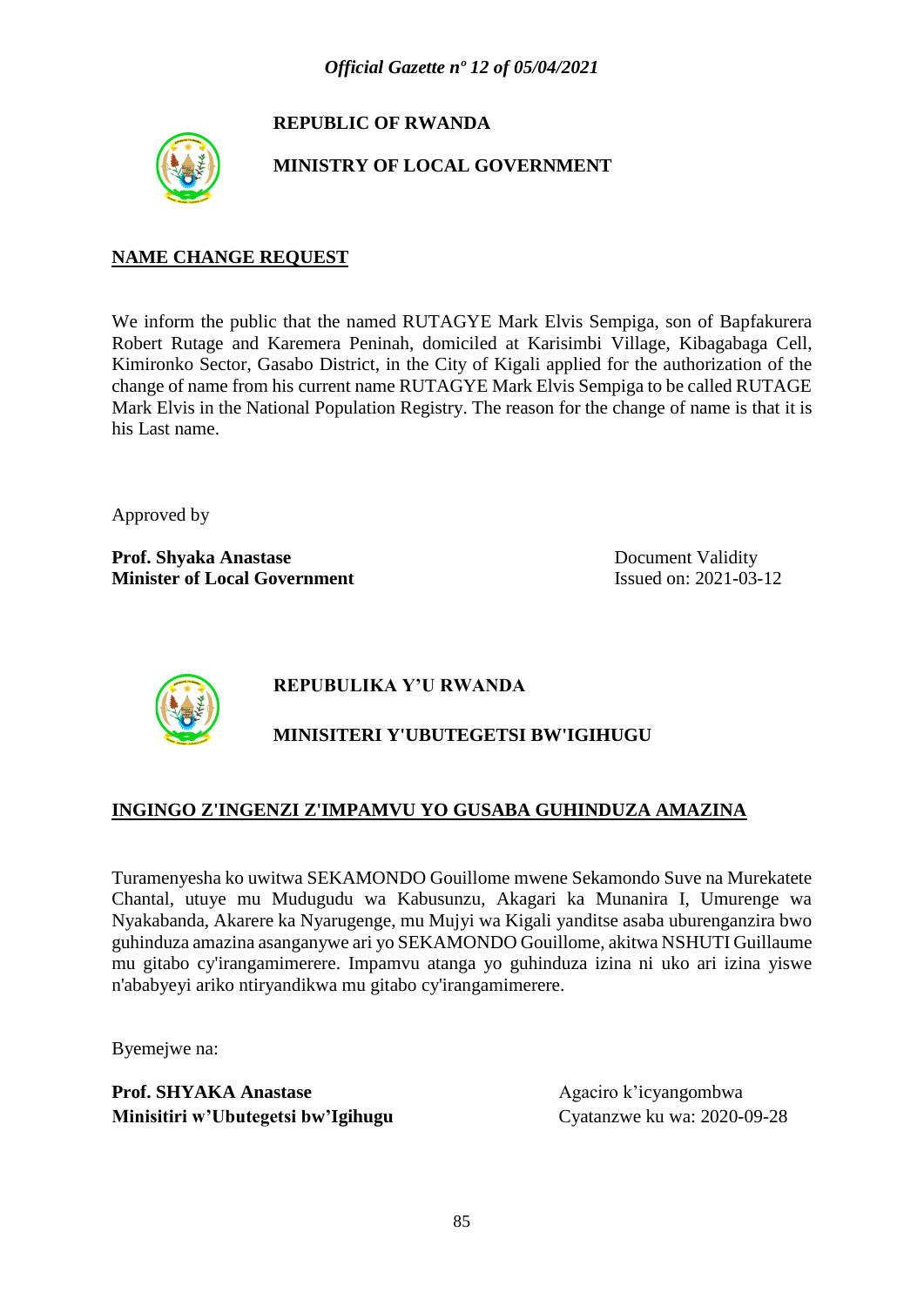**REPUBLIC OF RWANDA**

**MINISTRY OF LOCAL GOVERNMENT**

**NAME CHANGE REQUEST**

We inform the public that the named RUTAGYE Mark Elvis Sempiga, son of Bapfakurera Robert Rutage and Karemera Peninah, domiciled at Karisimbi Village, Kibagabaga Cell, Kimironko Sector, Gasabo District, in the City of Kigali applied for the authorization of the change of name from his current name RUTAGYE Mark Elvis Sempiga to be called RUTAGE Mark Elvis in the National Population Registry. The reason for the change of name is that it is his Last name.

Approved by

**Prof. Shyaka Anastase**
**Minister of Local Government**

Document Validity
Issued on: 2021-03-12

**REPUBULIKA Y'U RWANDA**

**MINISITERI Y'UBUTEGETSI BW'IGIHUGU**

**INGINGO Z'INGENZI Z'IMPAMVU YO GUSABA GUHINDUZA AMAZINA**

Turamenyesha ko uwitwa SEKAMONDO Gouillome mwene Sekamondo Suve na Murekatete Chantal, utuye mu Mudugudu wa Kabusunzu, Akagari ka Munanira I, Umurenge wa Nyakabanda, Akarere ka Nyarugenge, mu Mujyi wa Kigali yanditse asaba uburenganzira bwo guhinduza amazina asanganywe ari yo SEKAMONDO Gouillome, akitwa NSHUTI Guillaume mu gitabo cy'irangamimerere. Impamvu atanga yo guhinduza izina ni uko ari izina yiswe n'ababyeyi ariko ntiryandikwa mu gitabo cy'irangamimerere.

Byemejwe na:

**Prof. SHYAKA Anastase**
**Minisitiri w'Ubutegetsi bw'Igihugu**

Agaciro k'icyangombwa
Cyatanzwe ku wa: 2020-09-28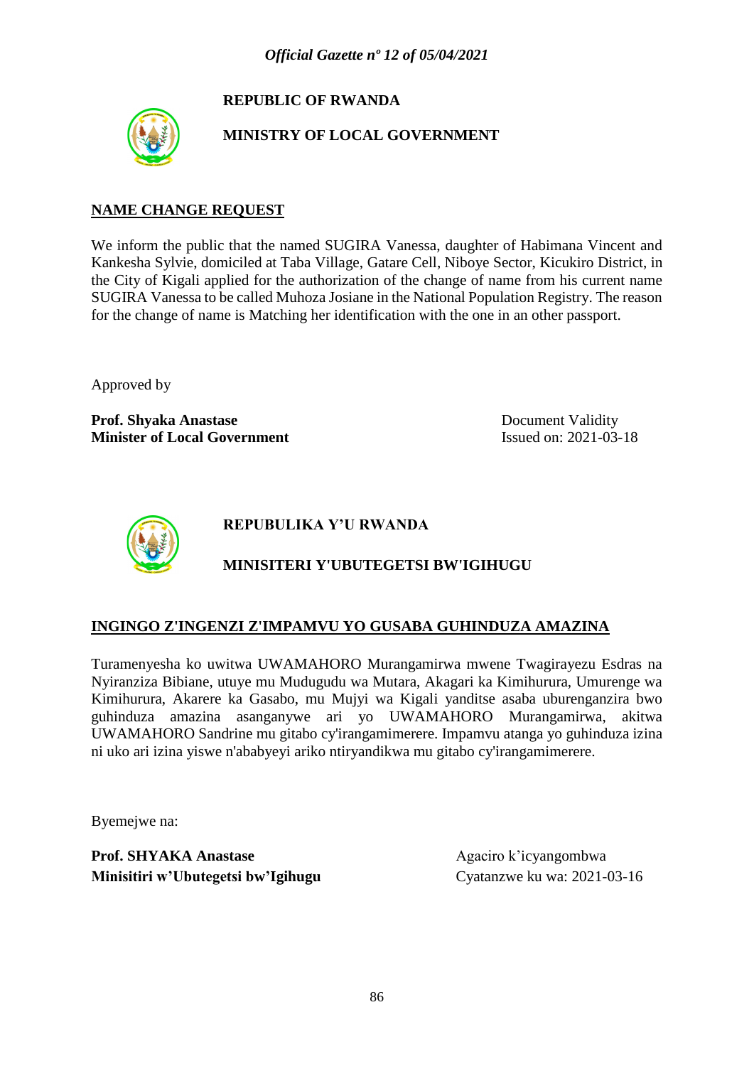**REPUBLIC OF RWANDA**

**MINISTRY OF LOCAL GOVERNMENT**

**NAME CHANGE REQUEST**

We inform the public that the named SUGIRA Vanessa, daughter of Habimana Vincent and Kankesha Sylvie, domiciled at Taba Village, Gatare Cell, Niboye Sector, Kicukiro District, in the City of Kigali applied for the authorization of the change of name from his current name SUGIRA Vanessa to be called Muhoza Josiane in the National Population Registry. The reason for the change of name is Matching her identification with the one in an other passport.

Approved by

**Prof. Shyaka Anastase**
**Minister of Local Government**

Document Validity
Issued on: 2021-03-18

**REPUBULIKA Y'U RWANDA**

**MINISITERI Y'UBUTEGETSI BW'IGIHUGU**

**INGINGO Z'INGENZI Z'IMPAMVU YO GUSABA GUHINDUZA AMAZINA**

Turamenyesha ko uwitwa UWAMAHORO Murangamirwa mwene Twagirayezu Esdras na Nyiranziza Bibiane, utuye mu Mudugudu wa Mutara, Akagari ka Kimihurura, Umurenge wa Kimihurura, Akarere ka Gasabo, mu Mujyi wa Kigali yanditse asaba uburenganzira bwo guhinduza amazina asanganywe ari yo UWAMAHORO Murangamirwa, akitwa UWAMAHORO Sandrine mu gitabo cy'irangamimerere. Impamvu atanga yo guhinduza izina ni uko ari izina yiswe n'ababyeyi ariko ntiryandikwa mu gitabo cy'irangamimerere.

Byemejwe na:

**Prof. SHYAKA Anastase**
**Minisitiri w'Ubutegetsi bw'Igihugu**

Agaciro k'icyangombwa
Cyatanzwe ku wa: 2021-03-16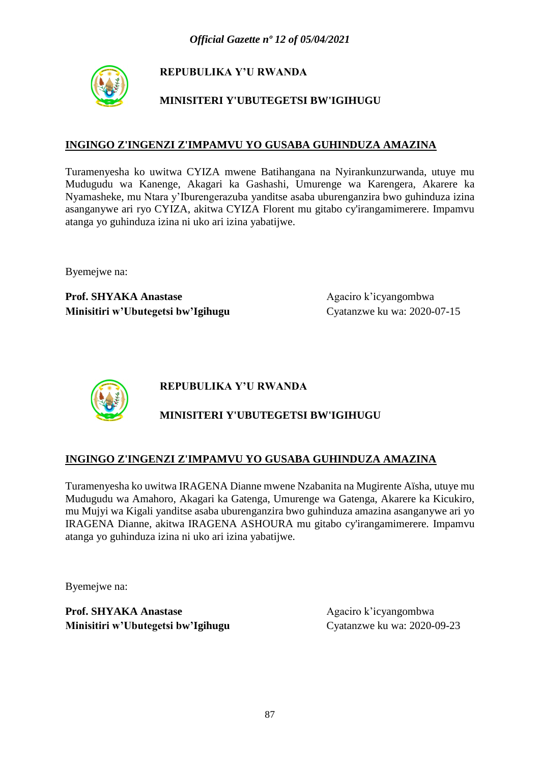**REPUBULIKA Y'U RWANDA**

**MINISITERI Y'UBUTEGETSI BW'IGIHUGU**

## INGINGO Z'INGENZI Z'IMPAMVU YO GUSABA GUHINDUZA AMAZINA

Turamenyesha ko uwitwa CYIZA mwene Batihangana na Nyirankunzurwanda, utuye mu Mudugudu wa Kanenge, Akagari ka Gashashi, Umurenge wa Karengera, Akarere ka Nyamasheke, mu Ntara y'Iburengerazuba yanditse asaba uburenganzira bwo guhinduza izina asanganywe ari ryo CYIZA, akitwa CYIZA Florent mu gitabo cy'irangamimerere. Impamvu atanga yo guhinduza izina ni uko ari izina yabatijwe.

Byemejwe na:

**Prof. SHYAKA Anastase**
**Minisitiri w'Ubutegetsi bw'Igihugu**

Agaciro k'icyangombwa
Cyatanzwe ku wa: 2020-07-15

**REPUBULIKA Y'U RWANDA**

**MINISITERI Y'UBUTEGETSI BW'IGIHUGU**

## INGINGO Z'INGENZI Z'IMPAMVU YO GUSABA GUHINDUZA AMAZINA

Turamenyesha ko uwitwa IRAGENA Dianne mwene Nzabanita na Mugirente Aïsha, utuye mu Mudugudu wa Amahoro, Akagari ka Gatenga, Umurenge wa Gatenga, Akarere ka Kicukiro, mu Mujyi wa Kigali yanditse asaba uburenganzira bwo guhinduza amazina asanganywe ari yo IRAGENA Dianne, akitwa IRAGENA ASHOURA mu gitabo cy'irangamimerere. Impamvu atanga yo guhinduza izina ni uko ari izina yabatijwe.

Byemejwe na:

**Prof. SHYAKA Anastase**
**Minisitiri w'Ubutegetsi bw'Igihugu**

Agaciro k'icyangombwa
Cyatanzwe ku wa: 2020-09-23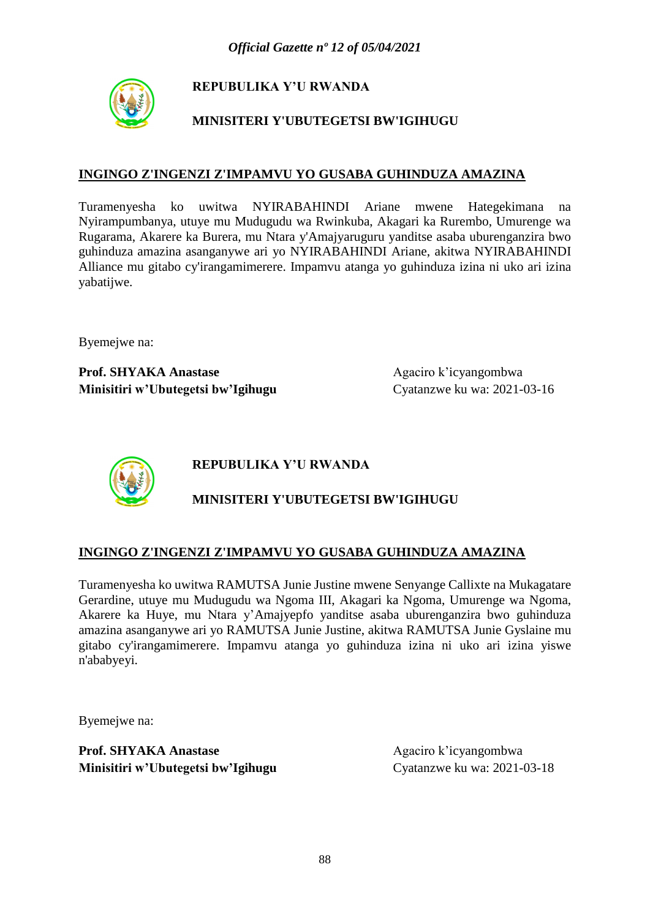**REPUBULIKA Y'U RWANDA**

**MINISITERI Y'UBUTEGETSI BW'IGIHUGU**

**INGINGO Z'INGENZI Z'IMPAMVU YO GUSABA GUHINDUZA AMAZINA**

Turamenyesha ko uwitwa NYIRABAHINDI Ariane mwene Hategekimana na Nyirampumbanya, utuye mu Mudugudu wa Rwinkuba, Akagari ka Rurembo, Umurenge wa Rugarama, Akarere ka Burera, mu Ntara y'Amajyaruguru yanditse asaba uburenganzira bwo guhinduza amazina asanganywe ari yo NYIRABAHINDI Ariane, akitwa NYIRABAHINDI Alliance mu gitabo cy'irangamimerere. Impamvu atanga yo guhinduza izina ni uko ari izina yabatijwe.

Byemejwe na:

**Prof. SHYAKA Anastase**
**Minisitiri w'Ubutegetsi bw'Igihugu**

Agaciro k'icyangombwa
Cyatanzwe ku wa: 2021-03-16

**REPUBULIKA Y'U RWANDA**

**MINISITERI Y'UBUTEGETSI BW'IGIHUGU**

**INGINGO Z'INGENZI Z'IMPAMVU YO GUSABA GUHINDUZA AMAZINA**

Turamenyesha ko uwitwa RAMUTSA Junie Justine mwene Senyange Callixte na Mukagatare Gerardine, utuye mu Mudugudu wa Ngoma III, Akagari ka Ngoma, Umurenge wa Ngoma, Akarere ka Huye, mu Ntara y'Amajyepfo yanditse asaba uburenganzira bwo guhinduza amazina asanganywe ari yo RAMUTSA Junie Justine, akitwa RAMUTSA Junie Gyslaine mu gitabo cy'irangamimerere. Impamvu atanga yo guhinduza izina ni uko ari izina yiswe n'ababyeyi.

Byemejwe na:

**Prof. SHYAKA Anastase**
**Minisitiri w'Ubutegetsi bw'Igihugu**

Agaciro k'icyangombwa
Cyatanzwe ku wa: 2021-03-18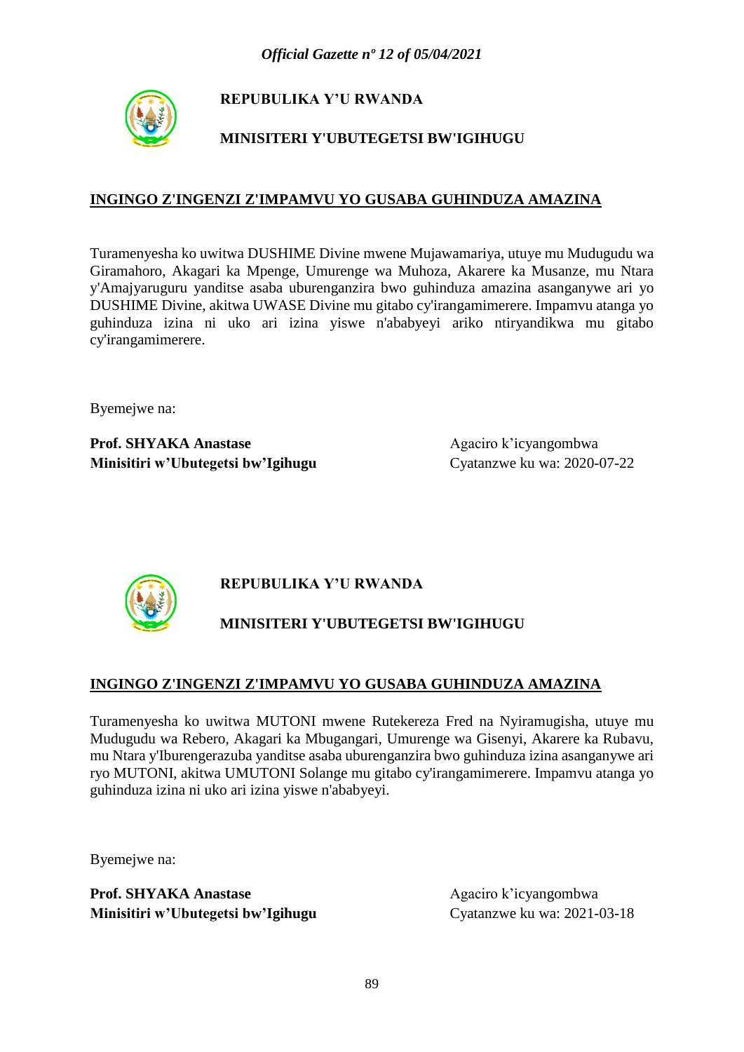**REPUBULIKA Y'U RWANDA**

**MINISITERI Y'UBUTEGETSI BW'IGIHUGU**

**INGINGO Z'INGENZI Z'IMPAMVU YO GUSABA GUHINDUZA AMAZINA**

Turamenyesha ko uwitwa DUSHIME Divine mwene Mujawamariya, utuye mu Mudugudu wa Giramahoro, Akagari ka Mpenge, Umurenge wa Muhoza, Akarere ka Musanze, mu Ntara y'Amajyaruguru yanditse asaba uburenganzira bwo guhinduza amazina asanganywe ari yo DUSHIME Divine, akitwa UWASE Divine mu gitabo cy'irangamimerere. Impamvu atanga yo guhinduza izina ni uko ari izina yiswe n'ababyeyi ariko ntiryandikwa mu gitabo cy'irangamimerere.

Byemejwe na:

**Prof. SHYAKA Anastase**
**Minisitiri w'Ubutegetsi bw'Igihugu**

Agaciro k'icyangombwa
Cyatanzwe ku wa: 2020-07-22

**REPUBULIKA Y'U RWANDA**

**MINISITERI Y'UBUTEGETSI BW'IGIHUGU**

**INGINGO Z'INGENZI Z'IMPAMVU YO GUSABA GUHINDUZA AMAZINA**

Turamenyesha ko uwitwa MUTONI mwene Rutekereza Fred na Nyiramugisha, utuye mu Mudugudu wa Rebero, Akagari ka Mbugangari, Umurenge wa Gisenyi, Akarere ka Rubavu, mu Ntara y'Iburengerazuba yanditse asaba uburenganzira bwo guhinduza izina asanganywe ari ryo MUTONI, akitwa UMUTONI Solange mu gitabo cy'irangamimerere. Impamvu atanga yo guhinduza izina ni uko ari izina yiswe n'ababyeyi.

Byemejwe na:

**Prof. SHYAKA Anastase**
**Minisitiri w'Ubutegetsi bw'Igihugu**

Agaciro k'icyangombwa
Cyatanzwe ku wa: 2021-03-18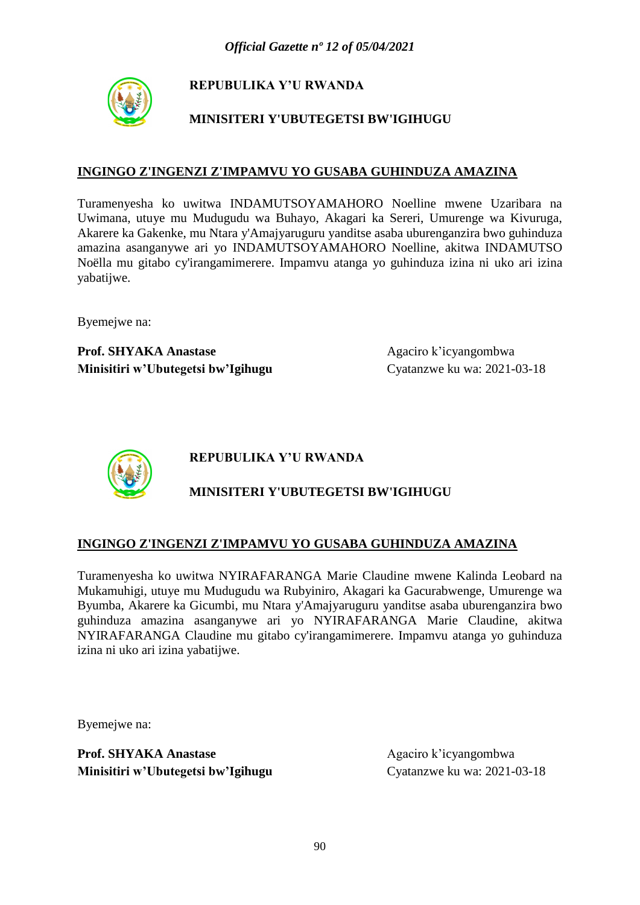**REPUBULIKA Y'U RWANDA**

**MINISITERI Y'UBUTEGETSI BW'IGIHUGU**

## INGINGO Z'INGENZI Z'IMPAMVU YO GUSABA GUHINDUZA AMAZINA

Turamenyesha ko uwitwa INDAMUTSOYAMAHORO Noelline mwene Uzaribara na Uwimana, utuye mu Mudugudu wa Buhayo, Akagari ka Sereri, Umurenge wa Kivuruga, Akarere ka Gakenke, mu Ntara y'Amajyaruguru yanditse asaba uburenganzira bwo guhinduza amazina asanganywe ari yo INDAMUTSOYAMAHORO Noelline, akitwa INDAMUTSO Noëlla mu gitabo cy'irangamimerere. Impamvu atanga yo guhinduza izina ni uko ari izina yabatijwe.

Byemejwe na:

**Prof. SHYAKA Anastase**
**Minisitiri w'Ubutegetsi bw'Igihugu**

Agaciro k'icyangombwa
Cyatanzwe ku wa: 2021-03-18

**REPUBULIKA Y'U RWANDA**

**MINISITERI Y'UBUTEGETSI BW'IGIHUGU**

## INGINGO Z'INGENZI Z'IMPAMVU YO GUSABA GUHINDUZA AMAZINA

Turamenyesha ko uwitwa NYIRAFARANGA Marie Claudine mwene Kalinda Leobard na Mukamuhigi, utuye mu Mudugudu wa Rubyiniro, Akagari ka Gacurabwenge, Umurenge wa Byumba, Akarere ka Gicumbi, mu Ntara y'Amajyaruguru yanditse asaba uburenganzira bwo guhinduza amazina asanganywe ari yo NYIRAFARANGA Marie Claudine, akitwa NYIRAFARANGA Claudine mu gitabo cy'irangamimerere. Impamvu atanga yo guhinduza izina ni uko ari izina yabatijwe.

Byemejwe na:

**Prof. SHYAKA Anastase**
**Minisitiri w'Ubutegetsi bw'Igihugu**

Agaciro k'icyangombwa
Cyatanzwe ku wa: 2021-03-18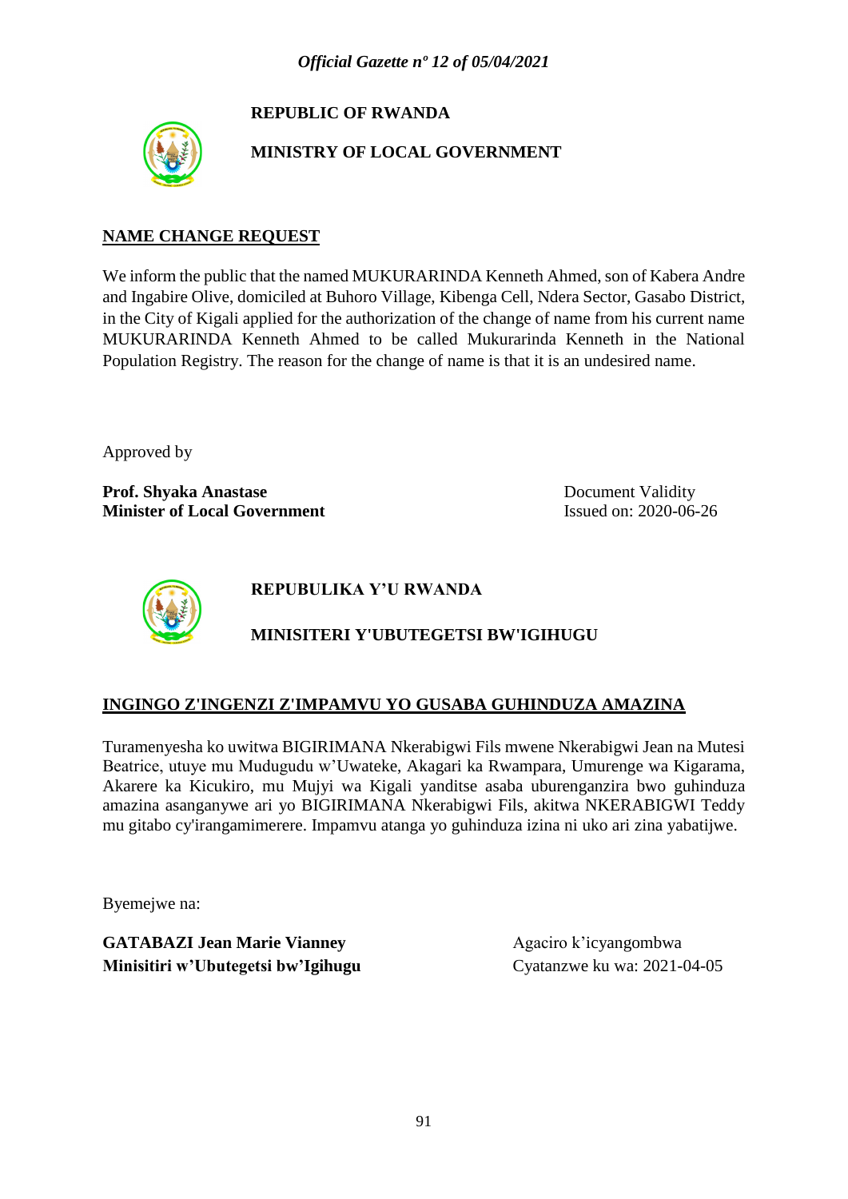**REPUBLIC OF RWANDA**

**MINISTRY OF LOCAL GOVERNMENT**

**NAME CHANGE REQUEST**

We inform the public that the named MUKURARINDA Kenneth Ahmed, son of Kabera Andre and Ingabire Olive, domiciled at Buhoro Village, Kibenga Cell, Ndera Sector, Gasabo District, in the City of Kigali applied for the authorization of the change of name from his current name MUKURARINDA Kenneth Ahmed to be called Mukurarinda Kenneth in the National Population Registry. The reason for the change of name is that it is an undesired name.

Approved by

**Prof. Shyaka Anastase**
**Minister of Local Government**

Document Validity
Issued on: 2020-06-26

**REPUBULIKA Y'U RWANDA**

**MINISITERI Y'UBUTEGETSI BW'IGIHUGU**

**INGINGO Z'INGENZI Z'IMPAMVU YO GUSABA GUHINDUZA AMAZINA**

Turamenyesha ko uwitwa BIGIRIMANA Nkerabigwi Fils mwene Nkerabigwi Jean na Mutesi Beatrice, utuye mu Mudugudu w'Uwateke, Akagari ka Rwampara, Umurenge wa Kigarama, Akarere ka Kicukiro, mu Mujyi wa Kigali yanditse asaba uburenganzira bwo guhinduza amazina asanganywe ari yo BIGIRIMANA Nkerabigwi Fils, akitwa NKERABIGWI Teddy mu gitabo cy'irangamimerere. Impamvu atanga yo guhinduza izina ni uko ari zina yabatijwe.

Byemejwe na:

**GATABAZI Jean Marie Vianney**
**Minisitiri w'Ubutegetsi bw'Igihugu**

Agaciro k'icyangombwa
Cyatanzwe ku wa: 2021-04-05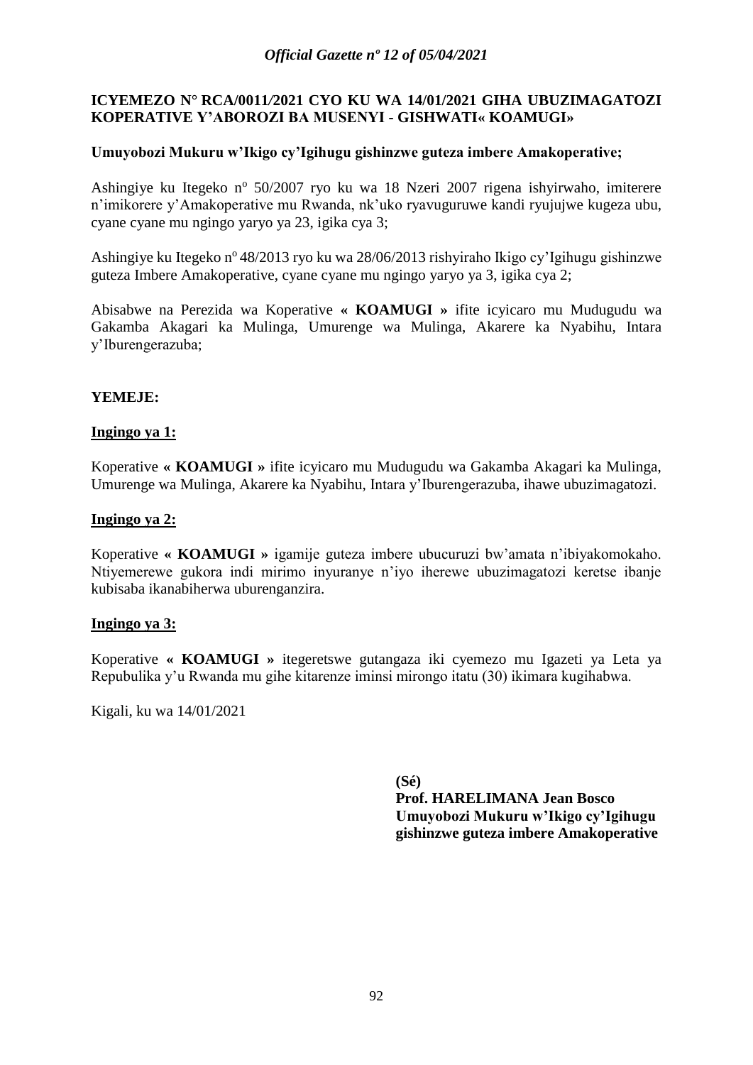**ICYEMEZO N° RCA/0011/2021 CYO KU WA 14/01/2021 GIHA UBUZIMAGATOZI KOPERATIVE Y'ABOROZI BA MUSENYI - GISHWATI« KOAMUGI»**

**Umuyobozi Mukuru w'Ikigo cy'Igihugu gishinzwe guteza imbere Amakoperative;**

Ashingiye ku Itegeko nº 50/2007 ryo ku wa 18 Nzeri 2007 rigena ishyirwaho, imiterere n'imikorere y'Amakoperative mu Rwanda, nk'uko ryavuguruwe kandi ryujujwe kugeza ubu, cyane cyane mu ngingo yaryo ya 23, igika cya 3;

Ashingiye ku Itegeko nº 48/2013 ryo ku wa 28/06/2013 rishyiraho Ikigo cy'Igihugu gishinzwe guteza Imbere Amakoperative, cyane cyane mu ngingo yaryo ya 3, igika cya 2;

Abisabwe na Perezida wa Koperative **« KOAMUGI »** ifite icyicaro mu Mudugudu wa Gakamba Akagari ka Mulinga, Umurenge wa Mulinga, Akarere ka Nyabihu, Intara y'Iburengerazuba;

**YEMEJE:**

**Ingingo ya 1:**

Koperative **« KOAMUGI »** ifite icyicaro mu Mudugudu wa Gakamba Akagari ka Mulinga, Umurenge wa Mulinga, Akarere ka Nyabihu, Intara y'Iburengerazuba, ihawe ubuzimagatozi.

**Ingingo ya 2:**

Koperative **« KOAMUGI »** igamije guteza imbere ubucuruzi bw'amata n'ibiyakomokaho. Ntiyemerewe gukora indi mirimo inyuranye n'iyo iherewe ubuzimagatozi keretse ibanje kubisaba ikanabiherwa uburenganzira.

**Ingingo ya 3:**

Koperative **« KOAMUGI »** itegeretswe gutangaza iki cyemezo mu Igazeti ya Leta ya Repubulika y'u Rwanda mu gihe kitarenze iminsi mirongo itatu (30) ikimara kugihabwa.

Kigali, ku wa 14/01/2021

**(Sé)**
**Prof. HARELIMANA Jean Bosco**
**Umuyobozi Mukuru w'Ikigo cy'Igihugu gishinzwe guteza imbere Amakoperative**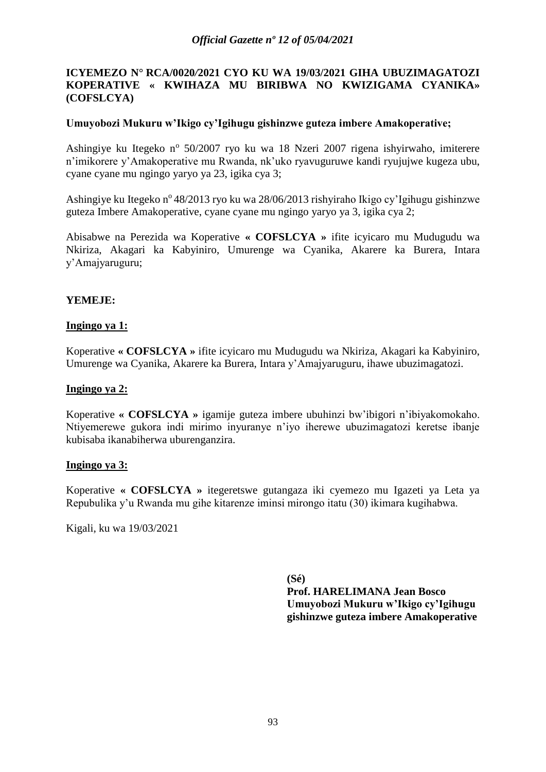**ICYEMEZO N° RCA/0020/2021 CYO KU WA 19/03/2021 GIHA UBUZIMAGATOZI KOPERATIVE « KWIHAZA MU BIRIBWA NO KWIZIGAMA CYANIKA» (COFSLCYA)**

**Umuyobozi Mukuru w'Ikigo cy'Igihugu gishinzwe guteza imbere Amakoperative;**

Ashingiye ku Itegeko nº 50/2007 ryo ku wa 18 Nzeri 2007 rigena ishyirwaho, imiterere n'imikorere y'Amakoperative mu Rwanda, nk'uko ryavuguruwe kandi ryujujwe kugeza ubu, cyane cyane mu ngingo yaryo ya 23, igika cya 3;

Ashingiye ku Itegeko nº 48/2013 ryo ku wa 28/06/2013 rishyiraho Ikigo cy'Igihugu gishinzwe guteza Imbere Amakoperative, cyane cyane mu ngingo yaryo ya 3, igika cya 2;

Abisabwe na Perezida wa Koperative **« COFSLCYA »** ifite icyicaro mu Mudugudu wa Nkiriza, Akagari ka Kabyiniro, Umurenge wa Cyanika, Akarere ka Burera, Intara y'Amajyaruguru;

**YEMEJE:**

**Ingingo ya 1:**

Koperative **« COFSLCYA »** ifite icyicaro mu Mudugudu wa Nkiriza, Akagari ka Kabyiniro, Umurenge wa Cyanika, Akarere ka Burera, Intara y'Amajyaruguru, ihawe ubuzimagatozi.

**Ingingo ya 2:**

Koperative **« COFSLCYA »** igamije guteza imbere ubuhinzi bw'ibigori n'ibiyakomokaho. Ntiyemerewe gukora indi mirimo inyuranye n'iyo iherewe ubuzimagatozi keretse ibanje kubisaba ikanabiherwa uburenganzira.

**Ingingo ya 3:**

Koperative **« COFSLCYA »** itegeretswe gutangaza iki cyemezo mu Igazeti ya Leta ya Repubulika y'u Rwanda mu gihe kitarenze iminsi mirongo itatu (30) ikimara kugihabwa.

Kigali, ku wa 19/03/2021

**(Sé)**
**Prof. HARELIMANA Jean Bosco**
**Umuyobozi Mukuru w'Ikigo cy'Igihugu gishinzwe guteza imbere Amakoperative**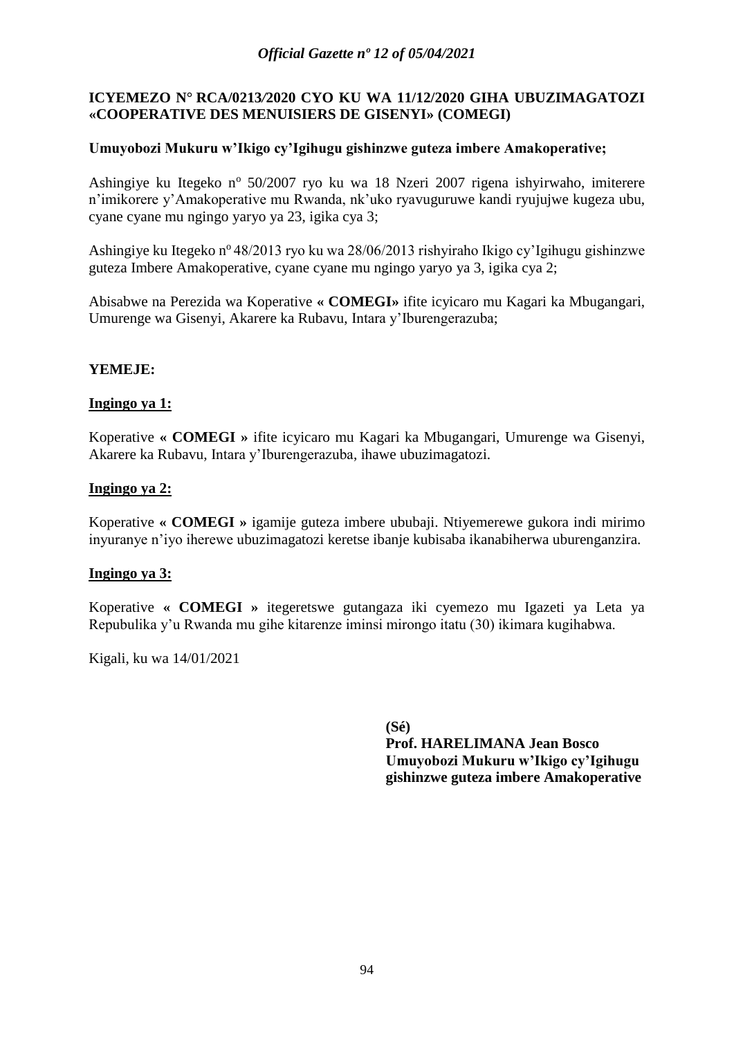**ICYEMEZO N° RCA/0213/2020 CYO KU WA 11/12/2020 GIHA UBUZIMAGATOZI «COOPERATIVE DES MENUISIERS DE GISENYI» (COMEGI)**

**Umuyobozi Mukuru w'Ikigo cy'Igihugu gishinzwe guteza imbere Amakoperative;**

Ashingiye ku Itegeko nº 50/2007 ryo ku wa 18 Nzeri 2007 rigena ishyirwaho, imiterere n'imikorere y'Amakoperative mu Rwanda, nk'uko ryavuguruwe kandi ryujujwe kugeza ubu, cyane cyane mu ngingo yaryo ya 23, igika cya 3;

Ashingiye ku Itegeko nº 48/2013 ryo ku wa 28/06/2013 rishyiraho Ikigo cy'Igihugu gishinzwe guteza Imbere Amakoperative, cyane cyane mu ngingo yaryo ya 3, igika cya 2;

Abisabwe na Perezida wa Koperative **« COMEGI»** ifite icyicaro mu Kagari ka Mbugangari, Umurenge wa Gisenyi, Akarere ka Rubavu, Intara y'Iburengerazuba;

**YEMEJE:**

**Ingingo ya 1:**

Koperative **« COMEGI »** ifite icyicaro mu Kagari ka Mbugangari, Umurenge wa Gisenyi, Akarere ka Rubavu, Intara y'Iburengerazuba, ihawe ubuzimagatozi.

**Ingingo ya 2:**

Koperative **« COMEGI »** igamije guteza imbere ububaji. Ntiyemerewe gukora indi mirimo inyuranye n'iyo iherewe ubuzimagatozi keretse ibanje kubisaba ikanabiherwa uburenganzira.

**Ingingo ya 3:**

Koperative **« COMEGI »** itegeretswe gutangaza iki cyemezo mu Igazeti ya Leta ya Repubulika y'u Rwanda mu gihe kitarenze iminsi mirongo itatu (30) ikimara kugihabwa.

Kigali, ku wa 14/01/2021

**(Sé)**
**Prof. HARELIMANA Jean Bosco**
**Umuyobozi Mukuru w'Ikigo cy'Igihugu gishinzwe guteza imbere Amakoperative**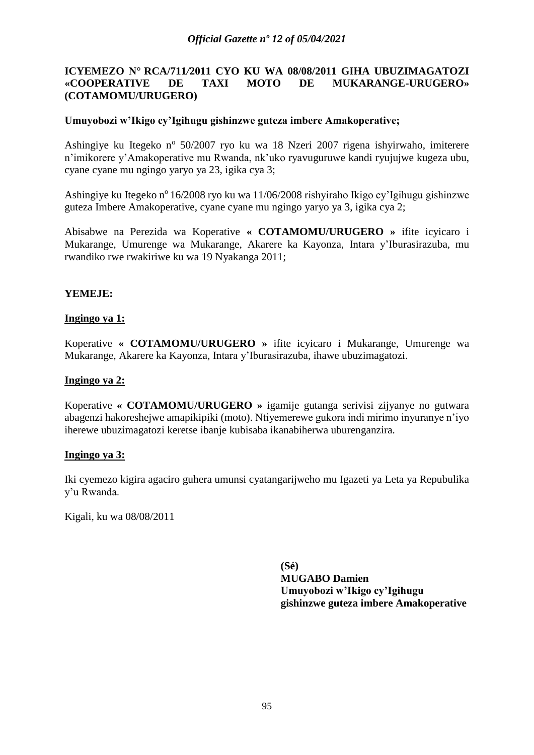**ICYEMEZO N° RCA/711/2011 CYO KU WA 08/08/2011 GIHA UBUZIMAGATOZI «COOPERATIVE DE TAXI MOTO DE MUKARANGE-URUGERO» (COTAMOMU/URUGERO)**

**Umuyobozi w'Ikigo cy'Igihugu gishinzwe guteza imbere Amakoperative;**

Ashingiye ku Itegeko nº 50/2007 ryo ku wa 18 Nzeri 2007 rigena ishyirwaho, imiterere n'imikorere y'Amakoperative mu Rwanda, nk'uko ryavuguruwe kandi ryujujwe kugeza ubu, cyane cyane mu ngingo yaryo ya 23, igika cya 3;

Ashingiye ku Itegeko nº 16/2008 ryo ku wa 11/06/2008 rishyiraho Ikigo cy'Igihugu gishinzwe guteza Imbere Amakoperative, cyane cyane mu ngingo yaryo ya 3, igika cya 2;

Abisabwe na Perezida wa Koperative **« COTAMOMU/URUGERO »** ifite icyicaro i Mukarange, Umurenge wa Mukarange, Akarere ka Kayonza, Intara y'Iburasirazuba, mu rwandiko rwe rwakiriwe ku wa 19 Nyakanga 2011;

**YEMEJE:**

**Ingingo ya 1:**

Koperative **« COTAMOMU/URUGERO »** ifite icyicaro i Mukarange, Umurenge wa Mukarange, Akarere ka Kayonza, Intara y'Iburasirazuba, ihawe ubuzimagatozi.

**Ingingo ya 2:**

Koperative **« COTAMOMU/URUGERO »** igamije gutanga serivisi zijyanye no gutwara abagenzi hakoreshejwe amapikipiki (moto). Ntiyemerewe gukora indi mirimo inyuranye n'iyo iherewe ubuzimagatozi keretse ibanje kubisaba ikanabiherwa uburenganzira.

**Ingingo ya 3:**

Iki cyemezo kigira agaciro guhera umunsi cyatangarijweho mu Igazeti ya Leta ya Repubulika y'u Rwanda.

Kigali, ku wa 08/08/2011

**(Sé)**
**MUGABO Damien**
**Umuyobozi w'Ikigo cy'Igihugu gishinzwe guteza imbere Amakoperative**